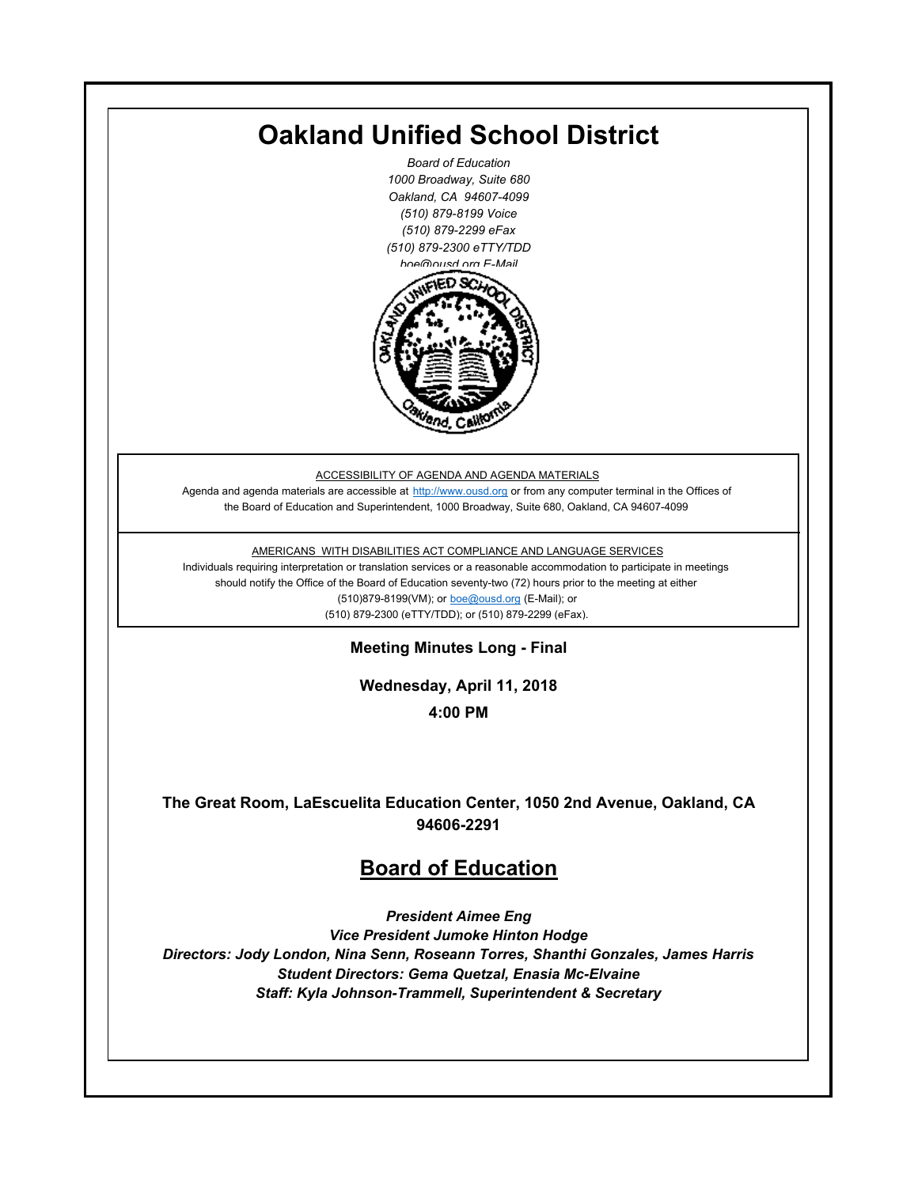# Oakland Unified School District

*Board of Education*
*1000 Broadway, Suite 680*
*Oakland, CA 94607-4099*
*(510) 879-8199 Voice*
*(510) 879-2299 eFax*
*(510) 879-2300 eTTY/TDD*
*boe@ousd.org E-Mail*

ACCESSIBILITY OF AGENDA AND AGENDA MATERIALS

Agenda and agenda materials are accessible at http://www.ousd.org or from any computer terminal in the Offices of the Board of Education and Superintendent, 1000 Broadway, Suite 680, Oakland, CA 94607-4099

AMERICANS WITH DISABILITIES ACT COMPLIANCE AND LANGUAGE SERVICES

Individuals requiring interpretation or translation services or a reasonable accommodation to participate in meetings should notify the Office of the Board of Education seventy-two (72) hours prior to the meeting at either (510)879-8199(VM); or boe@ousd.org (E-Mail); or (510) 879-2300 (eTTY/TDD); or (510) 879-2299 (eFax).

**Meeting Minutes Long - Final**

**Wednesday, April 11, 2018**

**4:00 PM**

**The Great Room, LaEscuelita Education Center, 1050 2nd Avenue, Oakland, CA 94606-2291**

## Board of Education

***President Aimee Eng***
***Vice President Jumoke Hinton Hodge***
***Directors: Jody London, Nina Senn, Roseann Torres, Shanthi Gonzales, James Harris***
***Student Directors: Gema Quetzal, Enasia Mc-Elvaine***
***Staff: Kyla Johnson-Trammell, Superintendent & Secretary***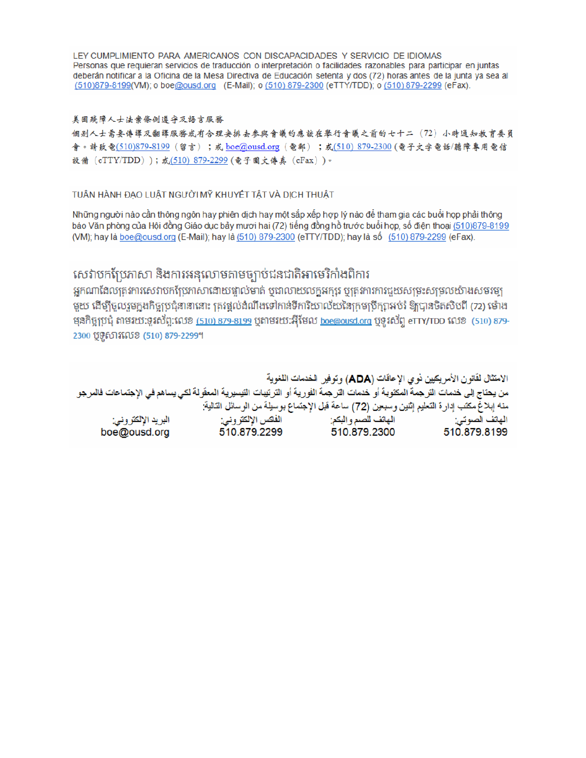LEY CUMPLIMIENTO PARA AMERICANOS CON DISCAPACIDADES Y SERVICIO DE IDIOMAS
Personas que requieran servicios de traducción o interpretación o facilidades razonables para participar en juntas deberán notificar a la Oficina de la Mesa Directiva de Educación setenta y dos (72) horas antes de la junta ya sea al (510)879-8199(VM); o boe@ousd.org (E-Mail); o (510) 879-2300 (eTTY/TDD); o (510) 879-2299 (eFax).

美國殘障人士法案條例遵守及語言服務
個別人士需要傳譯及翻譯服務或有合理安排去參與會議的應該在舉行會議之前的七十二（72）小時通知教育委員會。請致電(510)879-8199（留言）；或 boe@ousd.org（電郵）；或(510) 879-2300 (電子文字電話/聽障專用電信設備（eTTY/TDD））；或(510) 879-2299 (電子圖文傳真（eFax）)。

TUÂN HÀNH ĐẠO LUẬT NGƯỜI MỸ KHUYẾT TẬT VÀ DỊCH THUẬT

Những người nào cần thông ngôn hay phiên dịch hay một sắp xếp hợp lý nào để tham gia các buổi họp phải thông báo Văn phòng của Hội đồng Giáo dục bảy mươi hai (72) tiếng đồng hồ trước buổi họp, số điện thoại (510)879-8199 (VM); hay là boe@ousd.org (E-Mail); hay là (510) 879-2300 (eTTY/TDD); hay là số (510) 879-2299 (eFax).

សេវាបកប្រែភាសា និងការអនុលោមតាមច្បាប់ជនជាតិអាមេរិកាំងពិការ
អ្នកណាដែលត្រូវការសេវាបកប្រែភាសាដោយផ្ទាល់មាត់ ឬជាលាយលក្ខអក្សរ ឬត្រូវការការជួយសម្រះសម្រួលយ៉ាងសមរម្យមួយ ដើម្បីចូលរួមក្នុងកិច្ចប្រជុំនានានោះ ត្រូវផ្តល់ដំណឹងទៅកាន់ទីការិយាល័យនៃក្រុមប្រឹក្សាអប់រំ ឱ្យបានចិតសិបពីរ (72) ម៉ោង មុនកិច្ចប្រជុំ តាមរយៈទូរស័ព្ទ:លេខ (510) 879-8199 ឬតាមរយៈអ៊ីមែល boe@ousd.org ឬទូរស័ព្ទ eTTY/TDD លេខ (510) 879-2300 ឬទូសារលេខ (510) 879-2299។

الامتثال لقانون الأمريكيين ذوي الإعاقات (ADA) وتوفير الخدمات اللغوية
من يحتاج إلى خدمات الترجمة المكتوبة أو خدمات الترجمة الفورية أو الترتيبات التيسيرية المعقولة لكي يساهم في الإجتماعات فالمرجو منه إبلاغ مكتب إدارة التعليم إثنين وسبعين (72) ساعة قبل الإجتماع بوسيلة من الوسائل التالية:

| الهاتف الصوتي: | الهاتف للصم والبكم: | الفاكس الإلكتروني: | البريد الإلكتروني: |
|---|---|---|---|
| 510.879.8199 | 510.879.2300 | 510.879.2299 | boe@ousd.org |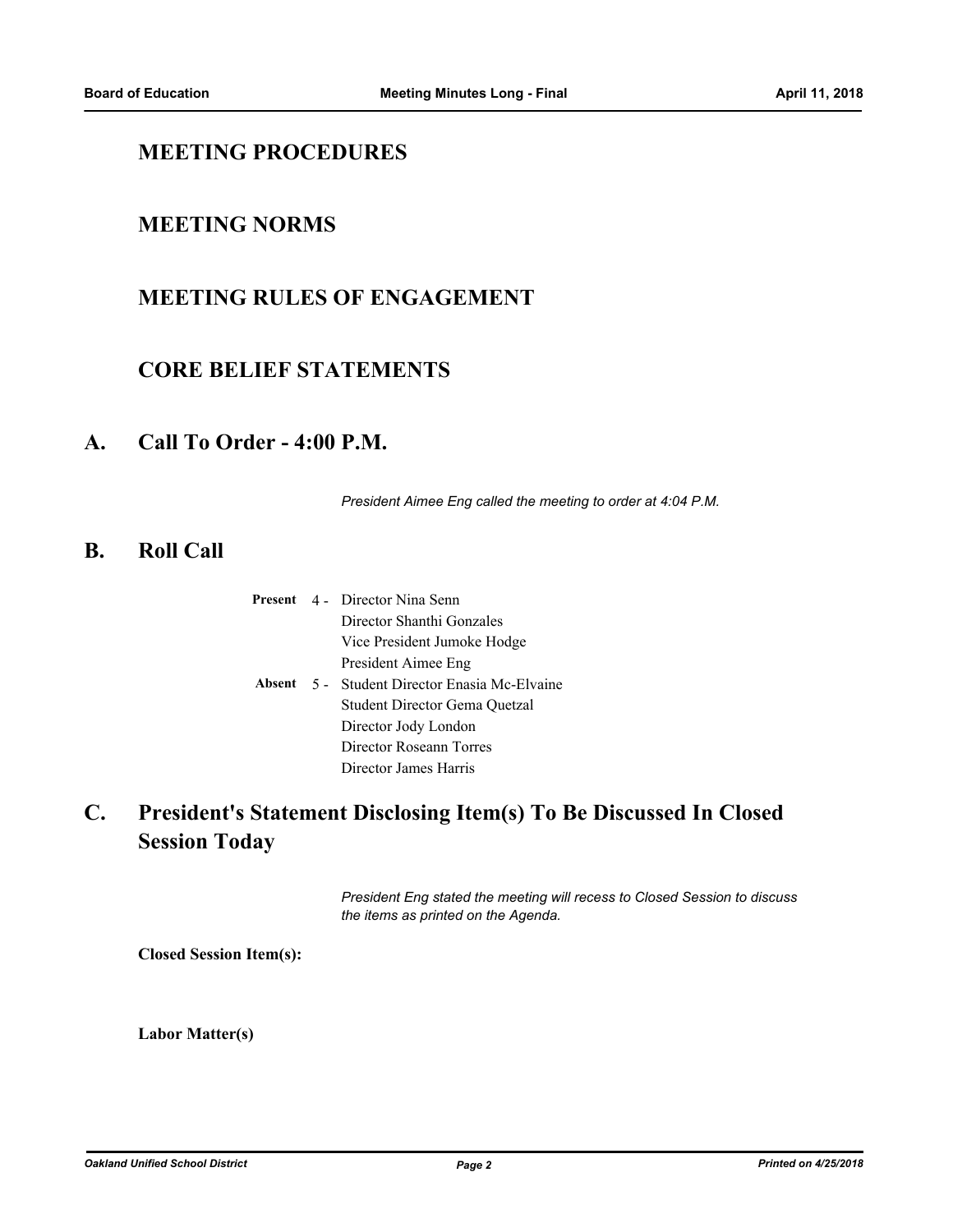## MEETING PROCEDURES

## MEETING NORMS

## MEETING RULES OF ENGAGEMENT

## CORE BELIEF STATEMENTS

# A. Call To Order - 4:00 P.M.

*President Aimee Eng called the meeting to order at 4:04 P.M.*

# B. Roll Call

**Present** 4 - Director Nina Senn
Director Shanthi Gonzales
Vice President Jumoke Hodge
President Aimee Eng

**Absent** 5 - Student Director Enasia Mc-Elvaine
Student Director Gema Quetzal
Director Jody London
Director Roseann Torres
Director James Harris

# C. President's Statement Disclosing Item(s) To Be Discussed In Closed Session Today

*President Eng stated the meeting will recess to Closed Session to discuss the items as printed on the Agenda.*

**Closed Session Item(s):**

**Labor Matter(s)**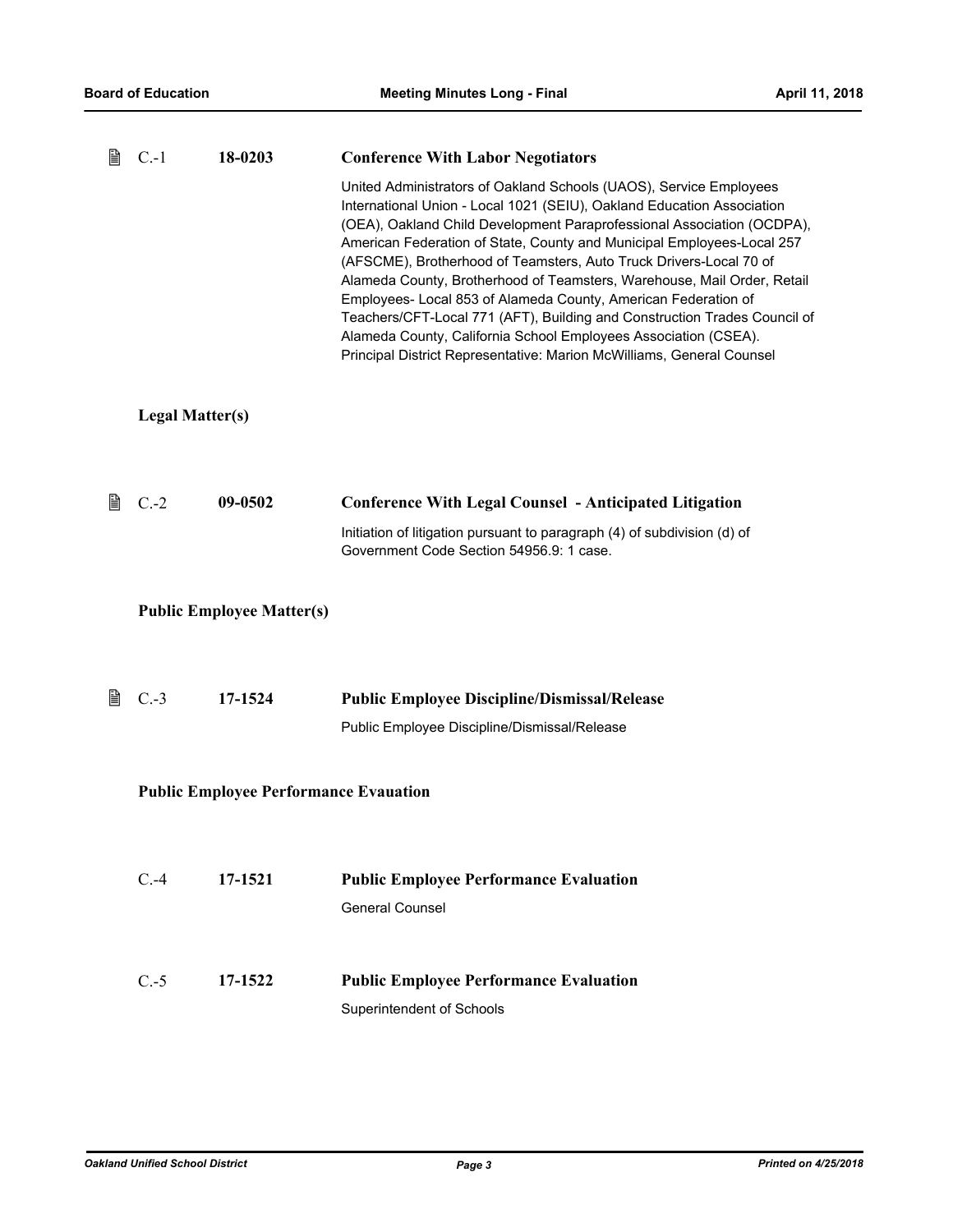C.-1 **18-0203** **Conference With Labor Negotiators**

United Administrators of Oakland Schools (UAOS), Service Employees International Union - Local 1021 (SEIU), Oakland Education Association (OEA), Oakland Child Development Paraprofessional Association (OCDPA), American Federation of State, County and Municipal Employees-Local 257 (AFSCME), Brotherhood of Teamsters, Auto Truck Drivers-Local 70 of Alameda County, Brotherhood of Teamsters, Warehouse, Mail Order, Retail Employees- Local 853 of Alameda County, American Federation of Teachers/CFT-Local 771 (AFT), Building and Construction Trades Council of Alameda County, California School Employees Association (CSEA).
Principal District Representative: Marion McWilliams, General Counsel

**Legal Matter(s)**

C.-2 **09-0502** **Conference With Legal Counsel - Anticipated Litigation**

Initiation of litigation pursuant to paragraph (4) of subdivision (d) of Government Code Section 54956.9: 1 case.

**Public Employee Matter(s)**

C.-3 **17-1524** **Public Employee Discipline/Dismissal/Release**

Public Employee Discipline/Dismissal/Release

**Public Employee Performance Evauation**

C.-4 **17-1521** **Public Employee Performance Evaluation**

General Counsel

C.-5 **17-1522** **Public Employee Performance Evaluation**

Superintendent of Schools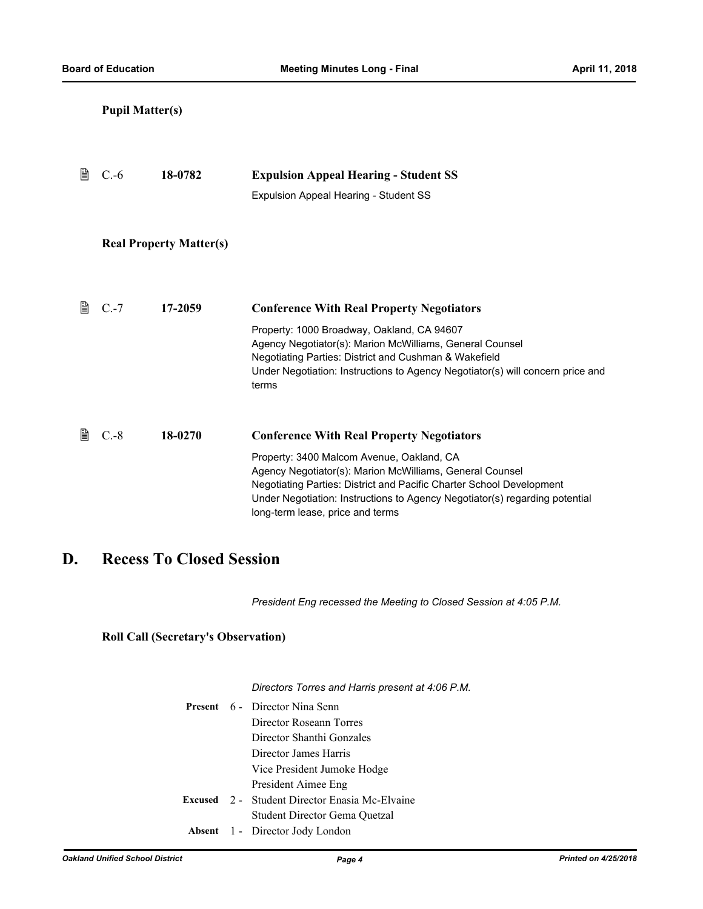**Pupil Matter(s)**

C.-6 **18-0782** **Expulsion Appeal Hearing - Student SS**

Expulsion Appeal Hearing - Student SS

**Real Property Matter(s)**

C.-7 **17-2059** **Conference With Real Property Negotiators**

Property: 1000 Broadway, Oakland, CA 94607
Agency Negotiator(s): Marion McWilliams, General Counsel
Negotiating Parties: District and Cushman & Wakefield
Under Negotiation: Instructions to Agency Negotiator(s) will concern price and terms

C.-8 **18-0270** **Conference With Real Property Negotiators**

Property: 3400 Malcom Avenue, Oakland, CA
Agency Negotiator(s): Marion McWilliams, General Counsel
Negotiating Parties: District and Pacific Charter School Development
Under Negotiation: Instructions to Agency Negotiator(s) regarding potential long-term lease, price and terms

# D. Recess To Closed Session

*President Eng recessed the Meeting to Closed Session at 4:05 P.M.*

**Roll Call (Secretary's Observation)**

*Directors Torres and Harris present at 4:06 P.M.*

**Present** 6 - Director Nina Senn
Director Roseann Torres
Director Shanthi Gonzales
Director James Harris
Vice President Jumoke Hodge
President Aimee Eng

**Excused** 2 - Student Director Enasia Mc-Elvaine
Student Director Gema Quetzal

**Absent** 1 - Director Jody London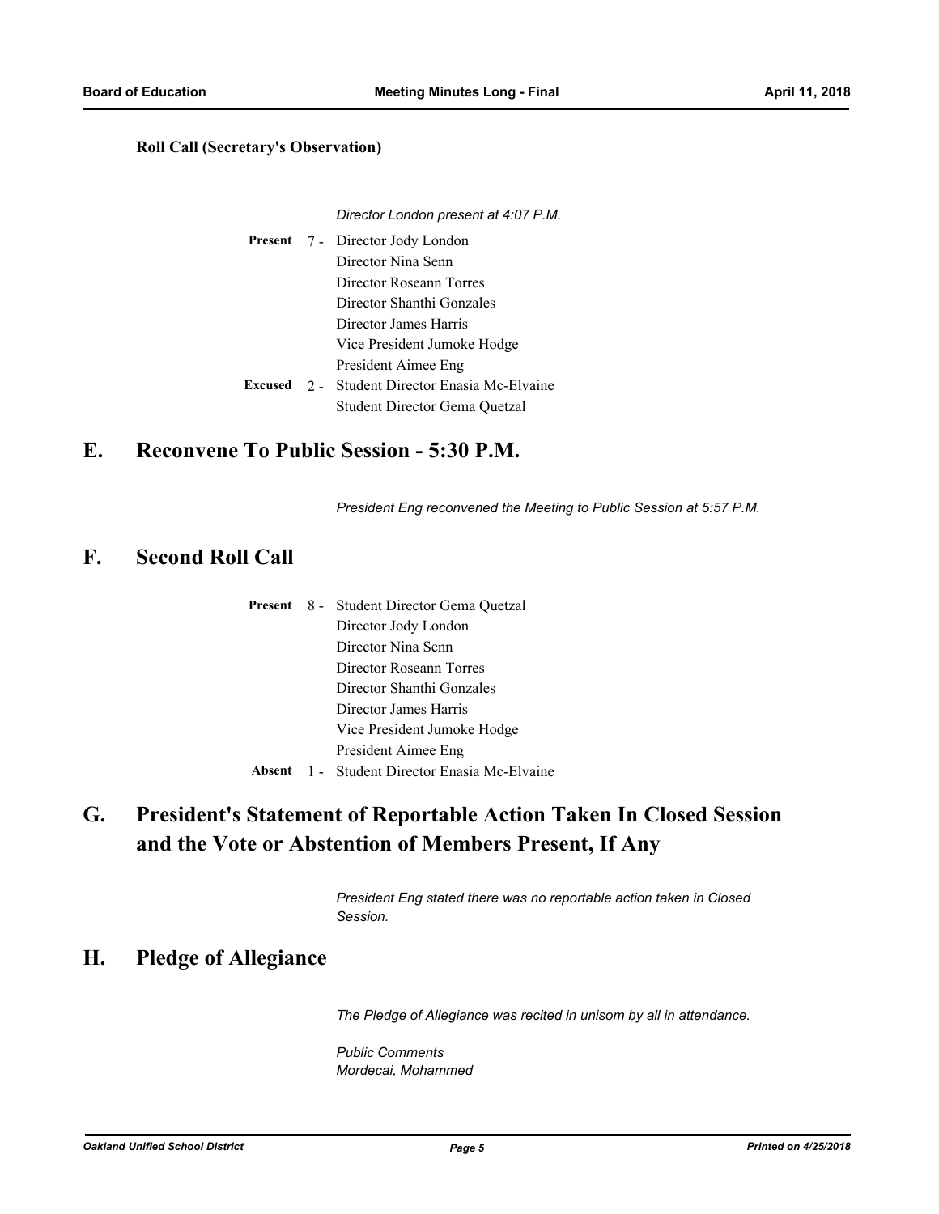**Roll Call (Secretary's Observation)**

*Director London present at 4:07 P.M.*

| | | |
|---|---|---|
| **Present** | 7 - | Director Jody London |
| | | Director Nina Senn |
| | | Director Roseann Torres |
| | | Director Shanthi Gonzales |
| | | Director James Harris |
| | | Vice President Jumoke Hodge |
| | | President Aimee Eng |
| **Excused** | 2 - | Student Director Enasia Mc-Elvaine |
| | | Student Director Gema Quetzal |

## E. Reconvene To Public Session - 5:30 P.M.

*President Eng reconvened the Meeting to Public Session at 5:57 P.M.*

## F. Second Roll Call

| | | |
|---|---|---|
| **Present** | 8 - | Student Director Gema Quetzal |
| | | Director Jody London |
| | | Director Nina Senn |
| | | Director Roseann Torres |
| | | Director Shanthi Gonzales |
| | | Director James Harris |
| | | Vice President Jumoke Hodge |
| | | President Aimee Eng |
| **Absent** | 1 - | Student Director Enasia Mc-Elvaine |

## G. President's Statement of Reportable Action Taken In Closed Session and the Vote or Abstention of Members Present, If Any

*President Eng stated there was no reportable action taken in Closed Session.*

## H. Pledge of Allegiance

*The Pledge of Allegiance was recited in unisom by all in attendance.*

*Public Comments*
*Mordecai, Mohammed*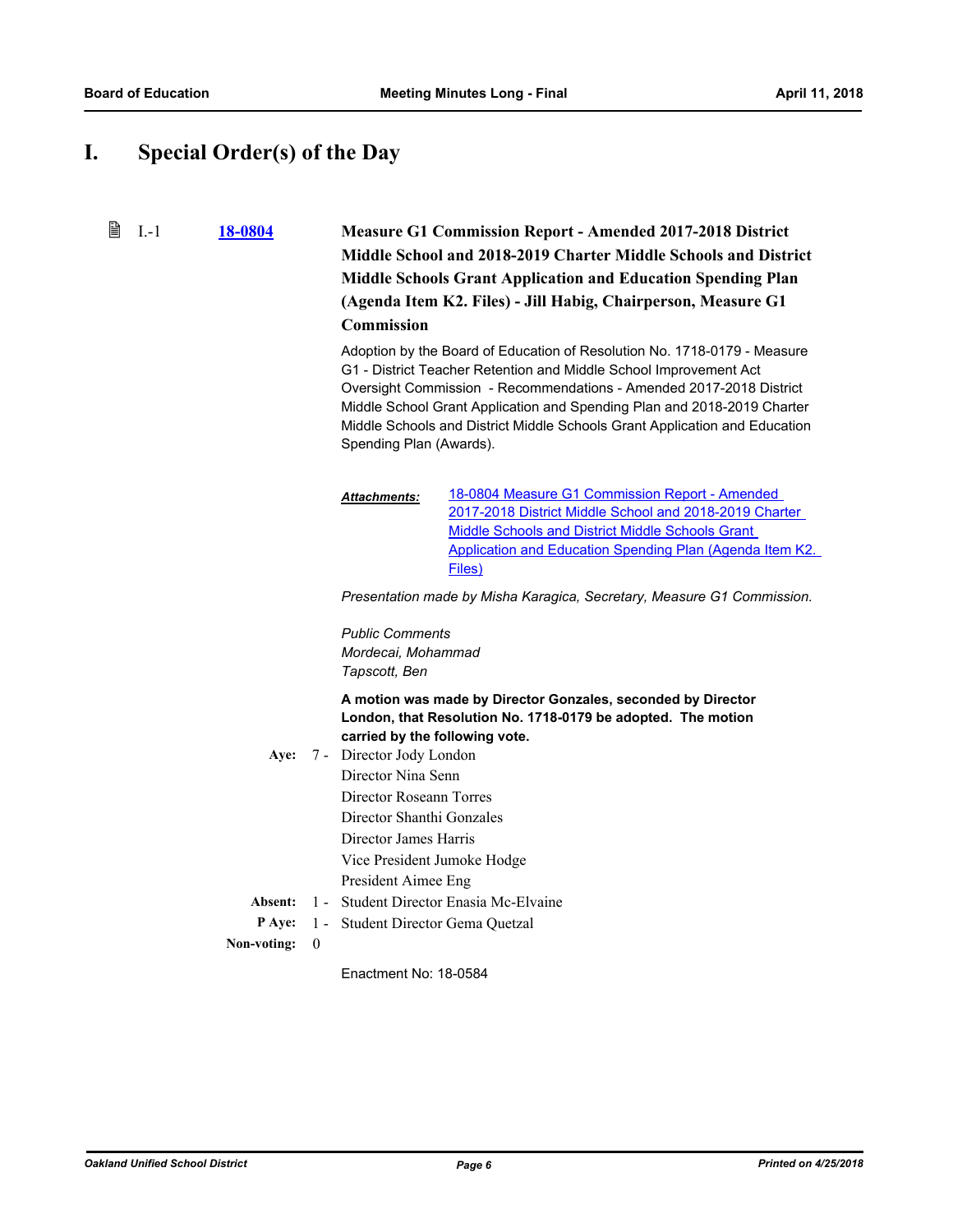# I. Special Order(s) of the Day

I.-1 **18-0804** **Measure G1 Commission Report - Amended 2017-2018 District Middle School and 2018-2019 Charter Middle Schools and District Middle Schools Grant Application and Education Spending Plan (Agenda Item K2. Files) - Jill Habig, Chairperson, Measure G1 Commission**

Adoption by the Board of Education of Resolution No. 1718-0179 - Measure G1 - District Teacher Retention and Middle School Improvement Act Oversight Commission - Recommendations - Amended 2017-2018 District Middle School Grant Application and Spending Plan and 2018-2019 Charter Middle Schools and District Middle Schools Grant Application and Education Spending Plan (Awards).

***Attachments:*** 18-0804 Measure G1 Commission Report - Amended 2017-2018 District Middle School and 2018-2019 Charter Middle Schools and District Middle Schools Grant Application and Education Spending Plan (Agenda Item K2. Files)

*Presentation made by Misha Karagica, Secretary, Measure G1 Commission.*

*Public Comments*
*Mordecai, Mohammad*
*Tapscott, Ben*

**A motion was made by Director Gonzales, seconded by Director London, that Resolution No. 1718-0179 be adopted. The motion carried by the following vote.**

**Aye:** 7 - Director Jody London
Director Nina Senn
Director Roseann Torres
Director Shanthi Gonzales
Director James Harris
Vice President Jumoke Hodge
President Aimee Eng

**Absent:** 1 - Student Director Enasia Mc-Elvaine

**P Aye:** 1 - Student Director Gema Quetzal

**Non-voting:** 0

Enactment No: 18-0584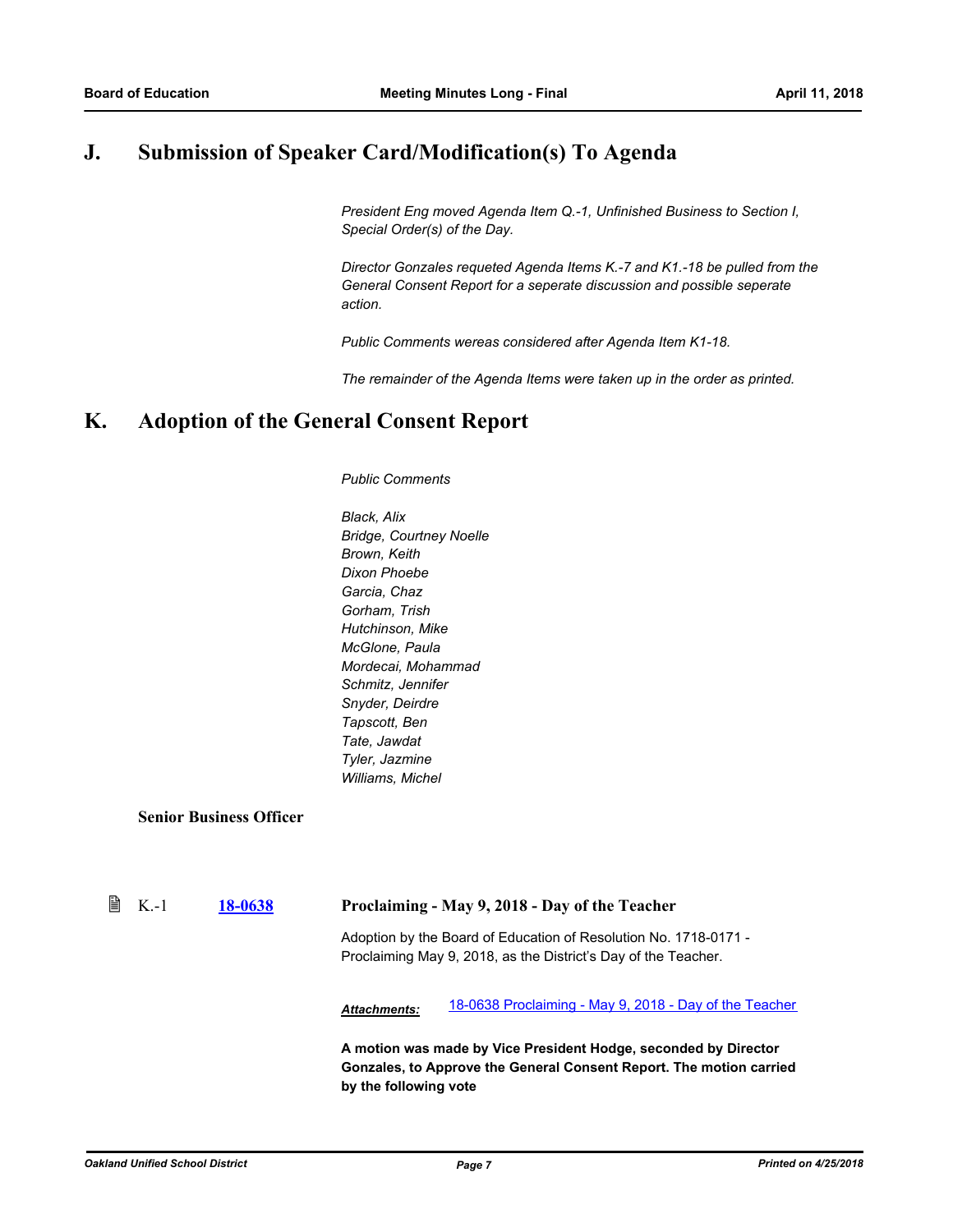# J. Submission of Speaker Card/Modification(s) To Agenda

*President Eng moved Agenda Item Q.-1, Unfinished Business to Section I, Special Order(s) of the Day.*

*Director Gonzales requeted Agenda Items K.-7 and K1.-18 be pulled from the General Consent Report for a seperate discussion and possible seperate action.*

*Public Comments wereas considered after Agenda Item K1-18.*

*The remainder of the Agenda Items were taken up in the order as printed.*

# K. Adoption of the General Consent Report

*Public Comments*

*Black, Alix*
*Bridge, Courtney Noelle*
*Brown, Keith*
*Dixon Phoebe*
*Garcia, Chaz*
*Gorham, Trish*
*Hutchinson, Mike*
*McGlone, Paula*
*Mordecai, Mohammad*
*Schmitz, Jennifer*
*Snyder, Deirdre*
*Tapscott, Ben*
*Tate, Jawdat*
*Tyler, Jazmine*
*Williams, Michel*

### Senior Business Officer

K.-1 **18-0638** **Proclaiming - May 9, 2018 - Day of the Teacher**

Adoption by the Board of Education of Resolution No. 1718-0171 - Proclaiming May 9, 2018, as the District's Day of the Teacher.

***Attachments:*** 18-0638 Proclaiming - May 9, 2018 - Day of the Teacher

**A motion was made by Vice President Hodge, seconded by Director Gonzales, to Approve the General Consent Report. The motion carried by the following vote**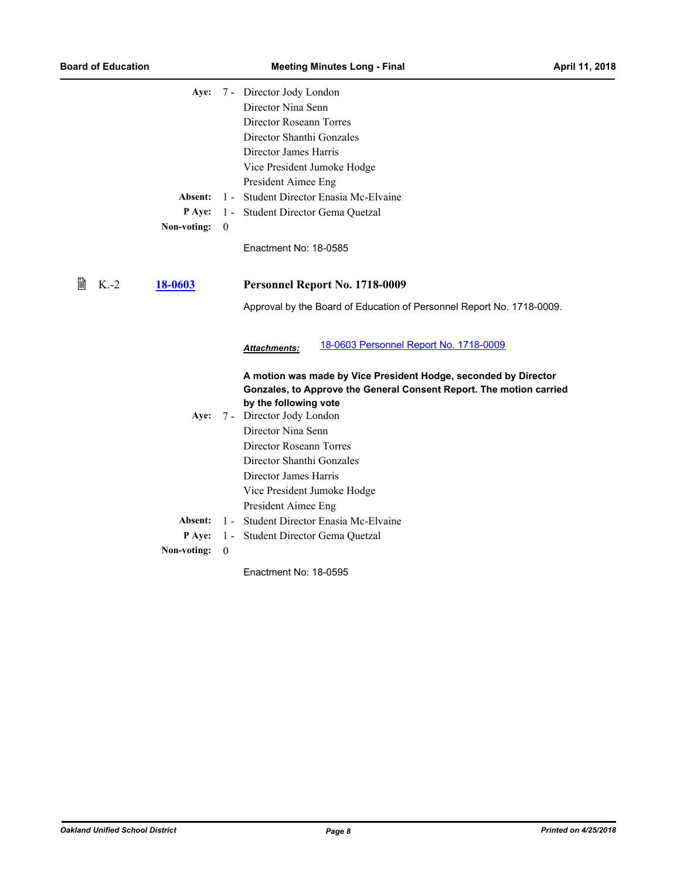**Aye:** 7 - Director Jody London
Director Nina Senn
Director Roseann Torres
Director Shanthi Gonzales
Director James Harris
Vice President Jumoke Hodge
President Aimee Eng

**Absent:** 1 - Student Director Enasia Mc-Elvaine

**P Aye:** 1 - Student Director Gema Quetzal

**Non-voting:** 0

Enactment No: 18-0585

### K.-2 [18-0603](18-0603) Personnel Report No. 1718-0009

Approval by the Board of Education of Personnel Report No. 1718-0009.

***Attachments:*** [18-0603 Personnel Report No. 1718-0009](18-0603 Personnel Report No. 1718-0009)

**A motion was made by Vice President Hodge, seconded by Director Gonzales, to Approve the General Consent Report. The motion carried by the following vote**

**Aye:** 7 - Director Jody London
Director Nina Senn
Director Roseann Torres
Director Shanthi Gonzales
Director James Harris
Vice President Jumoke Hodge
President Aimee Eng

**Absent:** 1 - Student Director Enasia Mc-Elvaine

**P Aye:** 1 - Student Director Gema Quetzal

**Non-voting:** 0

Enactment No: 18-0595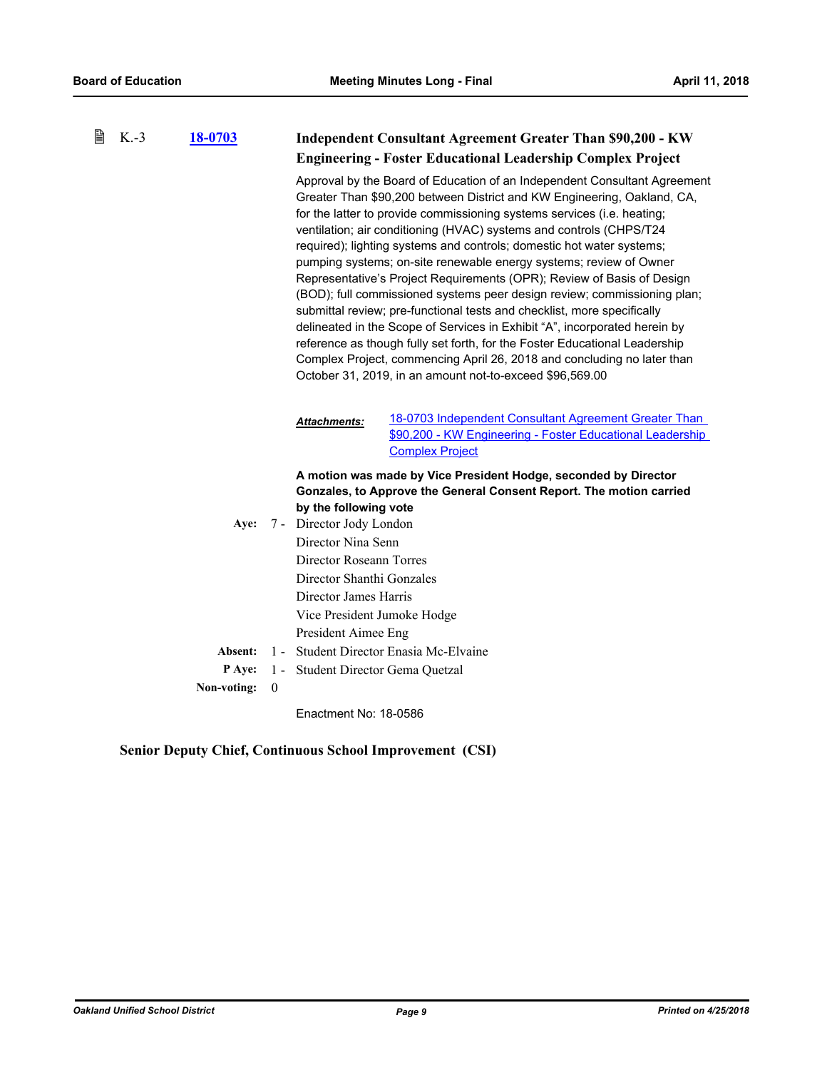K.-3 **18-0703** **Independent Consultant Agreement Greater Than $90,200 - KW Engineering - Foster Educational Leadership Complex Project**

Approval by the Board of Education of an Independent Consultant Agreement Greater Than $90,200 between District and KW Engineering, Oakland, CA, for the latter to provide commissioning systems services (i.e. heating; ventilation; air conditioning (HVAC) systems and controls (CHPS/T24 required); lighting systems and controls; domestic hot water systems; pumping systems; on-site renewable energy systems; review of Owner Representative's Project Requirements (OPR); Review of Basis of Design (BOD); full commissioned systems peer design review; commissioning plan; submittal review; pre-functional tests and checklist, more specifically delineated in the Scope of Services in Exhibit "A", incorporated herein by reference as though fully set forth, for the Foster Educational Leadership Complex Project, commencing April 26, 2018 and concluding no later than October 31, 2019, in an amount not-to-exceed $96,569.00

***Attachments:*** 18-0703 Independent Consultant Agreement Greater Than $90,200 - KW Engineering - Foster Educational Leadership Complex Project

**A motion was made by Vice President Hodge, seconded by Director Gonzales, to Approve the General Consent Report. The motion carried by the following vote**

**Aye:** 7 - Director Jody London
Director Nina Senn
Director Roseann Torres
Director Shanthi Gonzales
Director James Harris
Vice President Jumoke Hodge
President Aimee Eng

**Absent:** 1 - Student Director Enasia Mc-Elvaine

**P Aye:** 1 - Student Director Gema Quetzal

**Non-voting:** 0

Enactment No: 18-0586

### Senior Deputy Chief, Continuous School Improvement (CSI)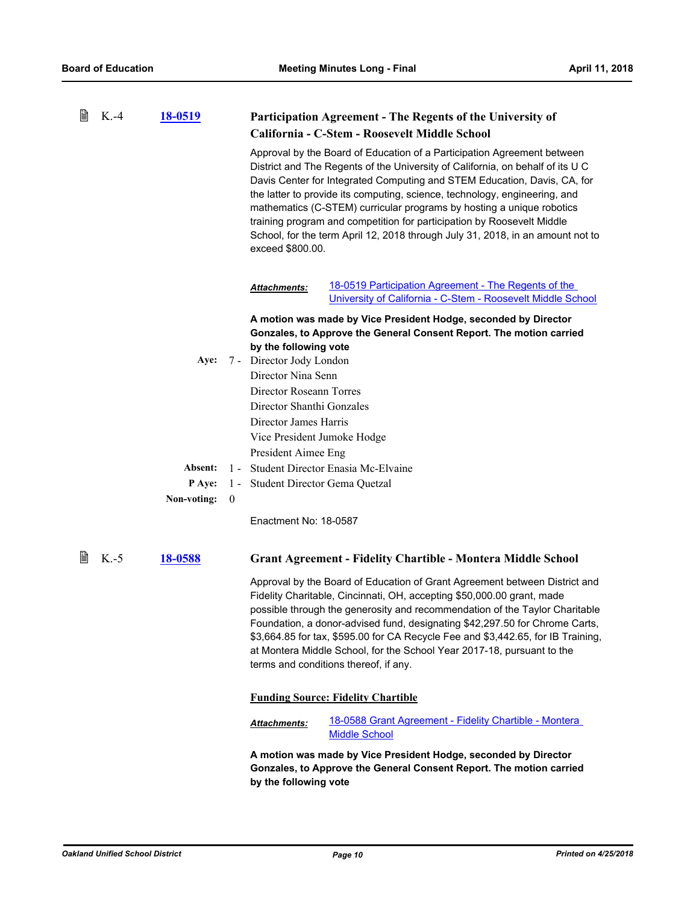K.-4 **18-0519**

### Participation Agreement - The Regents of the University of California - C-Stem - Roosevelt Middle School

Approval by the Board of Education of a Participation Agreement between District and The Regents of the University of California, on behalf of its U C Davis Center for Integrated Computing and STEM Education, Davis, CA, for the latter to provide its computing, science, technology, engineering, and mathematics (C-STEM) curricular programs by hosting a unique robotics training program and competition for participation by Roosevelt Middle School, for the term April 12, 2018 through July 31, 2018, in an amount not to exceed $800.00.

***Attachments:*** 18-0519 Participation Agreement - The Regents of the University of California - C-Stem - Roosevelt Middle School

**A motion was made by Vice President Hodge, seconded by Director Gonzales, to Approve the General Consent Report. The motion carried by the following vote**

**Aye:** 7 - Director Jody London
Director Nina Senn
Director Roseann Torres
Director Shanthi Gonzales
Director James Harris
Vice President Jumoke Hodge
President Aimee Eng

**Absent:** 1 - Student Director Enasia Mc-Elvaine

**P Aye:** 1 - Student Director Gema Quetzal

**Non-voting:** 0

Enactment No: 18-0587

K.-5 **18-0588**

### Grant Agreement - Fidelity Chartible - Montera Middle School

Approval by the Board of Education of Grant Agreement between District and Fidelity Charitable, Cincinnati, OH, accepting $50,000.00 grant, made possible through the generosity and recommendation of the Taylor Charitable Foundation, a donor-advised fund, designating $42,297.50 for Chrome Carts, $3,664.85 for tax, $595.00 for CA Recycle Fee and $3,442.65, for IB Training, at Montera Middle School, for the School Year 2017-18, pursuant to the terms and conditions thereof, if any.

**Funding Source: Fidelity Chartible**

***Attachments:*** 18-0588 Grant Agreement - Fidelity Chartible - Montera Middle School

**A motion was made by Vice President Hodge, seconded by Director Gonzales, to Approve the General Consent Report. The motion carried by the following vote**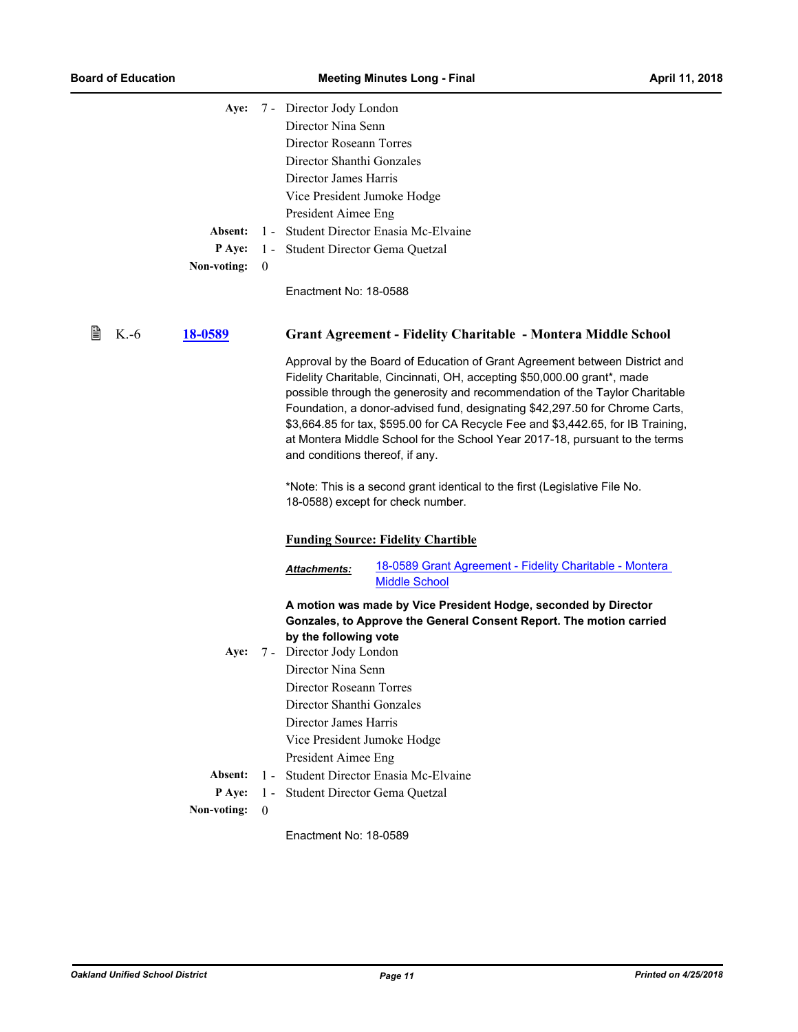| | | |
|---|---|---|
| **Aye:** | 7 - | Director Jody London |
| | | Director Nina Senn |
| | | Director Roseann Torres |
| | | Director Shanthi Gonzales |
| | | Director James Harris |
| | | Vice President Jumoke Hodge |
| | | President Aimee Eng |
| **Absent:** | 1 - | Student Director Enasia Mc-Elvaine |
| **P Aye:** | 1 - | Student Director Gema Quetzal |
| **Non-voting:** | 0 | |

Enactment No: 18-0588

### K.-6 [18-0589](#) Grant Agreement - Fidelity Charitable - Montera Middle School

Approval by the Board of Education of Grant Agreement between District and Fidelity Charitable, Cincinnati, OH, accepting $50,000.00 grant*, made possible through the generosity and recommendation of the Taylor Charitable Foundation, a donor-advised fund, designating $42,297.50 for Chrome Carts, $3,664.85 for tax, $595.00 for CA Recycle Fee and $3,442.65, for IB Training, at Montera Middle School for the School Year 2017-18, pursuant to the terms and conditions thereof, if any.

*Note: This is a second grant identical to the first (Legislative File No. 18-0588) except for check number.

**Funding Source: Fidelity Chartible**

***Attachments:*** [18-0589 Grant Agreement - Fidelity Charitable - Montera Middle School](#)

**A motion was made by Vice President Hodge, seconded by Director Gonzales, to Approve the General Consent Report. The motion carried by the following vote**

| | | |
|---|---|---|
| **Aye:** | 7 - | Director Jody London |
| | | Director Nina Senn |
| | | Director Roseann Torres |
| | | Director Shanthi Gonzales |
| | | Director James Harris |
| | | Vice President Jumoke Hodge |
| | | President Aimee Eng |
| **Absent:** | 1 - | Student Director Enasia Mc-Elvaine |
| **P Aye:** | 1 - | Student Director Gema Quetzal |
| **Non-voting:** | 0 | |

Enactment No: 18-0589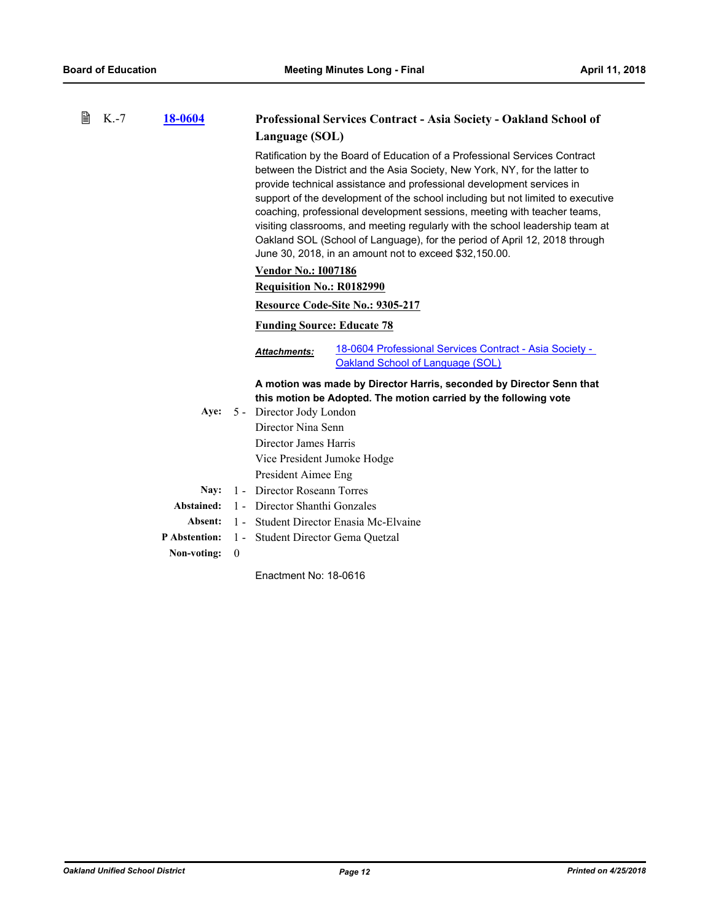### K.-7 18-0604 Professional Services Contract - Asia Society - Oakland School of Language (SOL)

Ratification by the Board of Education of a Professional Services Contract between the District and the Asia Society, New York, NY, for the latter to provide technical assistance and professional development services in support of the development of the school including but not limited to executive coaching, professional development sessions, meeting with teacher teams, visiting classrooms, and meeting regularly with the school leadership team at Oakland SOL (School of Language), for the period of April 12, 2018 through June 30, 2018, in an amount not to exceed $32,150.00.

**Vendor No.: I007186**

**Requisition No.: R0182990**

**Resource Code-Site No.: 9305-217**

**Funding Source: Educate 78**

***Attachments:*** 18-0604 Professional Services Contract - Asia Society - Oakland School of Language (SOL)

**A motion was made by Director Harris, seconded by Director Senn that this motion be Adopted. The motion carried by the following vote**

| | | |
|---|---|---|
| **Aye:** | 5 - | Director Jody London<br>Director Nina Senn<br>Director James Harris<br>Vice President Jumoke Hodge<br>President Aimee Eng |
| **Nay:** | 1 - | Director Roseann Torres |
| **Abstained:** | 1 - | Director Shanthi Gonzales |
| **Absent:** | 1 - | Student Director Enasia Mc-Elvaine |
| **P Abstention:** | 1 - | Student Director Gema Quetzal |
| **Non-voting:** | 0 | |

Enactment No: 18-0616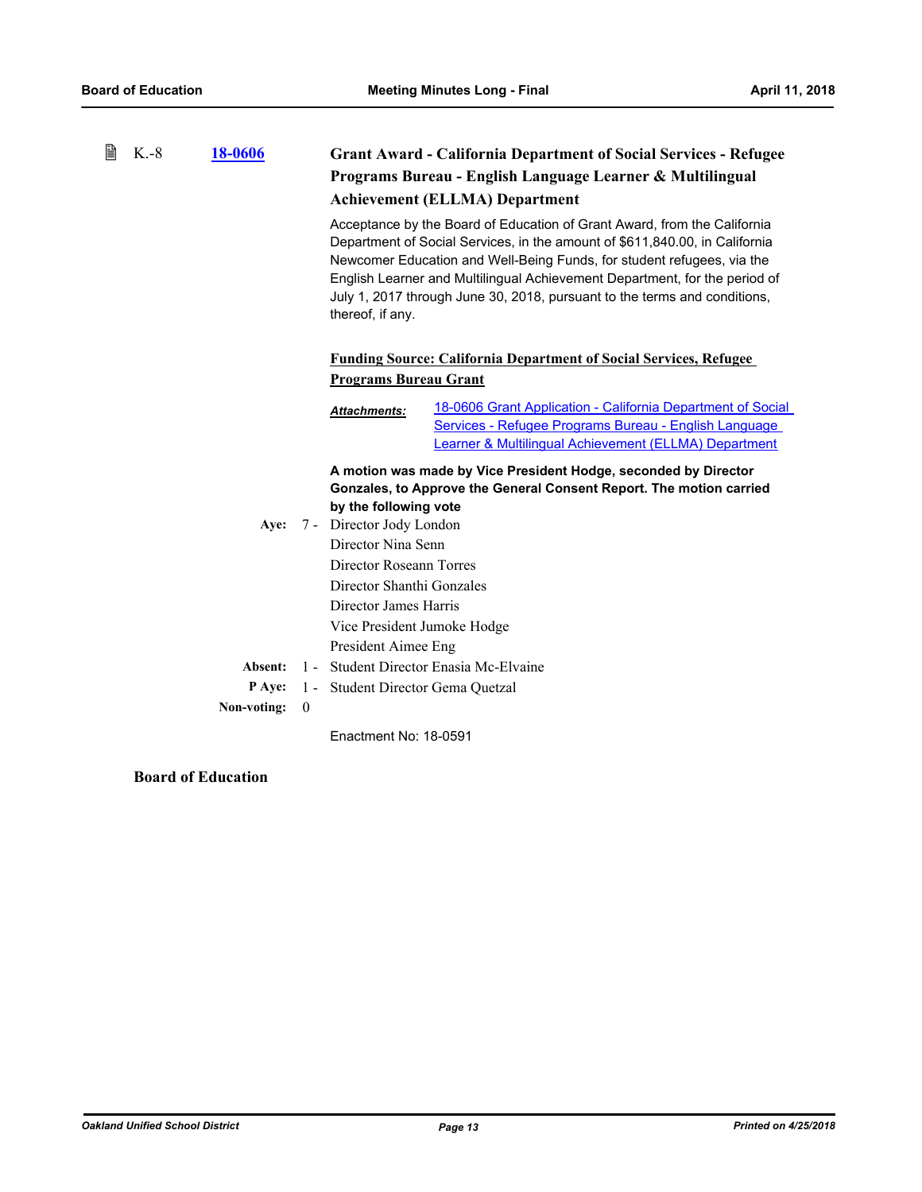K.-8 **18-0606**

### Grant Award - California Department of Social Services - Refugee Programs Bureau - English Language Learner & Multilingual Achievement (ELLMA) Department

Acceptance by the Board of Education of Grant Award, from the California Department of Social Services, in the amount of $611,840.00, in California Newcomer Education and Well-Being Funds, for student refugees, via the English Learner and Multilingual Achievement Department, for the period of July 1, 2017 through June 30, 2018, pursuant to the terms and conditions, thereof, if any.

**Funding Source: California Department of Social Services, Refugee Programs Bureau Grant**

***Attachments:*** 18-0606 Grant Application - California Department of Social Services - Refugee Programs Bureau - English Language Learner & Multilingual Achievement (ELLMA) Department

**A motion was made by Vice President Hodge, seconded by Director Gonzales, to Approve the General Consent Report. The motion carried by the following vote**

**Aye:** 7 - Director Jody London
Director Nina Senn
Director Roseann Torres
Director Shanthi Gonzales
Director James Harris
Vice President Jumoke Hodge
President Aimee Eng

**Absent:** 1 - Student Director Enasia Mc-Elvaine

**P Aye:** 1 - Student Director Gema Quetzal

**Non-voting:** 0

Enactment No: 18-0591

**Board of Education**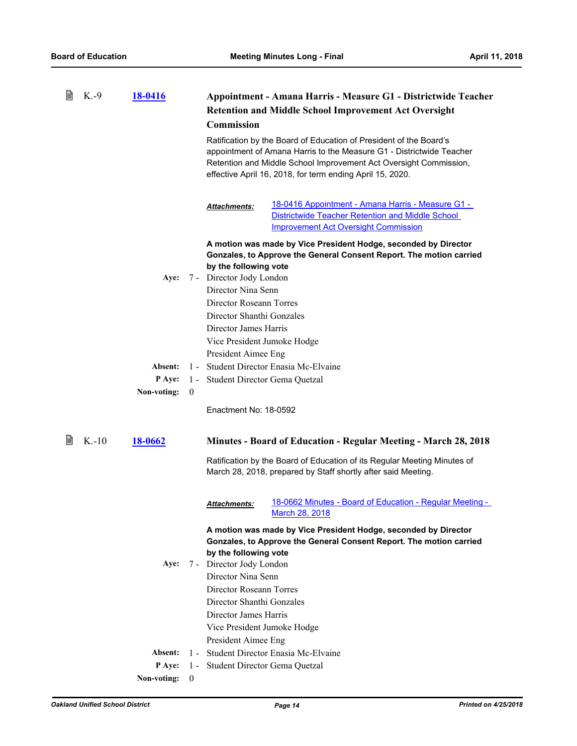K.-9 **18-0416**

### Appointment - Amana Harris - Measure G1 - Districtwide Teacher Retention and Middle School Improvement Act Oversight Commission

Ratification by the Board of Education of President of the Board's appointment of Amana Harris to the Measure G1 - Districtwide Teacher Retention and Middle School Improvement Act Oversight Commission, effective April 16, 2018, for term ending April 15, 2020.

***Attachments:*** 18-0416 Appointment - Amana Harris - Measure G1 - Districtwide Teacher Retention and Middle School Improvement Act Oversight Commission

**A motion was made by Vice President Hodge, seconded by Director Gonzales, to Approve the General Consent Report. The motion carried by the following vote**

**Aye:** 7 - Director Jody London
Director Nina Senn
Director Roseann Torres
Director Shanthi Gonzales
Director James Harris
Vice President Jumoke Hodge
President Aimee Eng

**Absent:** 1 - Student Director Enasia Mc-Elvaine

**P Aye:** 1 - Student Director Gema Quetzal

**Non-voting:** 0

Enactment No: 18-0592

K.-10 **18-0662**

### Minutes - Board of Education - Regular Meeting - March 28, 2018

Ratification by the Board of Education of its Regular Meeting Minutes of March 28, 2018, prepared by Staff shortly after said Meeting.

***Attachments:*** 18-0662 Minutes - Board of Education - Regular Meeting - March 28, 2018

**A motion was made by Vice President Hodge, seconded by Director Gonzales, to Approve the General Consent Report. The motion carried by the following vote**

**Aye:** 7 - Director Jody London
Director Nina Senn
Director Roseann Torres
Director Shanthi Gonzales
Director James Harris
Vice President Jumoke Hodge
President Aimee Eng

**Absent:** 1 - Student Director Enasia Mc-Elvaine

**P Aye:** 1 - Student Director Gema Quetzal

**Non-voting:** 0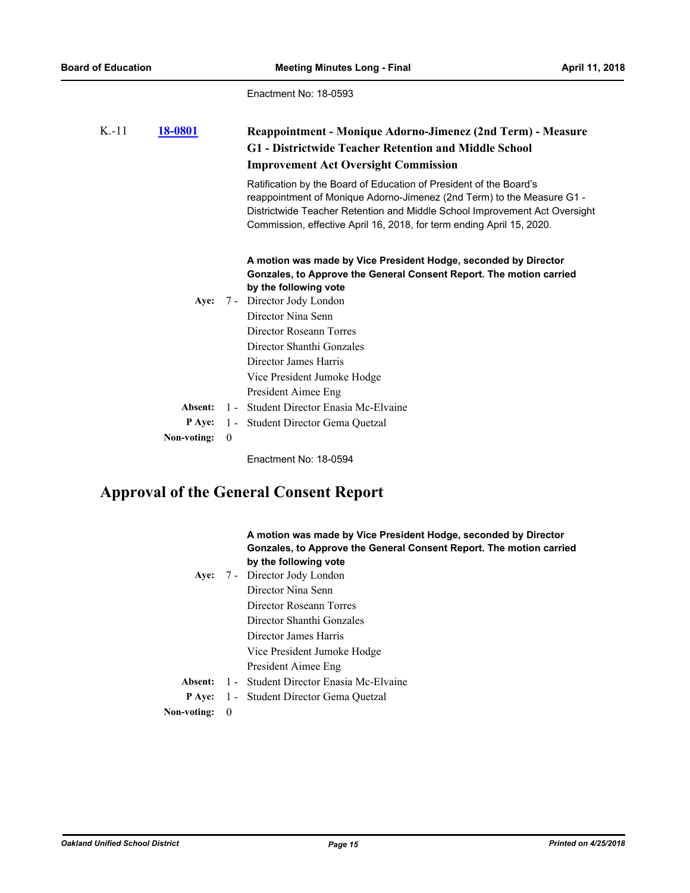Enactment No: 18-0593

K.-11 **18-0801** **Reappointment - Monique Adorno-Jimenez (2nd Term) - Measure G1 - Districtwide Teacher Retention and Middle School Improvement Act Oversight Commission**

Ratification by the Board of Education of President of the Board's reappointment of Monique Adorno-Jimenez (2nd Term) to the Measure G1 - Districtwide Teacher Retention and Middle School Improvement Act Oversight Commission, effective April 16, 2018, for term ending April 15, 2020.

**A motion was made by Vice President Hodge, seconded by Director Gonzales, to Approve the General Consent Report. The motion carried by the following vote**

**Aye:** 7 - Director Jody London
Director Nina Senn
Director Roseann Torres
Director Shanthi Gonzales
Director James Harris
Vice President Jumoke Hodge
President Aimee Eng

**Absent:** 1 - Student Director Enasia Mc-Elvaine

**P Aye:** 1 - Student Director Gema Quetzal

**Non-voting:** 0

Enactment No: 18-0594

# Approval of the General Consent Report

**A motion was made by Vice President Hodge, seconded by Director Gonzales, to Approve the General Consent Report. The motion carried by the following vote**

**Aye:** 7 - Director Jody London
Director Nina Senn
Director Roseann Torres
Director Shanthi Gonzales
Director James Harris
Vice President Jumoke Hodge
President Aimee Eng

**Absent:** 1 - Student Director Enasia Mc-Elvaine

**P Aye:** 1 - Student Director Gema Quetzal

**Non-voting:** 0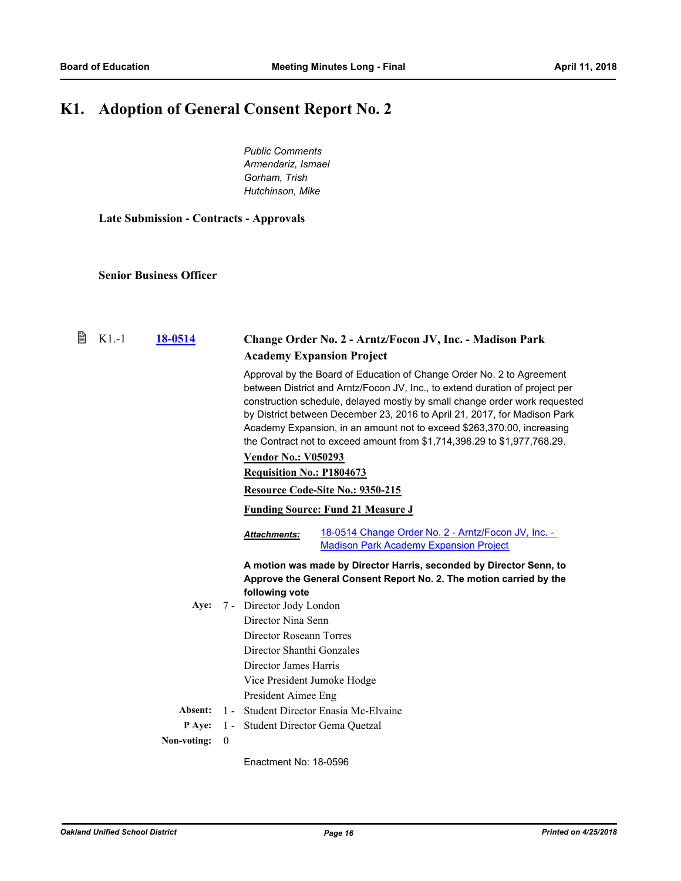# K1. Adoption of General Consent Report No. 2

*Public Comments*
*Armendariz, Ismael*
*Gorham, Trish*
*Hutchinson, Mike*

**Late Submission - Contracts - Approvals**

**Senior Business Officer**

K1.-1 **18-0514** **Change Order No. 2 - Arntz/Focon JV, Inc. - Madison Park Academy Expansion Project**

Approval by the Board of Education of Change Order No. 2 to Agreement between District and Arntz/Focon JV, Inc., to extend duration of project per construction schedule, delayed mostly by small change order work requested by District between December 23, 2016 to April 21, 2017, for Madison Park Academy Expansion, in an amount not to exceed $263,370.00, increasing the Contract not to exceed amount from $1,714,398.29 to $1,977,768.29.

**Vendor No.: V050293**

**Requisition No.: P1804673**

**Resource Code-Site No.: 9350-215**

**Funding Source: Fund 21 Measure J**

***Attachments:*** 18-0514 Change Order No. 2 - Arntz/Focon JV, Inc. - Madison Park Academy Expansion Project

**A motion was made by Director Harris, seconded by Director Senn, to Approve the General Consent Report No. 2. The motion carried by the following vote**

**Aye:** 7 - Director Jody London
Director Nina Senn
Director Roseann Torres
Director Shanthi Gonzales
Director James Harris
Vice President Jumoke Hodge
President Aimee Eng

**Absent:** 1 - Student Director Enasia Mc-Elvaine

**P Aye:** 1 - Student Director Gema Quetzal

**Non-voting:** 0

Enactment No: 18-0596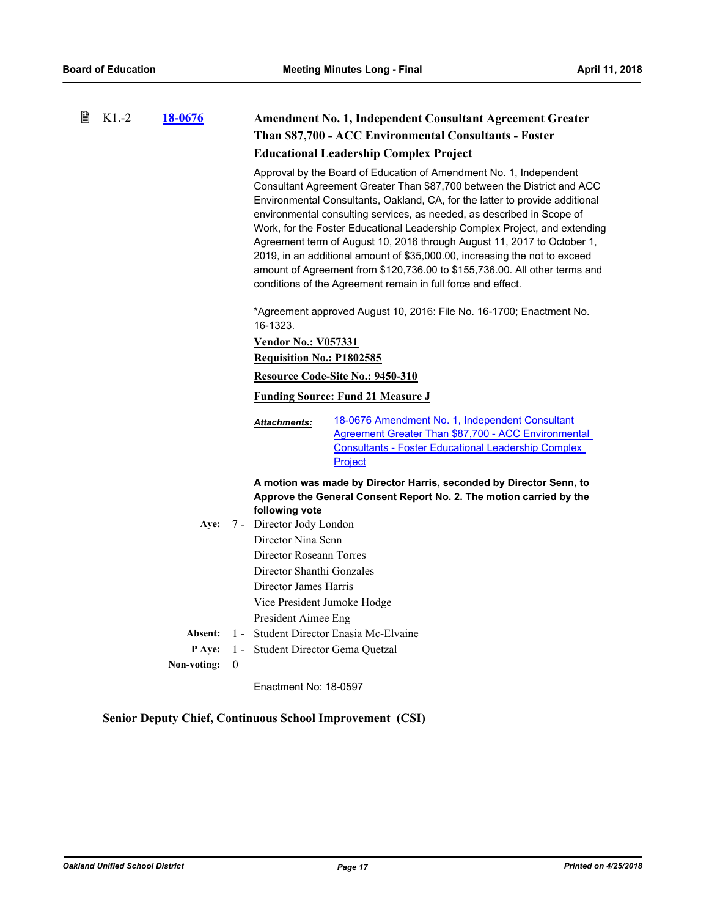### K1.-2 18-0676 Amendment No. 1, Independent Consultant Agreement Greater Than $87,700 - ACC Environmental Consultants - Foster Educational Leadership Complex Project

Approval by the Board of Education of Amendment No. 1, Independent Consultant Agreement Greater Than $87,700 between the District and ACC Environmental Consultants, Oakland, CA, for the latter to provide additional environmental consulting services, as needed, as described in Scope of Work, for the Foster Educational Leadership Complex Project, and extending Agreement term of August 10, 2016 through August 11, 2017 to October 1, 2019, in an additional amount of $35,000.00, increasing the not to exceed amount of Agreement from $120,736.00 to $155,736.00. All other terms and conditions of the Agreement remain in full force and effect.

*Agreement approved August 10, 2016: File No. 16-1700; Enactment No. 16-1323.

**Vendor No.: V057331**

**Requisition No.: P1802585**

**Resource Code-Site No.: 9450-310**

**Funding Source: Fund 21 Measure J**

***Attachments:*** 18-0676 Amendment No. 1, Independent Consultant Agreement Greater Than $87,700 - ACC Environmental Consultants - Foster Educational Leadership Complex Project

**A motion was made by Director Harris, seconded by Director Senn, to Approve the General Consent Report No. 2. The motion carried by the following vote**

**Aye:** 7 - Director Jody London
Director Nina Senn
Director Roseann Torres
Director Shanthi Gonzales
Director James Harris
Vice President Jumoke Hodge
President Aimee Eng

**Absent:** 1 - Student Director Enasia Mc-Elvaine

**P Aye:** 1 - Student Director Gema Quetzal

**Non-voting:** 0

Enactment No: 18-0597

## Senior Deputy Chief, Continuous School Improvement (CSI)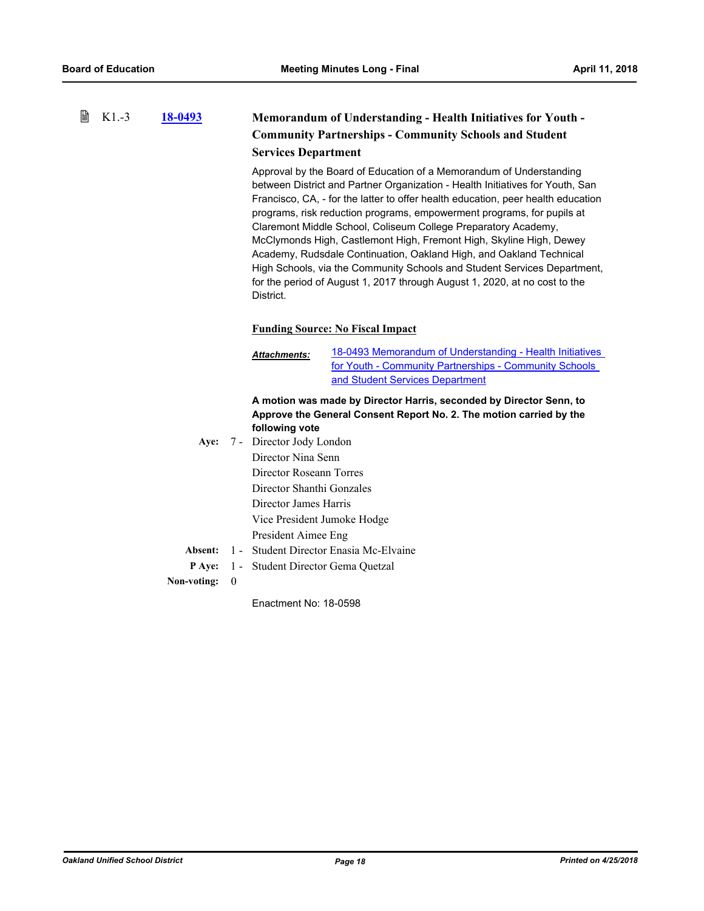K1.-3 **18-0493** **Memorandum of Understanding - Health Initiatives for Youth - Community Partnerships - Community Schools and Student Services Department**

Approval by the Board of Education of a Memorandum of Understanding between District and Partner Organization - Health Initiatives for Youth, San Francisco, CA, - for the latter to offer health education, peer health education programs, risk reduction programs, empowerment programs, for pupils at Claremont Middle School, Coliseum College Preparatory Academy, McClymonds High, Castlemont High, Fremont High, Skyline High, Dewey Academy, Rudsdale Continuation, Oakland High, and Oakland Technical High Schools, via the Community Schools and Student Services Department, for the period of August 1, 2017 through August 1, 2020, at no cost to the District.

**Funding Source: No Fiscal Impact**

***Attachments:*** 18-0493 Memorandum of Understanding - Health Initiatives for Youth - Community Partnerships - Community Schools and Student Services Department

**A motion was made by Director Harris, seconded by Director Senn, to Approve the General Consent Report No. 2. The motion carried by the following vote**

**Aye:** 7 - Director Jody London
Director Nina Senn
Director Roseann Torres
Director Shanthi Gonzales
Director James Harris
Vice President Jumoke Hodge
President Aimee Eng

**Absent:** 1 - Student Director Enasia Mc-Elvaine

**P Aye:** 1 - Student Director Gema Quetzal

**Non-voting:** 0

Enactment No: 18-0598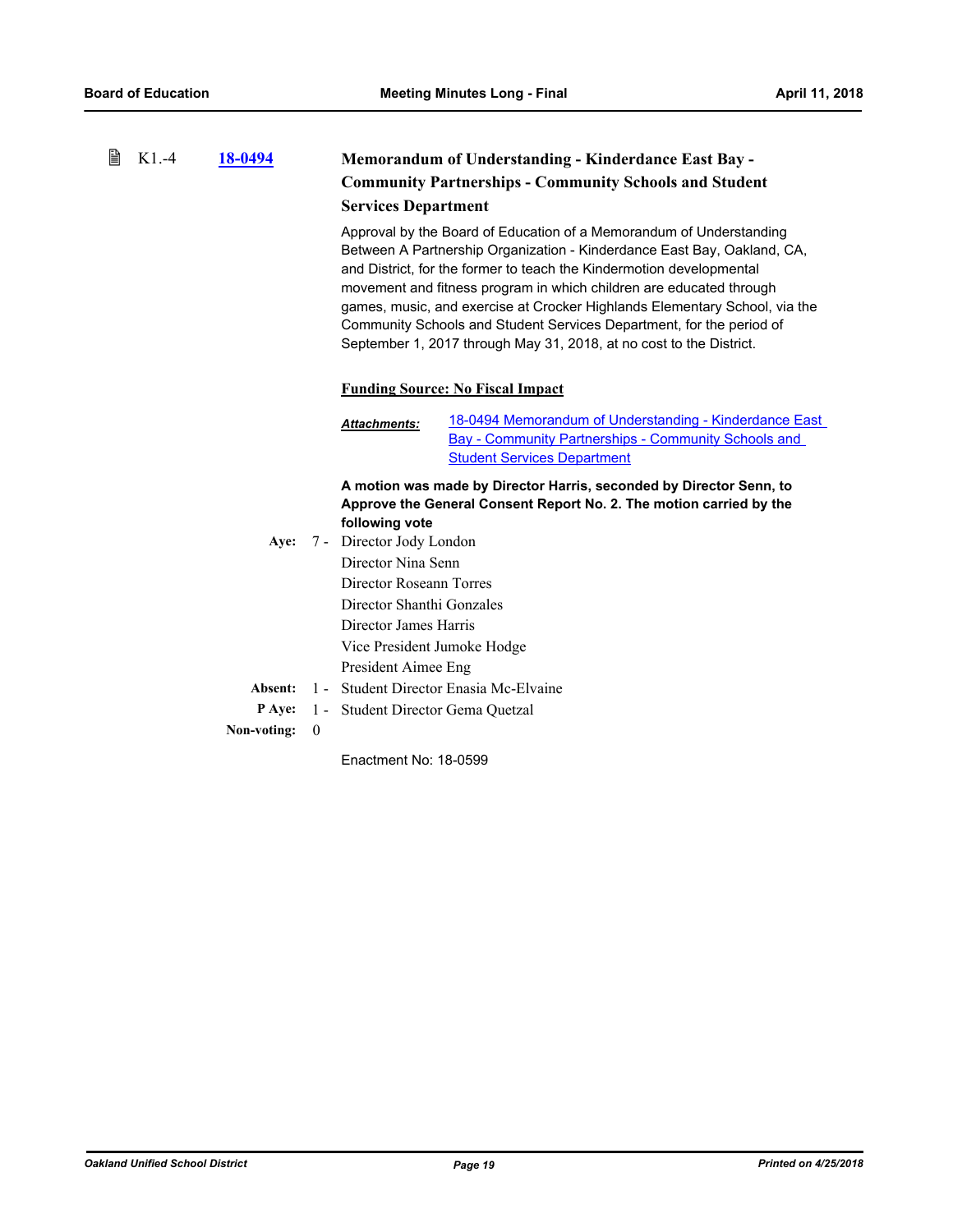K1.-4 **18-0494**

### Memorandum of Understanding - Kinderdance East Bay - Community Partnerships - Community Schools and Student Services Department

Approval by the Board of Education of a Memorandum of Understanding Between A Partnership Organization - Kinderdance East Bay, Oakland, CA, and District, for the former to teach the Kindermotion developmental movement and fitness program in which children are educated through games, music, and exercise at Crocker Highlands Elementary School, via the Community Schools and Student Services Department, for the period of September 1, 2017 through May 31, 2018, at no cost to the District.

**Funding Source: No Fiscal Impact**

***Attachments:*** 18-0494 Memorandum of Understanding - Kinderdance East Bay - Community Partnerships - Community Schools and Student Services Department

**A motion was made by Director Harris, seconded by Director Senn, to Approve the General Consent Report No. 2. The motion carried by the following vote**

**Aye:** 7 - Director Jody London
Director Nina Senn
Director Roseann Torres
Director Shanthi Gonzales
Director James Harris
Vice President Jumoke Hodge
President Aimee Eng

**Absent:** 1 - Student Director Enasia Mc-Elvaine

**P Aye:** 1 - Student Director Gema Quetzal

**Non-voting:** 0

Enactment No: 18-0599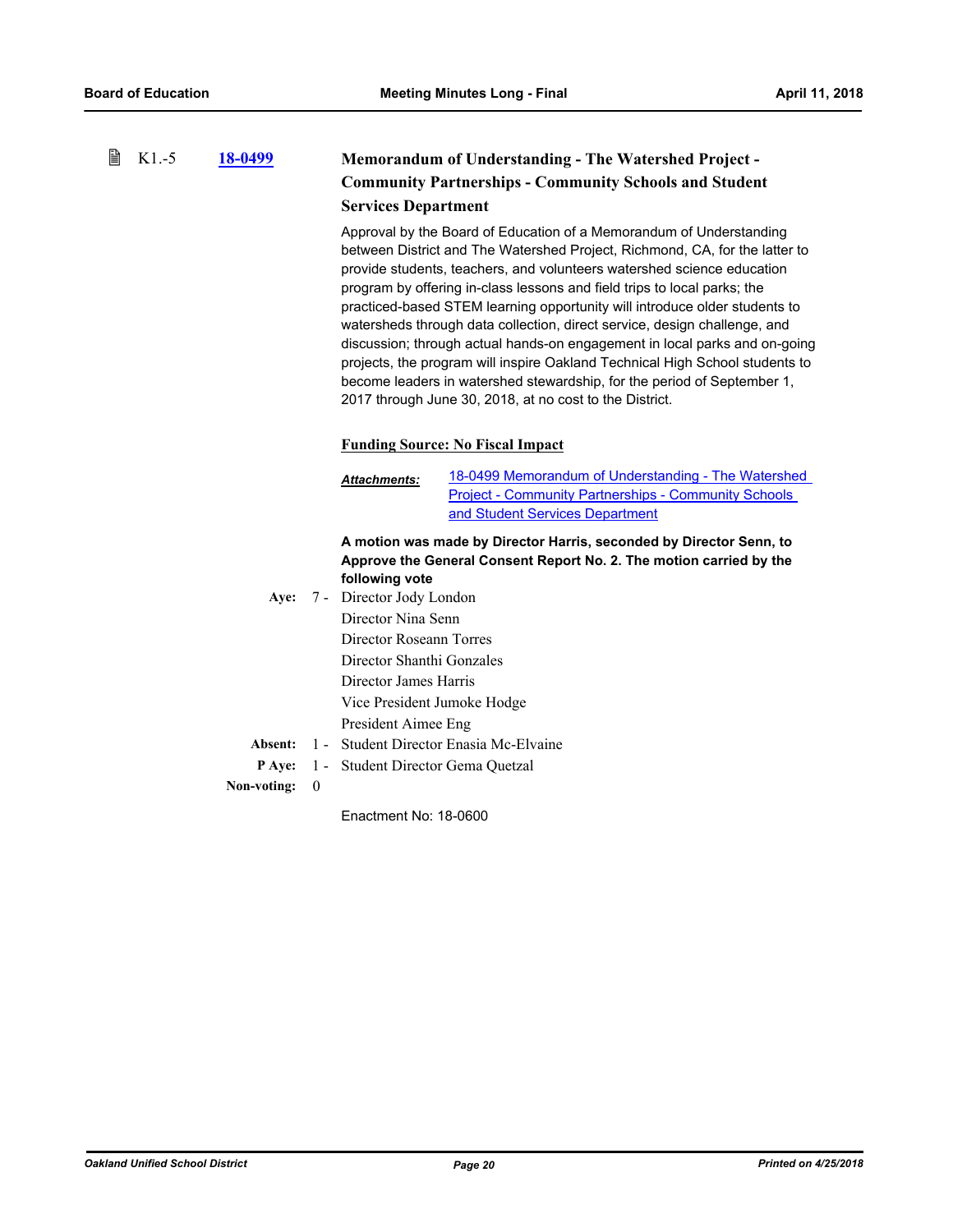### K1.-5 [18-0499](#) Memorandum of Understanding - The Watershed Project - Community Partnerships - Community Schools and Student Services Department

Approval by the Board of Education of a Memorandum of Understanding between District and The Watershed Project, Richmond, CA, for the latter to provide students, teachers, and volunteers watershed science education program by offering in-class lessons and field trips to local parks; the practiced-based STEM learning opportunity will introduce older students to watersheds through data collection, direct service, design challenge, and discussion; through actual hands-on engagement in local parks and on-going projects, the program will inspire Oakland Technical High School students to become leaders in watershed stewardship, for the period of September 1, 2017 through June 30, 2018, at no cost to the District.

**Funding Source: No Fiscal Impact**

***Attachments:*** [18-0499 Memorandum of Understanding - The Watershed Project - Community Partnerships - Community Schools and Student Services Department](#)

**A motion was made by Director Harris, seconded by Director Senn, to Approve the General Consent Report No. 2. The motion carried by the following vote**

**Aye:** 7 - Director Jody London
Director Nina Senn
Director Roseann Torres
Director Shanthi Gonzales
Director James Harris
Vice President Jumoke Hodge
President Aimee Eng

**Absent:** 1 - Student Director Enasia Mc-Elvaine

**P Aye:** 1 - Student Director Gema Quetzal

**Non-voting:** 0

Enactment No: 18-0600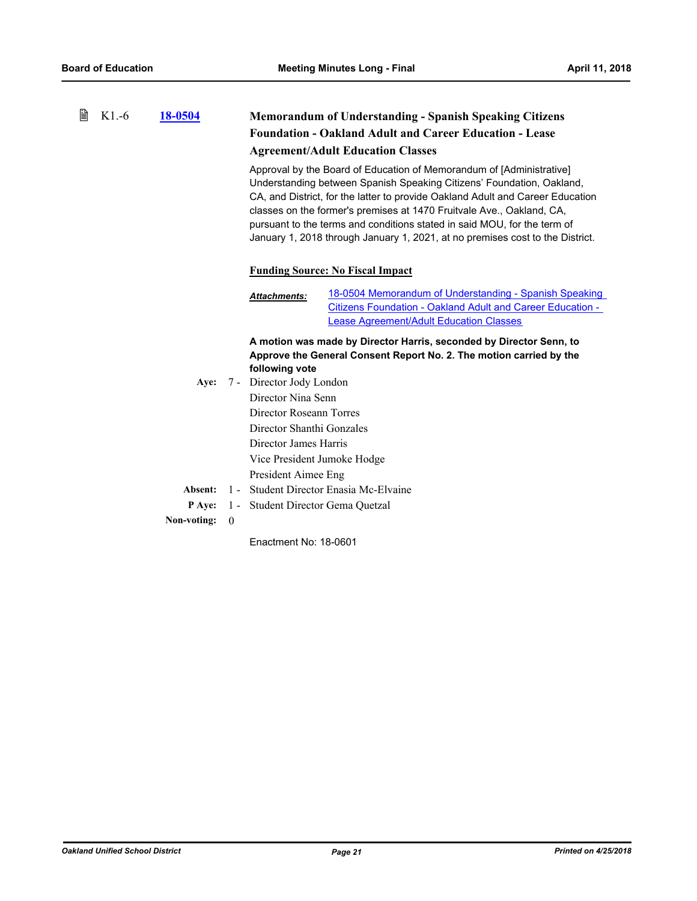K1.-6 **18-0504**

### Memorandum of Understanding - Spanish Speaking Citizens Foundation - Oakland Adult and Career Education - Lease Agreement/Adult Education Classes

Approval by the Board of Education of Memorandum of [Administrative] Understanding between Spanish Speaking Citizens' Foundation, Oakland, CA, and District, for the latter to provide Oakland Adult and Career Education classes on the former's premises at 1470 Fruitvale Ave., Oakland, CA, pursuant to the terms and conditions stated in said MOU, for the term of January 1, 2018 through January 1, 2021, at no premises cost to the District.

**Funding Source: No Fiscal Impact**

***Attachments:*** 18-0504 Memorandum of Understanding - Spanish Speaking Citizens Foundation - Oakland Adult and Career Education - Lease Agreement/Adult Education Classes

**A motion was made by Director Harris, seconded by Director Senn, to Approve the General Consent Report No. 2. The motion carried by the following vote**

**Aye:** 7 - Director Jody London
Director Nina Senn
Director Roseann Torres
Director Shanthi Gonzales
Director James Harris
Vice President Jumoke Hodge
President Aimee Eng

**Absent:** 1 - Student Director Enasia Mc-Elvaine

**P Aye:** 1 - Student Director Gema Quetzal

**Non-voting:** 0

Enactment No: 18-0601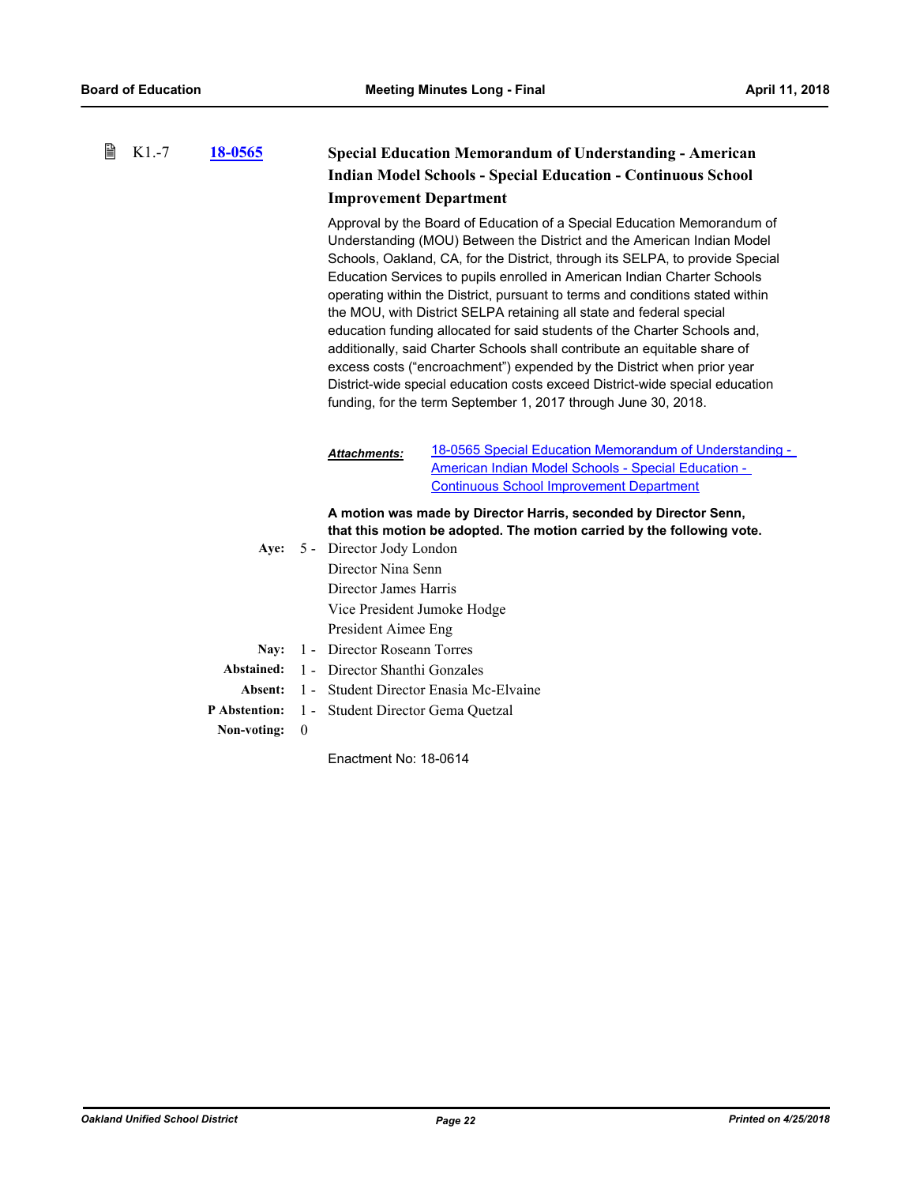K1.-7 **18-0565** 

### Special Education Memorandum of Understanding - American Indian Model Schools - Special Education - Continuous School Improvement Department

Approval by the Board of Education of a Special Education Memorandum of Understanding (MOU) Between the District and the American Indian Model Schools, Oakland, CA, for the District, through its SELPA, to provide Special Education Services to pupils enrolled in American Indian Charter Schools operating within the District, pursuant to terms and conditions stated within the MOU, with District SELPA retaining all state and federal special education funding allocated for said students of the Charter Schools and, additionally, said Charter Schools shall contribute an equitable share of excess costs ("encroachment") expended by the District when prior year District-wide special education costs exceed District-wide special education funding, for the term September 1, 2017 through June 30, 2018.

***Attachments:*** 18-0565 Special Education Memorandum of Understanding - American Indian Model Schools - Special Education - Continuous School Improvement Department

**A motion was made by Director Harris, seconded by Director Senn, that this motion be adopted. The motion carried by the following vote.**

**Aye:** 5 - Director Jody London
Director Nina Senn
Director James Harris
Vice President Jumoke Hodge
President Aimee Eng

**Nay:** 1 - Director Roseann Torres

**Abstained:** 1 - Director Shanthi Gonzales

**Absent:** 1 - Student Director Enasia Mc-Elvaine

**P Abstention:** 1 - Student Director Gema Quetzal

**Non-voting:** 0

Enactment No: 18-0614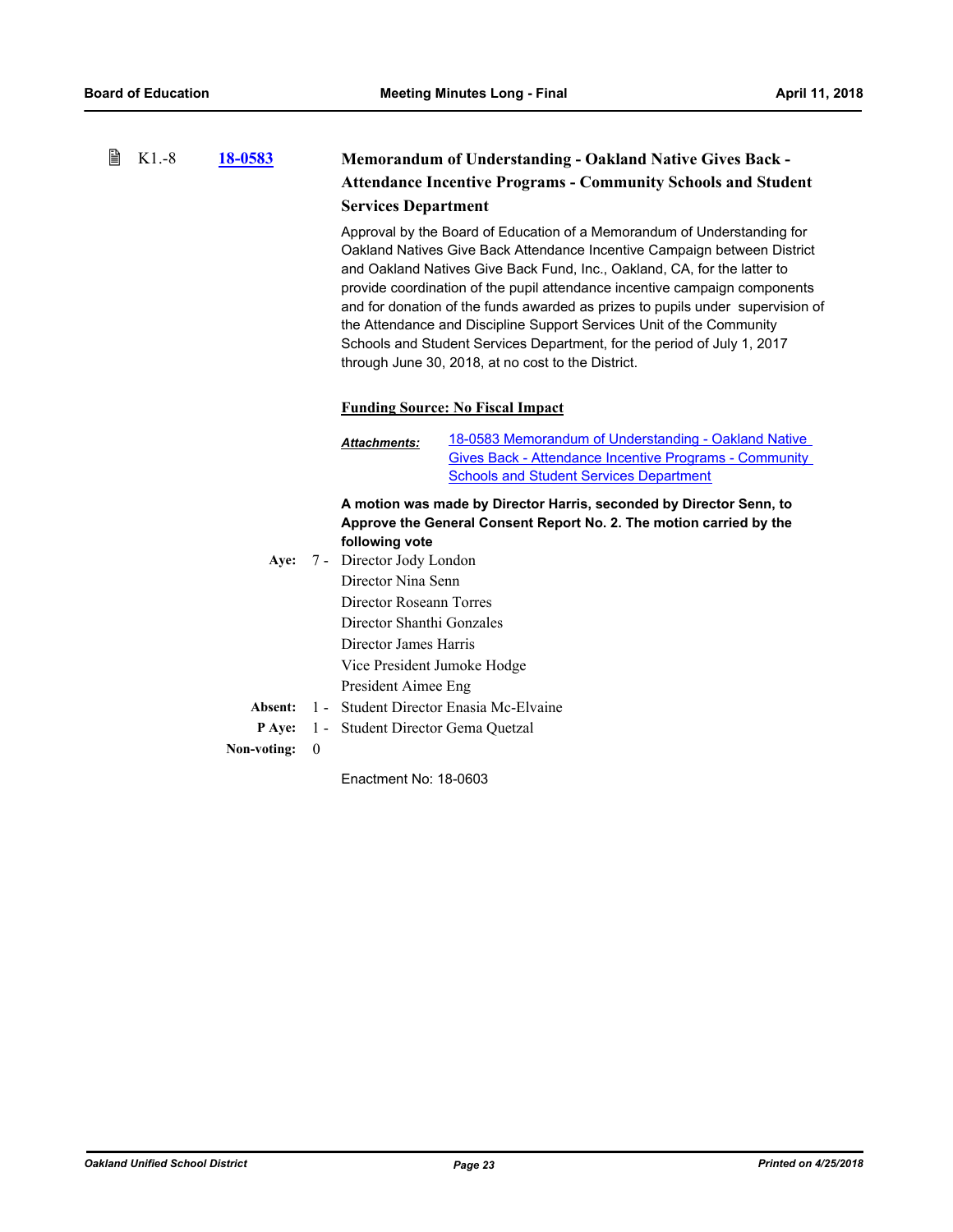K1.-8 **18-0583**

### Memorandum of Understanding - Oakland Native Gives Back - Attendance Incentive Programs - Community Schools and Student Services Department

Approval by the Board of Education of a Memorandum of Understanding for Oakland Natives Give Back Attendance Incentive Campaign between District and Oakland Natives Give Back Fund, Inc., Oakland, CA, for the latter to provide coordination of the pupil attendance incentive campaign components and for donation of the funds awarded as prizes to pupils under supervision of the Attendance and Discipline Support Services Unit of the Community Schools and Student Services Department, for the period of July 1, 2017 through June 30, 2018, at no cost to the District.

**Funding Source: No Fiscal Impact**

***Attachments:*** 18-0583 Memorandum of Understanding - Oakland Native Gives Back - Attendance Incentive Programs - Community Schools and Student Services Department

**A motion was made by Director Harris, seconded by Director Senn, to Approve the General Consent Report No. 2. The motion carried by the following vote**

**Aye:** 7 - Director Jody London
Director Nina Senn
Director Roseann Torres
Director Shanthi Gonzales
Director James Harris
Vice President Jumoke Hodge
President Aimee Eng

**Absent:** 1 - Student Director Enasia Mc-Elvaine

**P Aye:** 1 - Student Director Gema Quetzal

**Non-voting:** 0

Enactment No: 18-0603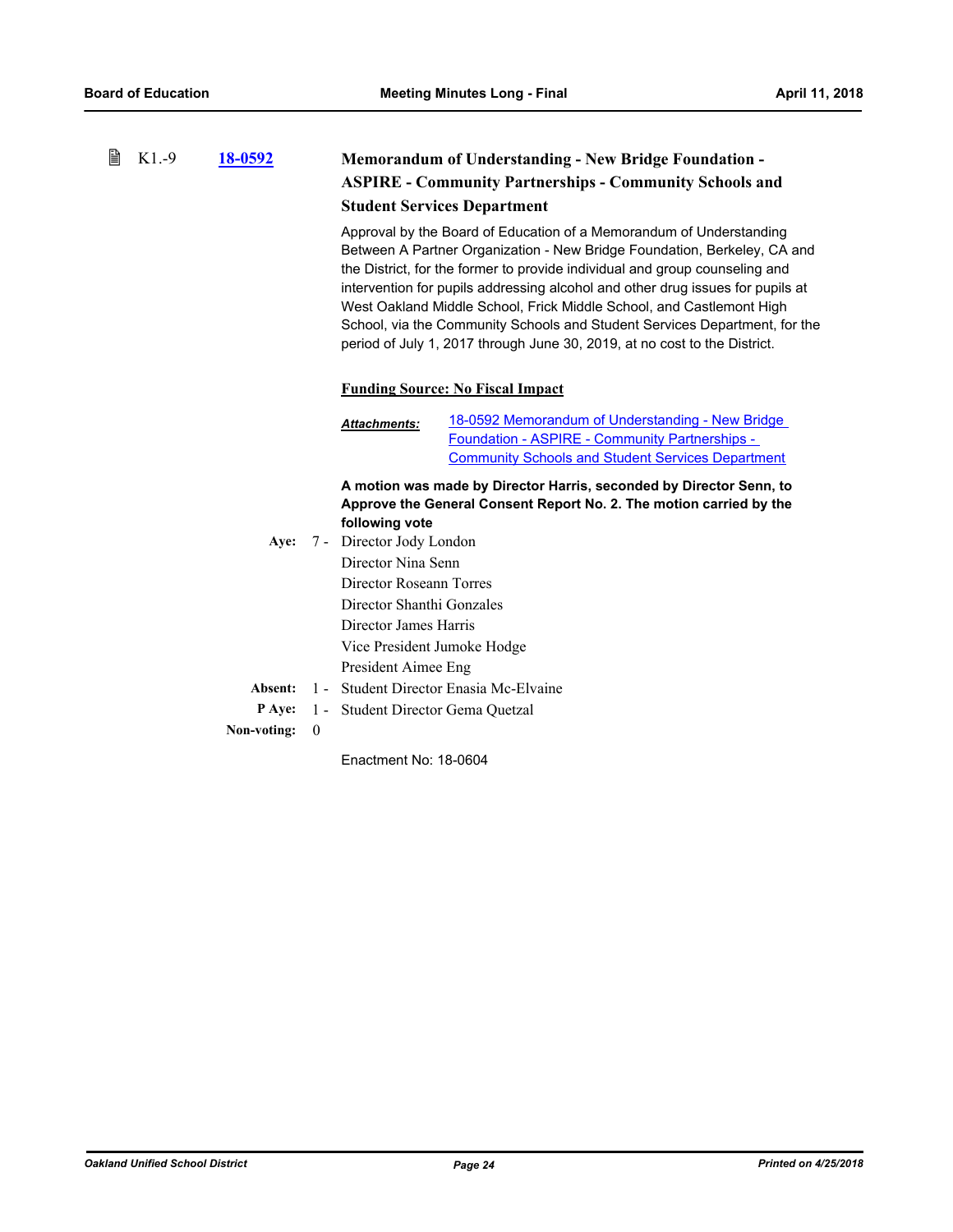K1.-9 **18-0592** **Memorandum of Understanding - New Bridge Foundation - ASPIRE - Community Partnerships - Community Schools and Student Services Department**

Approval by the Board of Education of a Memorandum of Understanding Between A Partner Organization - New Bridge Foundation, Berkeley, CA and the District, for the former to provide individual and group counseling and intervention for pupils addressing alcohol and other drug issues for pupils at West Oakland Middle School, Frick Middle School, and Castlemont High School, via the Community Schools and Student Services Department, for the period of July 1, 2017 through June 30, 2019, at no cost to the District.

**Funding Source: No Fiscal Impact**

***Attachments:*** 18-0592 Memorandum of Understanding - New Bridge Foundation - ASPIRE - Community Partnerships - Community Schools and Student Services Department

**A motion was made by Director Harris, seconded by Director Senn, to Approve the General Consent Report No. 2. The motion carried by the following vote**

**Aye:** 7 - Director Jody London
Director Nina Senn
Director Roseann Torres
Director Shanthi Gonzales
Director James Harris
Vice President Jumoke Hodge
President Aimee Eng

**Absent:** 1 - Student Director Enasia Mc-Elvaine

**P Aye:** 1 - Student Director Gema Quetzal

**Non-voting:** 0

Enactment No: 18-0604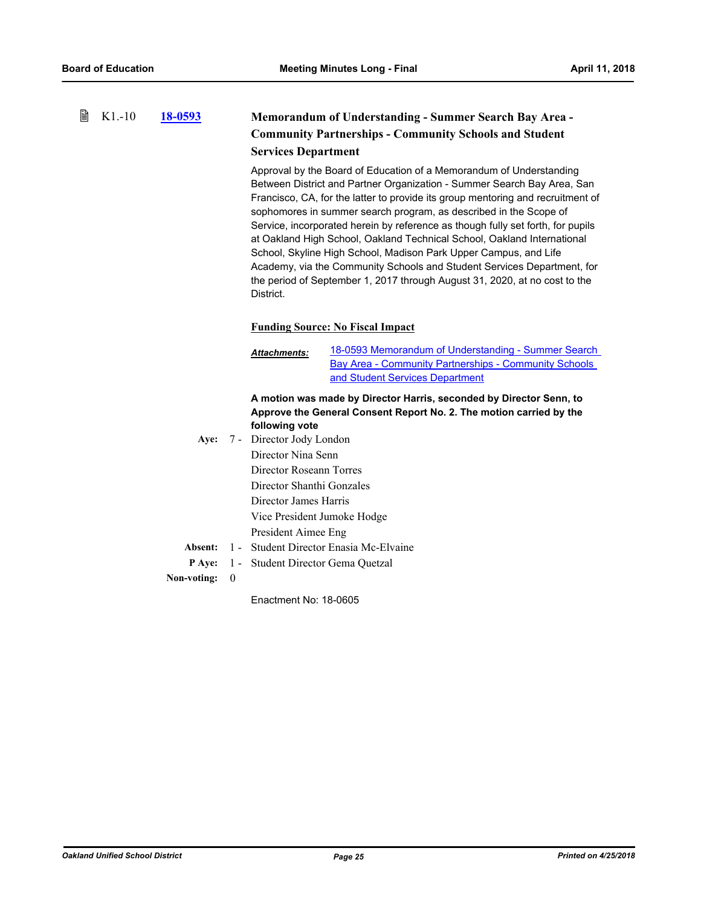K1.-10 **18-0593**

### Memorandum of Understanding - Summer Search Bay Area - Community Partnerships - Community Schools and Student Services Department

Approval by the Board of Education of a Memorandum of Understanding Between District and Partner Organization - Summer Search Bay Area, San Francisco, CA, for the latter to provide its group mentoring and recruitment of sophomores in summer search program, as described in the Scope of Service, incorporated herein by reference as though fully set forth, for pupils at Oakland High School, Oakland Technical School, Oakland International School, Skyline High School, Madison Park Upper Campus, and Life Academy, via the Community Schools and Student Services Department, for the period of September 1, 2017 through August 31, 2020, at no cost to the District.

**Funding Source: No Fiscal Impact**

***Attachments:*** 18-0593 Memorandum of Understanding - Summer Search Bay Area - Community Partnerships - Community Schools and Student Services Department

**A motion was made by Director Harris, seconded by Director Senn, to Approve the General Consent Report No. 2. The motion carried by the following vote**

**Aye:** 7 - Director Jody London
Director Nina Senn
Director Roseann Torres
Director Shanthi Gonzales
Director James Harris
Vice President Jumoke Hodge
President Aimee Eng

**Absent:** 1 - Student Director Enasia Mc-Elvaine

**P Aye:** 1 - Student Director Gema Quetzal

**Non-voting:** 0

Enactment No: 18-0605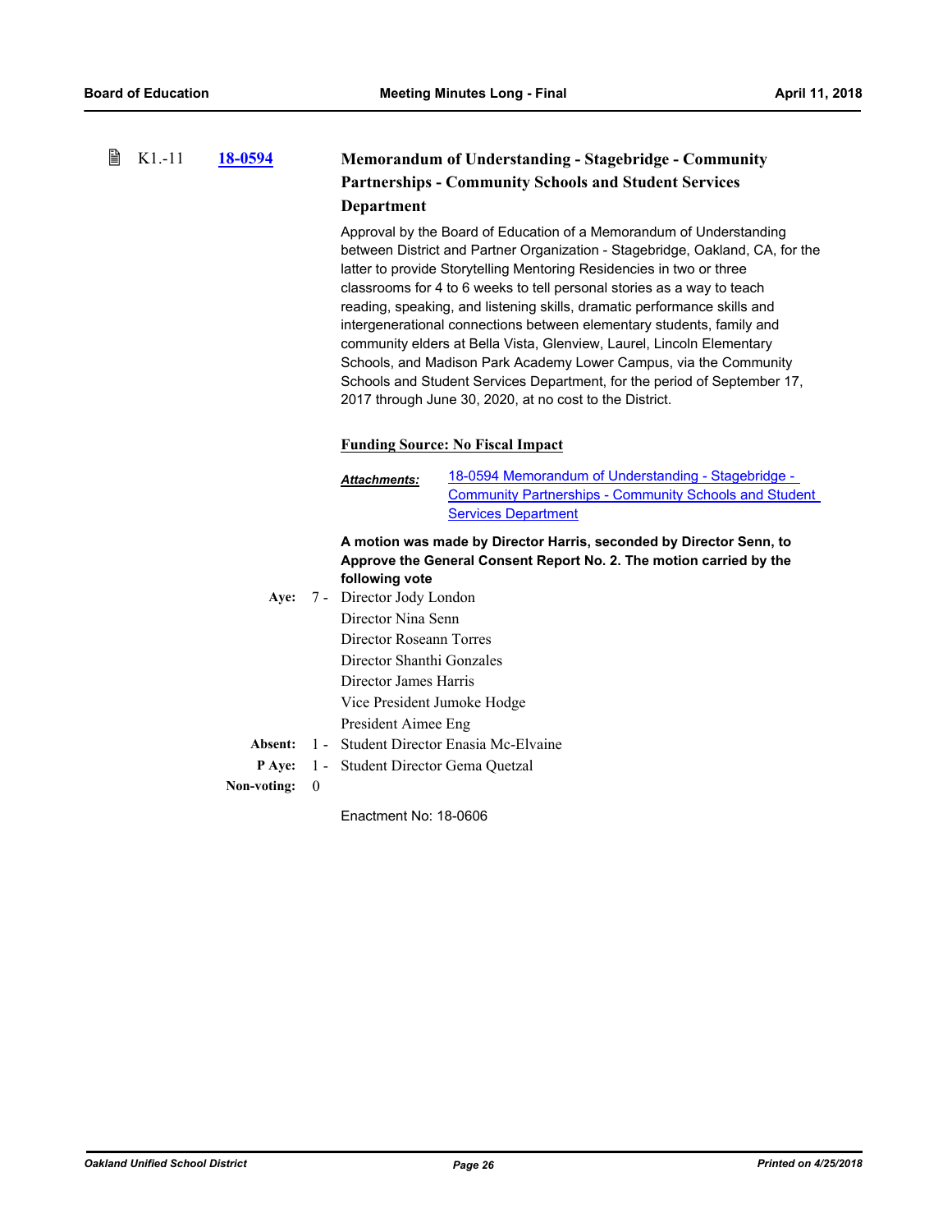K1.-11 **18-0594**

### Memorandum of Understanding - Stagebridge - Community Partnerships - Community Schools and Student Services Department

Approval by the Board of Education of a Memorandum of Understanding between District and Partner Organization - Stagebridge, Oakland, CA, for the latter to provide Storytelling Mentoring Residencies in two or three classrooms for 4 to 6 weeks to tell personal stories as a way to teach reading, speaking, and listening skills, dramatic performance skills and intergenerational connections between elementary students, family and community elders at Bella Vista, Glenview, Laurel, Lincoln Elementary Schools, and Madison Park Academy Lower Campus, via the Community Schools and Student Services Department, for the period of September 17, 2017 through June 30, 2020, at no cost to the District.

**Funding Source: No Fiscal Impact**

***Attachments:*** 18-0594 Memorandum of Understanding - Stagebridge - Community Partnerships - Community Schools and Student Services Department

**A motion was made by Director Harris, seconded by Director Senn, to Approve the General Consent Report No. 2. The motion carried by the following vote**

**Aye:** 7 - Director Jody London
Director Nina Senn
Director Roseann Torres
Director Shanthi Gonzales
Director James Harris
Vice President Jumoke Hodge
President Aimee Eng

**Absent:** 1 - Student Director Enasia Mc-Elvaine

**P Aye:** 1 - Student Director Gema Quetzal

**Non-voting:** 0

Enactment No: 18-0606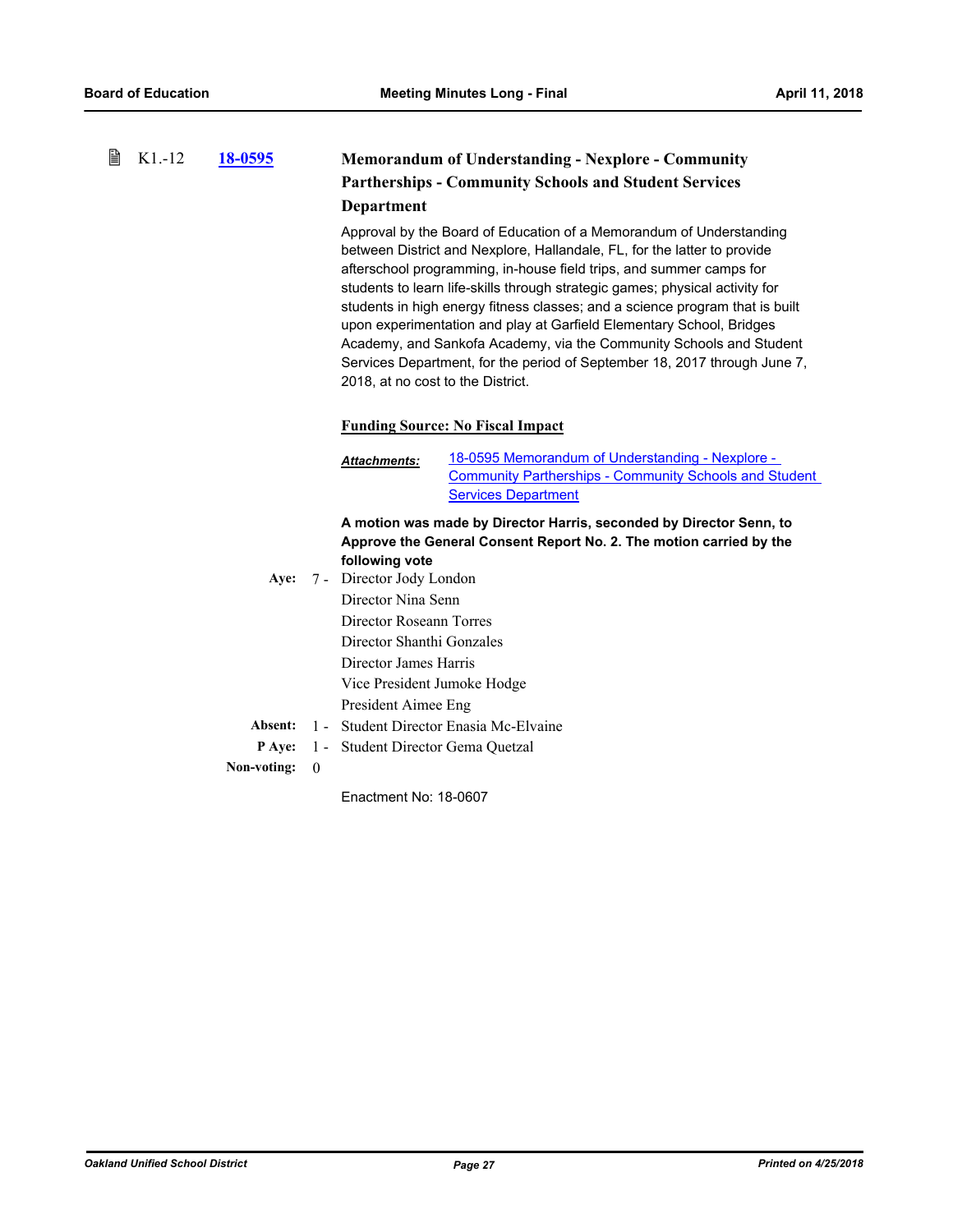K1.-12 **18-0595**

### Memorandum of Understanding - Nexplore - Community Partherships - Community Schools and Student Services Department

Approval by the Board of Education of a Memorandum of Understanding between District and Nexplore, Hallandale, FL, for the latter to provide afterschool programming, in-house field trips, and summer camps for students to learn life-skills through strategic games; physical activity for students in high energy fitness classes; and a science program that is built upon experimentation and play at Garfield Elementary School, Bridges Academy, and Sankofa Academy, via the Community Schools and Student Services Department, for the period of September 18, 2017 through June 7, 2018, at no cost to the District.

**Funding Source: No Fiscal Impact**

***Attachments:*** 18-0595 Memorandum of Understanding - Nexplore - Community Partherships - Community Schools and Student Services Department

**A motion was made by Director Harris, seconded by Director Senn, to Approve the General Consent Report No. 2. The motion carried by the following vote**

**Aye:** 7 - Director Jody London
Director Nina Senn
Director Roseann Torres
Director Shanthi Gonzales
Director James Harris
Vice President Jumoke Hodge
President Aimee Eng

**Absent:** 1 - Student Director Enasia Mc-Elvaine

**P Aye:** 1 - Student Director Gema Quetzal

**Non-voting:** 0

Enactment No: 18-0607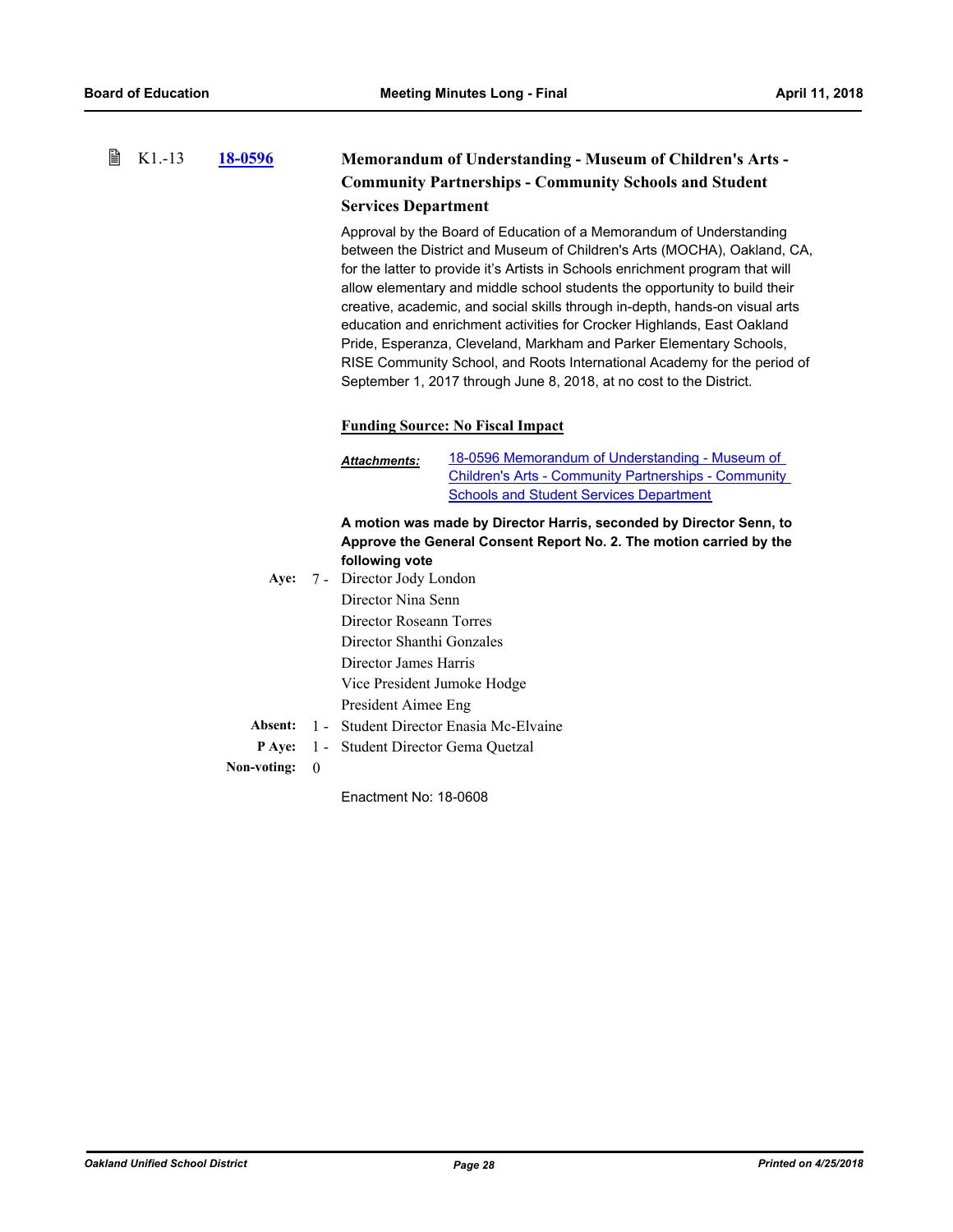K1.-13 **18-0596**

### Memorandum of Understanding - Museum of Children's Arts - Community Partnerships - Community Schools and Student Services Department

Approval by the Board of Education of a Memorandum of Understanding between the District and Museum of Children's Arts (MOCHA), Oakland, CA, for the latter to provide it's Artists in Schools enrichment program that will allow elementary and middle school students the opportunity to build their creative, academic, and social skills through in-depth, hands-on visual arts education and enrichment activities for Crocker Highlands, East Oakland Pride, Esperanza, Cleveland, Markham and Parker Elementary Schools, RISE Community School, and Roots International Academy for the period of September 1, 2017 through June 8, 2018, at no cost to the District.

**Funding Source: No Fiscal Impact**

***Attachments:*** 18-0596 Memorandum of Understanding - Museum of Children's Arts - Community Partnerships - Community Schools and Student Services Department

**A motion was made by Director Harris, seconded by Director Senn, to Approve the General Consent Report No. 2. The motion carried by the following vote**

**Aye:** 7 - Director Jody London
Director Nina Senn
Director Roseann Torres
Director Shanthi Gonzales
Director James Harris
Vice President Jumoke Hodge
President Aimee Eng

**Absent:** 1 - Student Director Enasia Mc-Elvaine

**P Aye:** 1 - Student Director Gema Quetzal

**Non-voting:** 0

Enactment No: 18-0608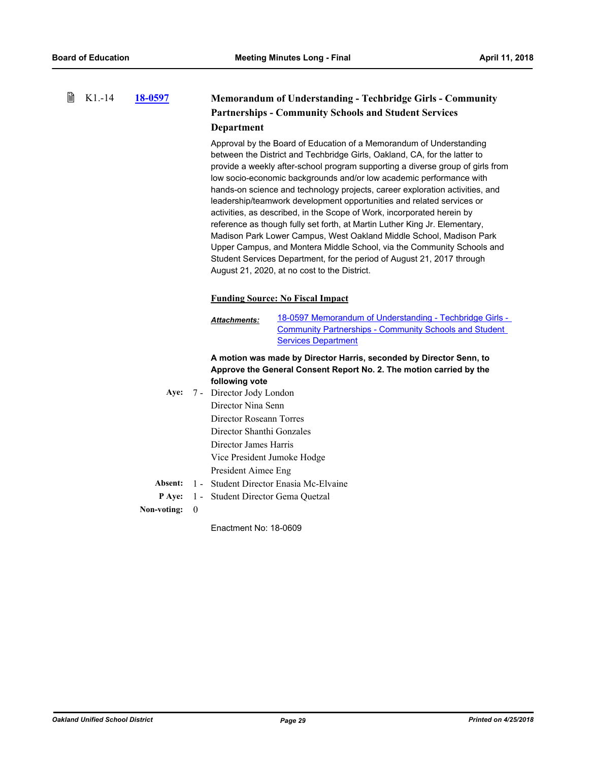K1.-14 **18-0597**

### Memorandum of Understanding - Techbridge Girls - Community Partnerships - Community Schools and Student Services Department

Approval by the Board of Education of a Memorandum of Understanding between the District and Techbridge Girls, Oakland, CA, for the latter to provide a weekly after-school program supporting a diverse group of girls from low socio-economic backgrounds and/or low academic performance with hands-on science and technology projects, career exploration activities, and leadership/teamwork development opportunities and related services or activities, as described, in the Scope of Work, incorporated herein by reference as though fully set forth, at Martin Luther King Jr. Elementary, Madison Park Lower Campus, West Oakland Middle School, Madison Park Upper Campus, and Montera Middle School, via the Community Schools and Student Services Department, for the period of August 21, 2017 through August 21, 2020, at no cost to the District.

**Funding Source: No Fiscal Impact**

***Attachments:*** 18-0597 Memorandum of Understanding - Techbridge Girls - Community Partnerships - Community Schools and Student Services Department

**A motion was made by Director Harris, seconded by Director Senn, to Approve the General Consent Report No. 2. The motion carried by the following vote**

**Aye:** 7 - Director Jody London
Director Nina Senn
Director Roseann Torres
Director Shanthi Gonzales
Director James Harris
Vice President Jumoke Hodge
President Aimee Eng

**Absent:** 1 - Student Director Enasia Mc-Elvaine

**P Aye:** 1 - Student Director Gema Quetzal

**Non-voting:** 0

Enactment No: 18-0609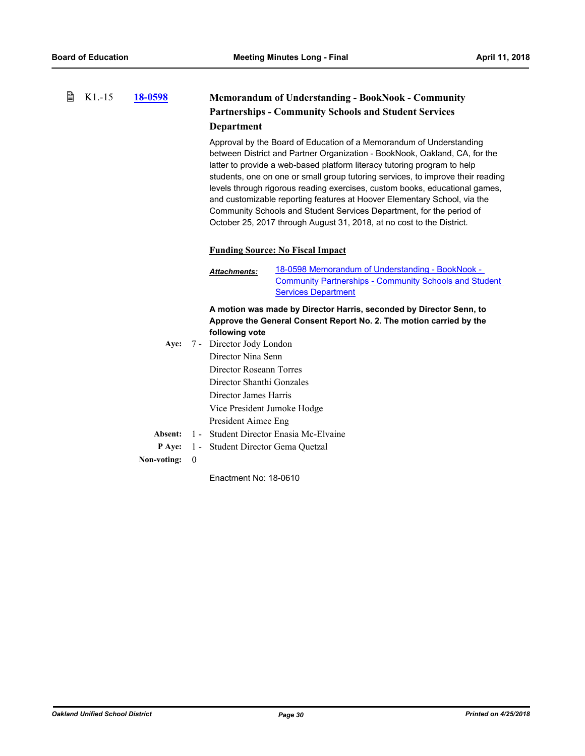### K1.-15 18-0598 Memorandum of Understanding - BookNook - Community Partnerships - Community Schools and Student Services Department

Approval by the Board of Education of a Memorandum of Understanding between District and Partner Organization - BookNook, Oakland, CA, for the latter to provide a web-based platform literacy tutoring program to help students, one on one or small group tutoring services, to improve their reading levels through rigorous reading exercises, custom books, educational games, and customizable reporting features at Hoover Elementary School, via the Community Schools and Student Services Department, for the period of October 25, 2017 through August 31, 2018, at no cost to the District.

**Funding Source: No Fiscal Impact**

***Attachments:*** 18-0598 Memorandum of Understanding - BookNook - Community Partnerships - Community Schools and Student Services Department

**A motion was made by Director Harris, seconded by Director Senn, to Approve the General Consent Report No. 2. The motion carried by the following vote**

**Aye:** 7 - Director Jody London
Director Nina Senn
Director Roseann Torres
Director Shanthi Gonzales
Director James Harris
Vice President Jumoke Hodge
President Aimee Eng

**Absent:** 1 - Student Director Enasia Mc-Elvaine

**P Aye:** 1 - Student Director Gema Quetzal

**Non-voting:** 0

Enactment No: 18-0610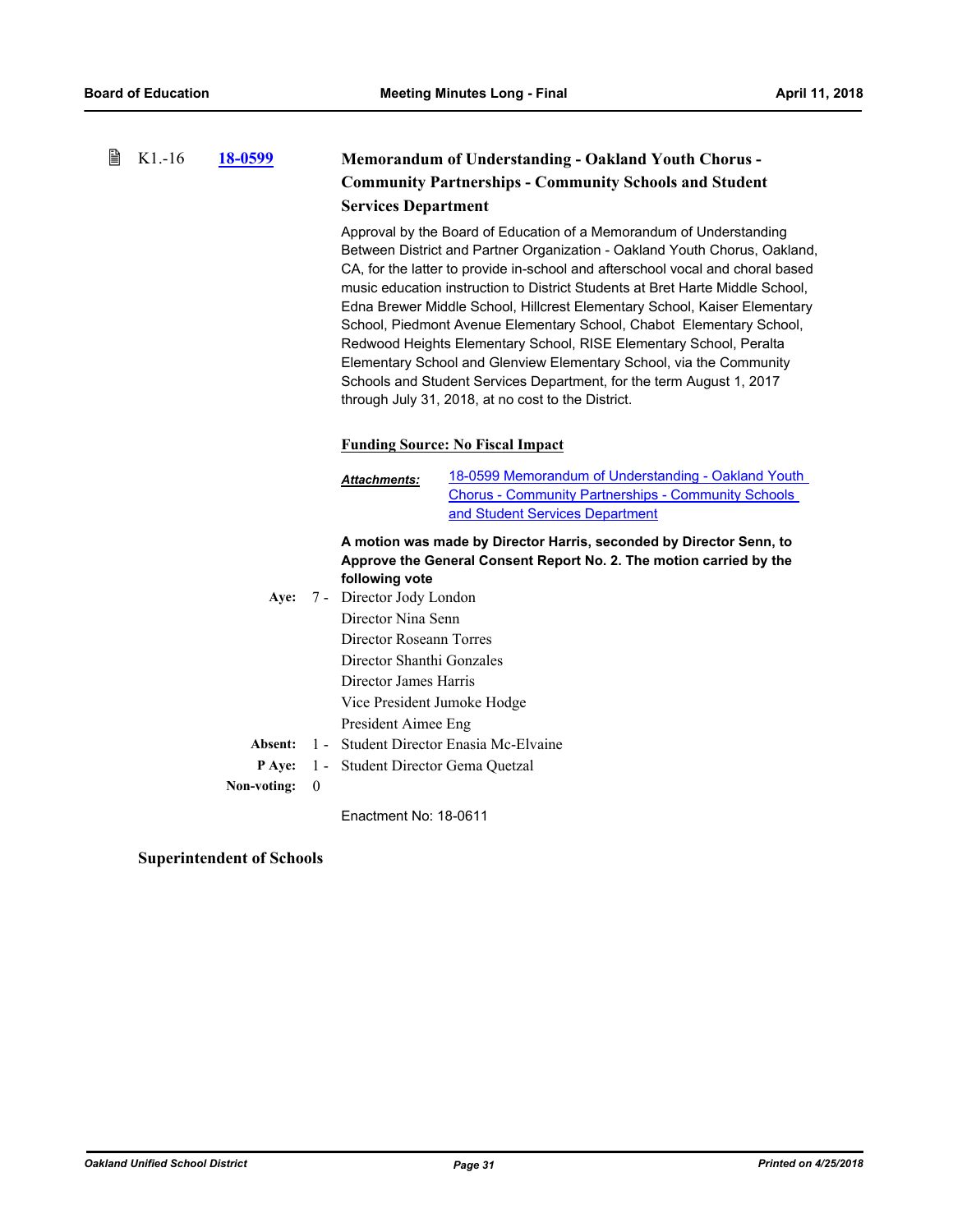K1.-16 **18-0599**

### Memorandum of Understanding - Oakland Youth Chorus - Community Partnerships - Community Schools and Student Services Department

Approval by the Board of Education of a Memorandum of Understanding Between District and Partner Organization - Oakland Youth Chorus, Oakland, CA, for the latter to provide in-school and afterschool vocal and choral based music education instruction to District Students at Bret Harte Middle School, Edna Brewer Middle School, Hillcrest Elementary School, Kaiser Elementary School, Piedmont Avenue Elementary School, Chabot Elementary School, Redwood Heights Elementary School, RISE Elementary School, Peralta Elementary School and Glenview Elementary School, via the Community Schools and Student Services Department, for the term August 1, 2017 through July 31, 2018, at no cost to the District.

**Funding Source: No Fiscal Impact**

***Attachments:*** 18-0599 Memorandum of Understanding - Oakland Youth Chorus - Community Partnerships - Community Schools and Student Services Department

**A motion was made by Director Harris, seconded by Director Senn, to Approve the General Consent Report No. 2. The motion carried by the following vote**

**Aye:** 7 - Director Jody London
Director Nina Senn
Director Roseann Torres
Director Shanthi Gonzales
Director James Harris
Vice President Jumoke Hodge
President Aimee Eng

**Absent:** 1 - Student Director Enasia Mc-Elvaine

**P Aye:** 1 - Student Director Gema Quetzal

**Non-voting:** 0

Enactment No: 18-0611

### Superintendent of Schools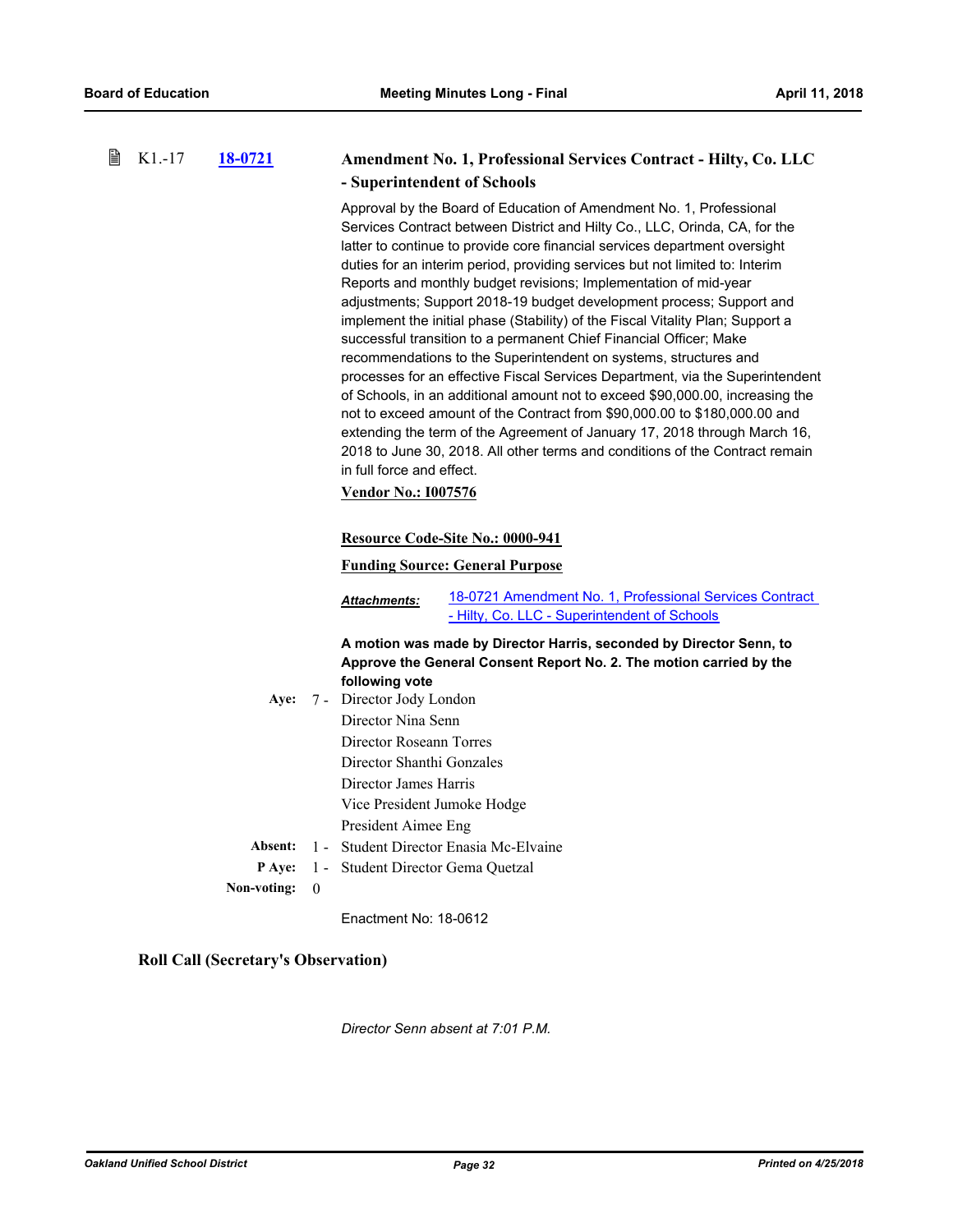K1.-17 **18-0721** **Amendment No. 1, Professional Services Contract - Hilty, Co. LLC - Superintendent of Schools**

Approval by the Board of Education of Amendment No. 1, Professional Services Contract between District and Hilty Co., LLC, Orinda, CA, for the latter to continue to provide core financial services department oversight duties for an interim period, providing services but not limited to: Interim Reports and monthly budget revisions; Implementation of mid-year adjustments; Support 2018-19 budget development process; Support and implement the initial phase (Stability) of the Fiscal Vitality Plan; Support a successful transition to a permanent Chief Financial Officer; Make recommendations to the Superintendent on systems, structures and processes for an effective Fiscal Services Department, via the Superintendent of Schools, in an additional amount not to exceed $90,000.00, increasing the not to exceed amount of the Contract from $90,000.00 to $180,000.00 and extending the term of the Agreement of January 17, 2018 through March 16, 2018 to June 30, 2018. All other terms and conditions of the Contract remain in full force and effect.

**Vendor No.: I007576**

**Resource Code-Site No.: 0000-941**

**Funding Source: General Purpose**

***Attachments:*** 18-0721 Amendment No. 1, Professional Services Contract - Hilty, Co. LLC - Superintendent of Schools

**A motion was made by Director Harris, seconded by Director Senn, to Approve the General Consent Report No. 2. The motion carried by the following vote**

**Aye:** 7 - Director Jody London
Director Nina Senn
Director Roseann Torres
Director Shanthi Gonzales
Director James Harris
Vice President Jumoke Hodge
President Aimee Eng

**Absent:** 1 - Student Director Enasia Mc-Elvaine

**P Aye:** 1 - Student Director Gema Quetzal

**Non-voting:** 0

Enactment No: 18-0612

### Roll Call (Secretary's Observation)

*Director Senn absent at 7:01 P.M.*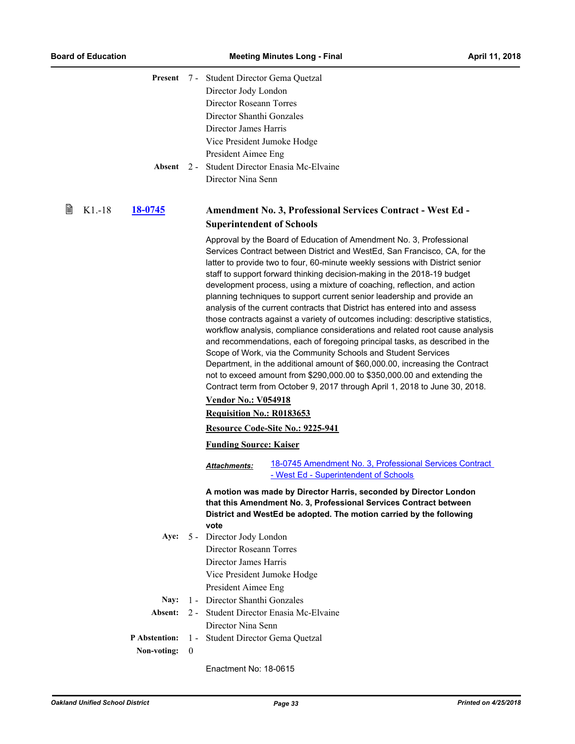**Present** 7 - Student Director Gema Quetzal
Director Jody London
Director Roseann Torres
Director Shanthi Gonzales
Director James Harris
Vice President Jumoke Hodge
President Aimee Eng

**Absent** 2 - Student Director Enasia Mc-Elvaine
Director Nina Senn

K1.-18 **18-0745**

### Amendment No. 3, Professional Services Contract - West Ed - Superintendent of Schools

Approval by the Board of Education of Amendment No. 3, Professional Services Contract between District and WestEd, San Francisco, CA, for the latter to provide two to four, 60-minute weekly sessions with District senior staff to support forward thinking decision-making in the 2018-19 budget development process, using a mixture of coaching, reflection, and action planning techniques to support current senior leadership and provide an analysis of the current contracts that District has entered into and assess those contracts against a variety of outcomes including: descriptive statistics, workflow analysis, compliance considerations and related root cause analysis and recommendations, each of foregoing principal tasks, as described in the Scope of Work, via the Community Schools and Student Services Department, in the additional amount of $60,000.00, increasing the Contract not to exceed amount from $290,000.00 to $350,000.00 and extending the Contract term from October 9, 2017 through April 1, 2018 to June 30, 2018.

**Vendor No.: V054918**

**Requisition No.: R0183653**

**Resource Code-Site No.: 9225-941**

**Funding Source: Kaiser**

***Attachments:*** 18-0745 Amendment No. 3, Professional Services Contract - West Ed - Superintendent of Schools

**A motion was made by Director Harris, seconded by Director London that this Amendment No. 3, Professional Services Contract between District and WestEd be adopted. The motion carried by the following vote**

**Aye:** 5 - Director Jody London
Director Roseann Torres
Director James Harris
Vice President Jumoke Hodge
President Aimee Eng

**Nay:** 1 - Director Shanthi Gonzales

**Absent:** 2 - Student Director Enasia Mc-Elvaine
Director Nina Senn

**P Abstention:** 1 - Student Director Gema Quetzal

**Non-voting:** 0

Enactment No: 18-0615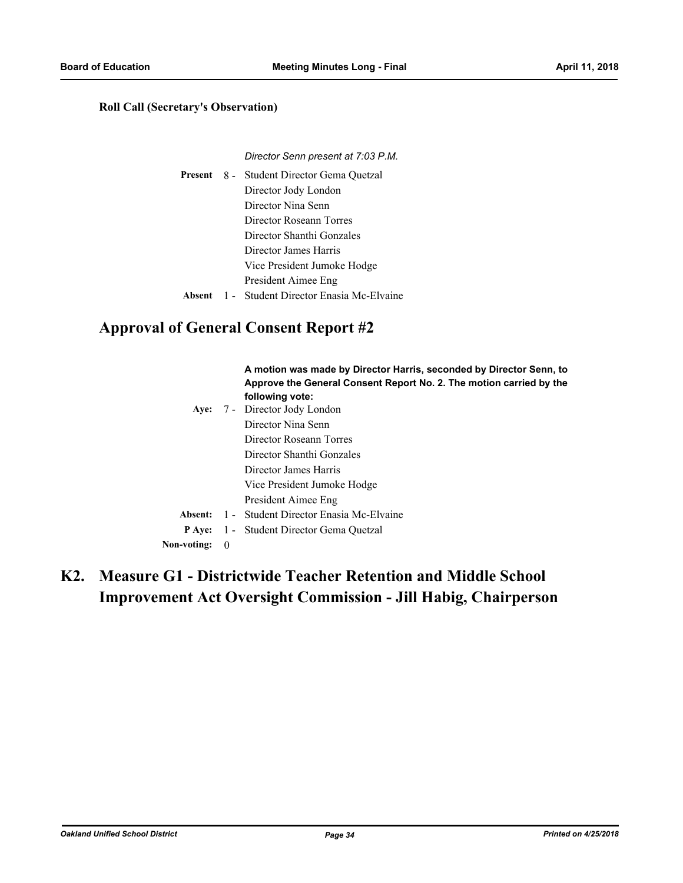**Roll Call (Secretary's Observation)**

*Director Senn present at 7:03 P.M.*

| | | |
|---|---|---|
| **Present** | 8 - | Student Director Gema Quetzal |
| | | Director Jody London |
| | | Director Nina Senn |
| | | Director Roseann Torres |
| | | Director Shanthi Gonzales |
| | | Director James Harris |
| | | Vice President Jumoke Hodge |
| | | President Aimee Eng |
| **Absent** | 1 - | Student Director Enasia Mc-Elvaine |

# Approval of General Consent Report #2

**A motion was made by Director Harris, seconded by Director Senn, to Approve the General Consent Report No. 2. The motion carried by the following vote:**

| | | |
|---|---|---|
| **Aye:** | 7 - | Director Jody London |
| | | Director Nina Senn |
| | | Director Roseann Torres |
| | | Director Shanthi Gonzales |
| | | Director James Harris |
| | | Vice President Jumoke Hodge |
| | | President Aimee Eng |
| **Absent:** | 1 - | Student Director Enasia Mc-Elvaine |
| **P Aye:** | 1 - | Student Director Gema Quetzal |
| **Non-voting:** | 0 | |

# K2. Measure G1 - Districtwide Teacher Retention and Middle School Improvement Act Oversight Commission - Jill Habig, Chairperson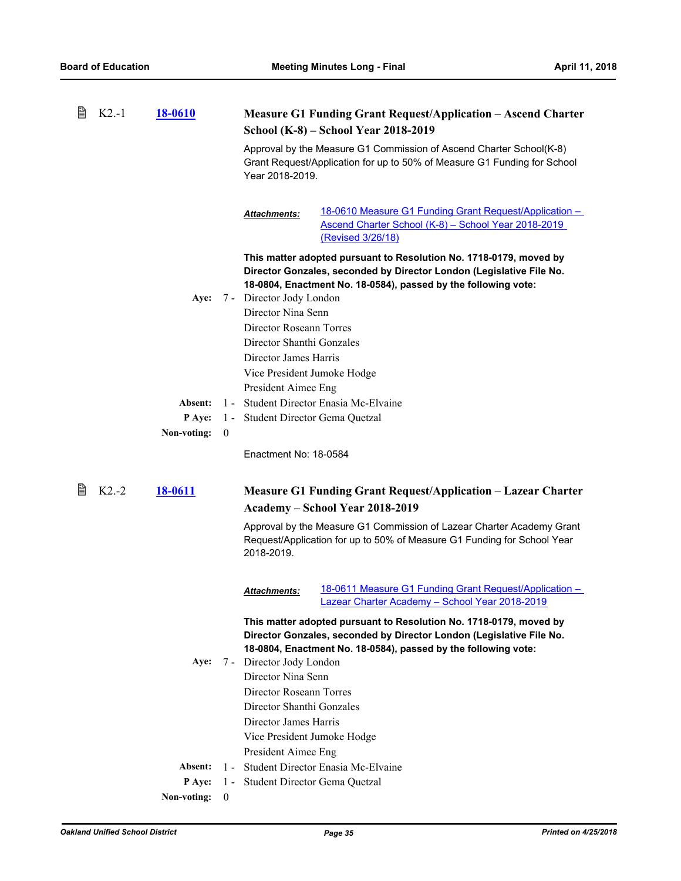K2.-1 **18-0610**

### Measure G1 Funding Grant Request/Application – Ascend Charter School (K-8) – School Year 2018-2019

Approval by the Measure G1 Commission of Ascend Charter School(K-8) Grant Request/Application for up to 50% of Measure G1 Funding for School Year 2018-2019.

***Attachments:*** 18-0610 Measure G1 Funding Grant Request/Application – Ascend Charter School (K-8) – School Year 2018-2019 (Revised 3/26/18)

**This matter adopted pursuant to Resolution No. 1718-0179, moved by Director Gonzales, seconded by Director London (Legislative File No. 18-0804, Enactment No. 18-0584), passed by the following vote:**

**Aye:** 7 - Director Jody London
Director Nina Senn
Director Roseann Torres
Director Shanthi Gonzales
Director James Harris
Vice President Jumoke Hodge
President Aimee Eng

**Absent:** 1 - Student Director Enasia Mc-Elvaine

**P Aye:** 1 - Student Director Gema Quetzal

**Non-voting:** 0

Enactment No: 18-0584

K2.-2 **18-0611**

### Measure G1 Funding Grant Request/Application – Lazear Charter Academy – School Year 2018-2019

Approval by the Measure G1 Commission of Lazear Charter Academy Grant Request/Application for up to 50% of Measure G1 Funding for School Year 2018-2019.

***Attachments:*** 18-0611 Measure G1 Funding Grant Request/Application – Lazear Charter Academy – School Year 2018-2019

**This matter adopted pursuant to Resolution No. 1718-0179, moved by Director Gonzales, seconded by Director London (Legislative File No. 18-0804, Enactment No. 18-0584), passed by the following vote:**

**Aye:** 7 - Director Jody London
Director Nina Senn
Director Roseann Torres
Director Shanthi Gonzales
Director James Harris
Vice President Jumoke Hodge
President Aimee Eng

**Absent:** 1 - Student Director Enasia Mc-Elvaine

**P Aye:** 1 - Student Director Gema Quetzal

**Non-voting:** 0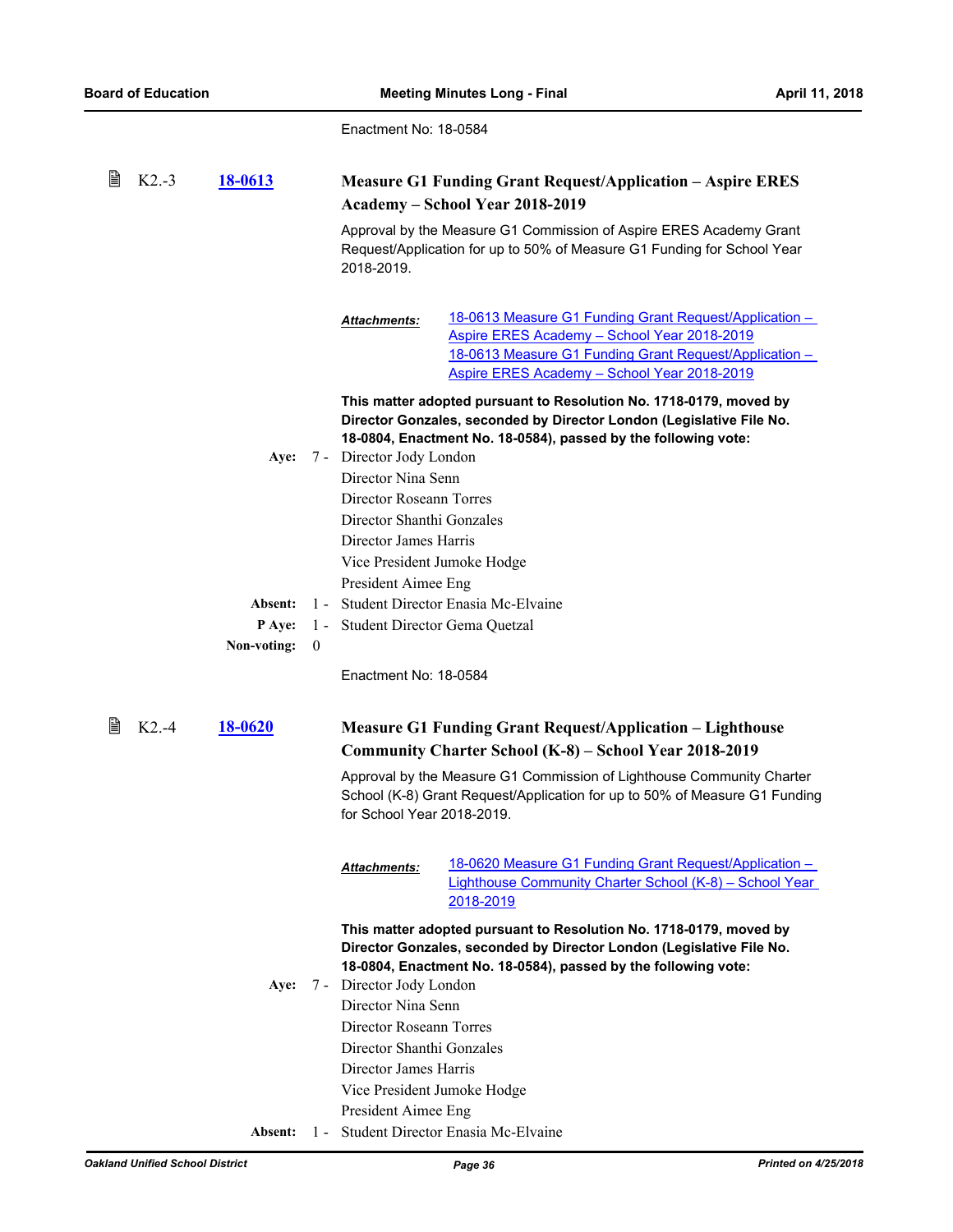Enactment No: 18-0584

### K2.-3 [18-0613](#) Measure G1 Funding Grant Request/Application – Aspire ERES Academy – School Year 2018-2019

Approval by the Measure G1 Commission of Aspire ERES Academy Grant Request/Application for up to 50% of Measure G1 Funding for School Year 2018-2019.

***Attachments:*** 18-0613 Measure G1 Funding Grant Request/Application – Aspire ERES Academy – School Year 2018-2019
18-0613 Measure G1 Funding Grant Request/Application – Aspire ERES Academy – School Year 2018-2019

**This matter adopted pursuant to Resolution No. 1718-0179, moved by Director Gonzales, seconded by Director London (Legislative File No. 18-0804, Enactment No. 18-0584), passed by the following vote:**

**Aye:** 7 - Director Jody London
Director Nina Senn
Director Roseann Torres
Director Shanthi Gonzales
Director James Harris
Vice President Jumoke Hodge
President Aimee Eng

**Absent:** 1 - Student Director Enasia Mc-Elvaine

**P Aye:** 1 - Student Director Gema Quetzal

**Non-voting:** 0

Enactment No: 18-0584

### K2.-4 [18-0620](#) Measure G1 Funding Grant Request/Application – Lighthouse Community Charter School (K-8) – School Year 2018-2019

Approval by the Measure G1 Commission of Lighthouse Community Charter School (K-8) Grant Request/Application for up to 50% of Measure G1 Funding for School Year 2018-2019.

***Attachments:*** 18-0620 Measure G1 Funding Grant Request/Application – Lighthouse Community Charter School (K-8) – School Year 2018-2019

**This matter adopted pursuant to Resolution No. 1718-0179, moved by Director Gonzales, seconded by Director London (Legislative File No. 18-0804, Enactment No. 18-0584), passed by the following vote:**

**Aye:** 7 - Director Jody London
Director Nina Senn
Director Roseann Torres
Director Shanthi Gonzales
Director James Harris
Vice President Jumoke Hodge
President Aimee Eng

**Absent:** 1 - Student Director Enasia Mc-Elvaine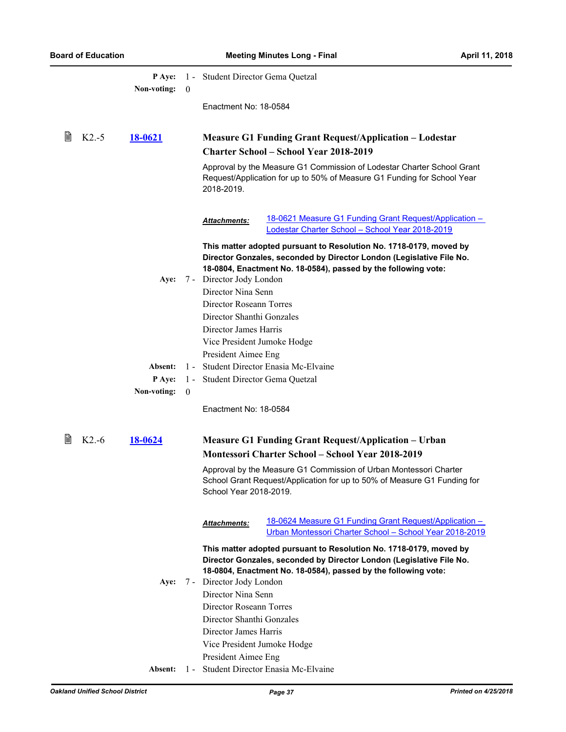**P Aye:** 1 - Student Director Gema Quetzal
**Non-voting:** 0

Enactment No: 18-0584

### K2.-5 [18-0621](#) Measure G1 Funding Grant Request/Application – Lodestar Charter School – School Year 2018-2019

Approval by the Measure G1 Commission of Lodestar Charter School Grant Request/Application for up to 50% of Measure G1 Funding for School Year 2018-2019.

***Attachments:*** [18-0621 Measure G1 Funding Grant Request/Application – Lodestar Charter School – School Year 2018-2019](#)

**This matter adopted pursuant to Resolution No. 1718-0179, moved by Director Gonzales, seconded by Director London (Legislative File No. 18-0804, Enactment No. 18-0584), passed by the following vote:**

**Aye:** 7 - Director Jody London
Director Nina Senn
Director Roseann Torres
Director Shanthi Gonzales
Director James Harris
Vice President Jumoke Hodge
President Aimee Eng

**Absent:** 1 - Student Director Enasia Mc-Elvaine
**P Aye:** 1 - Student Director Gema Quetzal
**Non-voting:** 0

Enactment No: 18-0584

### K2.-6 [18-0624](#) Measure G1 Funding Grant Request/Application – Urban Montessori Charter School – School Year 2018-2019

Approval by the Measure G1 Commission of Urban Montessori Charter School Grant Request/Application for up to 50% of Measure G1 Funding for School Year 2018-2019.

***Attachments:*** [18-0624 Measure G1 Funding Grant Request/Application – Urban Montessori Charter School – School Year 2018-2019](#)

**This matter adopted pursuant to Resolution No. 1718-0179, moved by Director Gonzales, seconded by Director London (Legislative File No. 18-0804, Enactment No. 18-0584), passed by the following vote:**

**Aye:** 7 - Director Jody London
Director Nina Senn
Director Roseann Torres
Director Shanthi Gonzales
Director James Harris
Vice President Jumoke Hodge
President Aimee Eng

**Absent:** 1 - Student Director Enasia Mc-Elvaine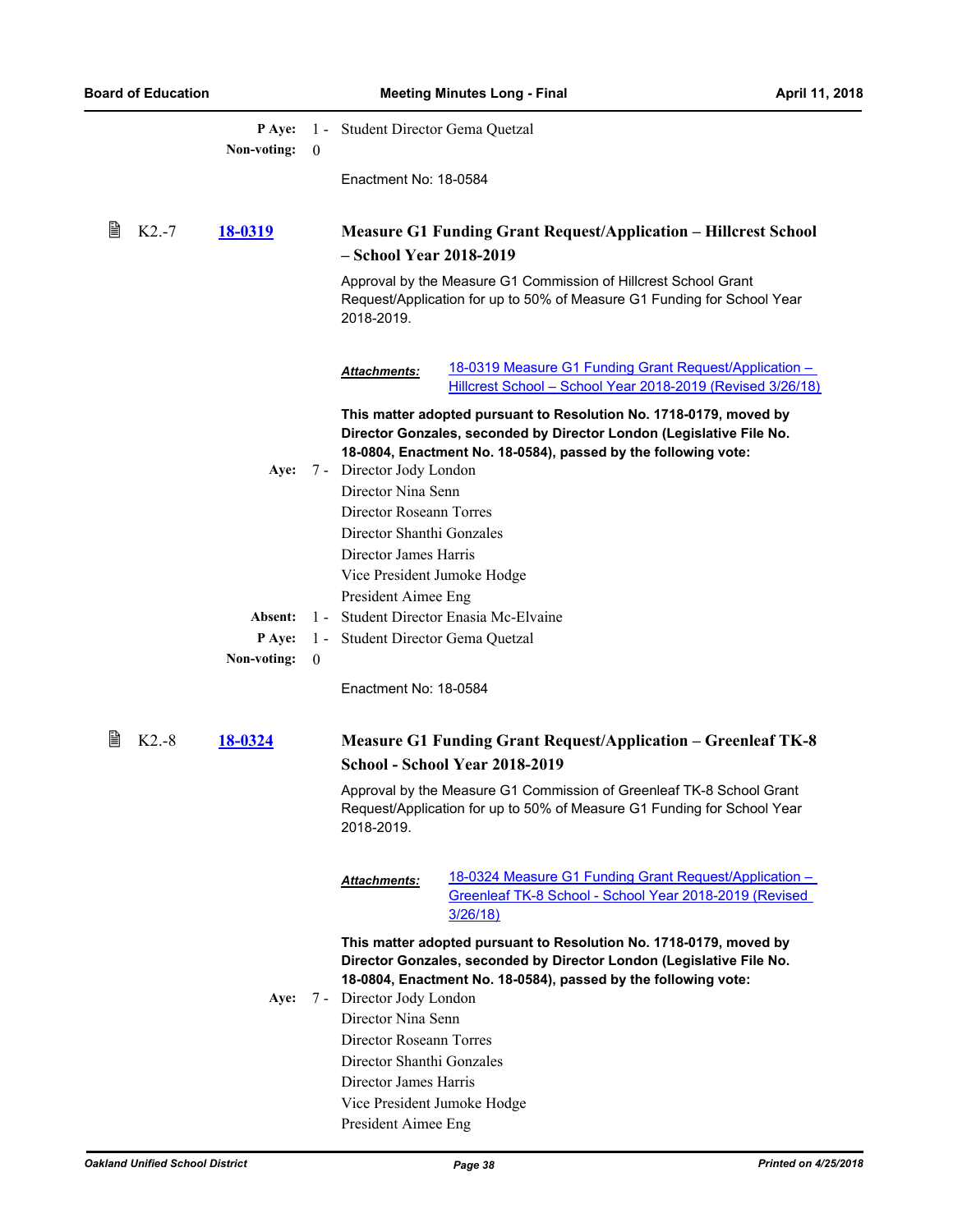**P Aye:** 1 - Student Director Gema Quetzal
**Non-voting:** 0

Enactment No: 18-0584

### K2.-7 [18-0319](18-0319) Measure G1 Funding Grant Request/Application – Hillcrest School – School Year 2018-2019

Approval by the Measure G1 Commission of Hillcrest School Grant Request/Application for up to 50% of Measure G1 Funding for School Year 2018-2019.

***Attachments:*** 18-0319 Measure G1 Funding Grant Request/Application – Hillcrest School – School Year 2018-2019 (Revised 3/26/18)

**This matter adopted pursuant to Resolution No. 1718-0179, moved by Director Gonzales, seconded by Director London (Legislative File No. 18-0804, Enactment No. 18-0584), passed by the following vote:**

**Aye:** 7 - Director Jody London
Director Nina Senn
Director Roseann Torres
Director Shanthi Gonzales
Director James Harris
Vice President Jumoke Hodge
President Aimee Eng

**Absent:** 1 - Student Director Enasia Mc-Elvaine
**P Aye:** 1 - Student Director Gema Quetzal
**Non-voting:** 0

Enactment No: 18-0584

### K2.-8 [18-0324](18-0324) Measure G1 Funding Grant Request/Application – Greenleaf TK-8 School - School Year 2018-2019

Approval by the Measure G1 Commission of Greenleaf TK-8 School Grant Request/Application for up to 50% of Measure G1 Funding for School Year 2018-2019.

***Attachments:*** 18-0324 Measure G1 Funding Grant Request/Application – Greenleaf TK-8 School - School Year 2018-2019 (Revised 3/26/18)

**This matter adopted pursuant to Resolution No. 1718-0179, moved by Director Gonzales, seconded by Director London (Legislative File No. 18-0804, Enactment No. 18-0584), passed by the following vote:**

**Aye:** 7 - Director Jody London
Director Nina Senn
Director Roseann Torres
Director Shanthi Gonzales
Director James Harris
Vice President Jumoke Hodge
President Aimee Eng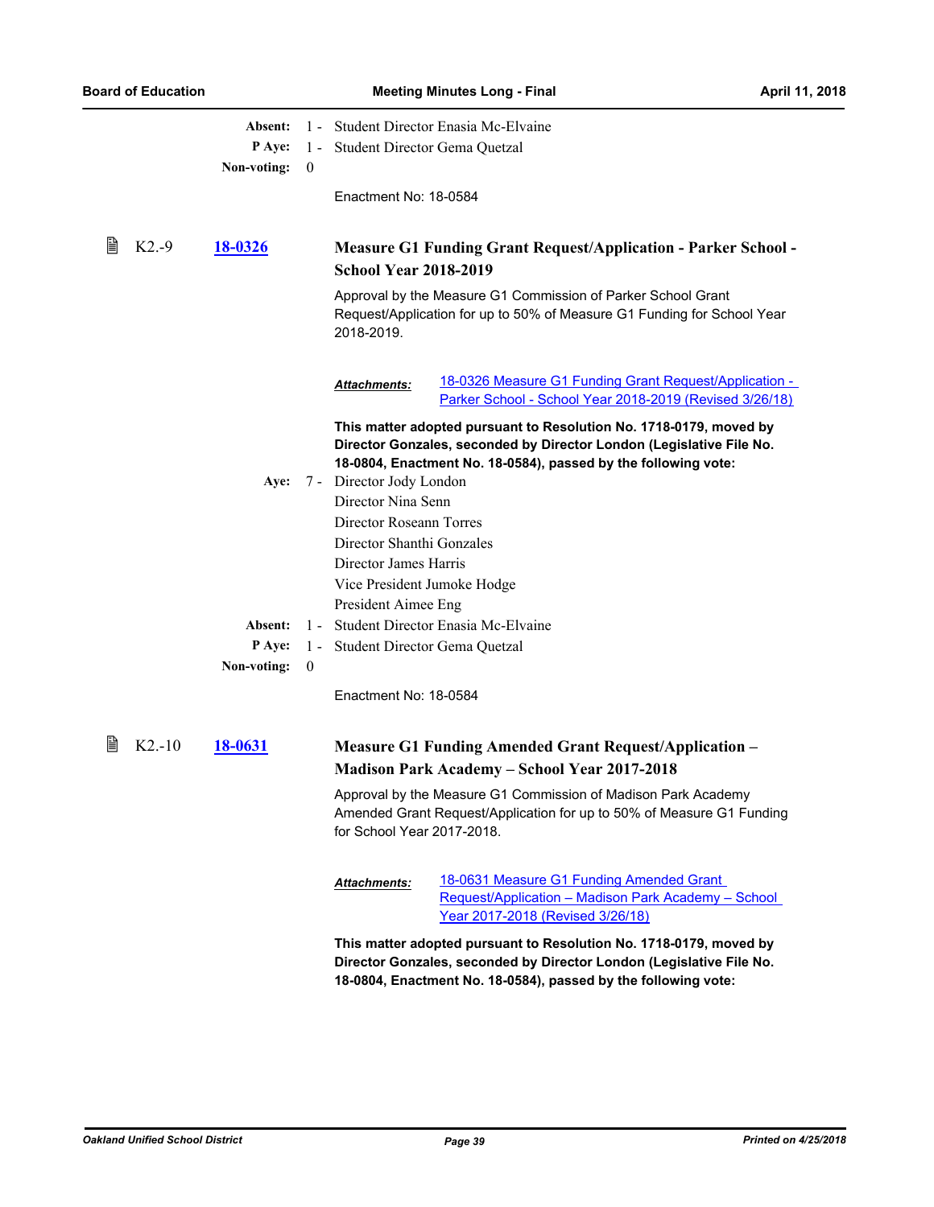**Absent:** 1 - Student Director Enasia Mc-Elvaine
**P Aye:** 1 - Student Director Gema Quetzal
**Non-voting:** 0

Enactment No: 18-0584

### K2.-9 18-0326 Measure G1 Funding Grant Request/Application - Parker School - School Year 2018-2019

Approval by the Measure G1 Commission of Parker School Grant Request/Application for up to 50% of Measure G1 Funding for School Year 2018-2019.

***Attachments:*** 18-0326 Measure G1 Funding Grant Request/Application - Parker School - School Year 2018-2019 (Revised 3/26/18)

**This matter adopted pursuant to Resolution No. 1718-0179, moved by Director Gonzales, seconded by Director London (Legislative File No. 18-0804, Enactment No. 18-0584), passed by the following vote:**

**Aye:** 7 - Director Jody London
Director Nina Senn
Director Roseann Torres
Director Shanthi Gonzales
Director James Harris
Vice President Jumoke Hodge
President Aimee Eng

**Absent:** 1 - Student Director Enasia Mc-Elvaine
**P Aye:** 1 - Student Director Gema Quetzal
**Non-voting:** 0

Enactment No: 18-0584

### K2.-10 18-0631 Measure G1 Funding Amended Grant Request/Application – Madison Park Academy – School Year 2017-2018

Approval by the Measure G1 Commission of Madison Park Academy Amended Grant Request/Application for up to 50% of Measure G1 Funding for School Year 2017-2018.

***Attachments:*** 18-0631 Measure G1 Funding Amended Grant Request/Application – Madison Park Academy – School Year 2017-2018 (Revised 3/26/18)

**This matter adopted pursuant to Resolution No. 1718-0179, moved by Director Gonzales, seconded by Director London (Legislative File No. 18-0804, Enactment No. 18-0584), passed by the following vote:**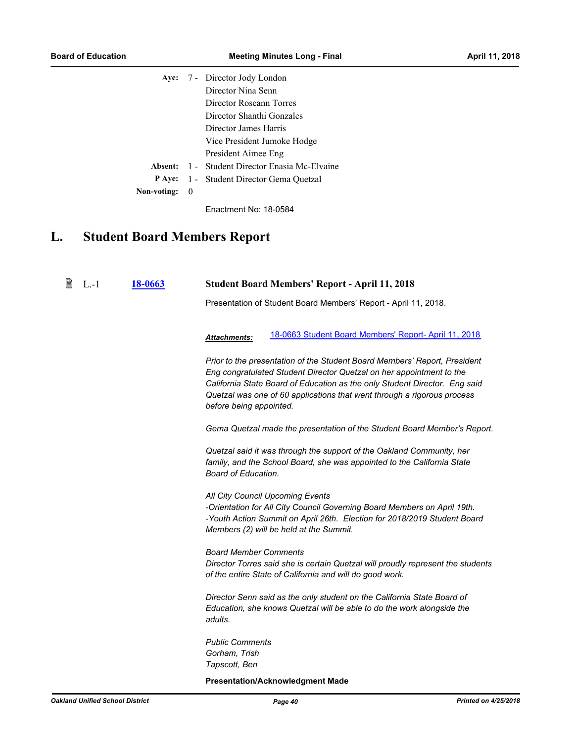| | | |
|---|---|---|
| **Aye:** | 7 - | Director Jody London |
| | | Director Nina Senn |
| | | Director Roseann Torres |
| | | Director Shanthi Gonzales |
| | | Director James Harris |
| | | Vice President Jumoke Hodge |
| | | President Aimee Eng |
| **Absent:** | 1 - | Student Director Enasia Mc-Elvaine |
| **P Aye:** | 1 - | Student Director Gema Quetzal |
| **Non-voting:** | 0 | |

Enactment No: 18-0584

# L. Student Board Members Report

L.-1 **18-0663** **Student Board Members' Report - April 11, 2018**

Presentation of Student Board Members' Report - April 11, 2018.

***Attachments:*** 18-0663 Student Board Members' Report- April 11, 2018

*Prior to the presentation of the Student Board Members' Report, President Eng congratulated Student Director Quetzal on her appointment to the California State Board of Education as the only Student Director. Eng said Quetzal was one of 60 applications that went through a rigorous process before being appointed.*

*Gema Quetzal made the presentation of the Student Board Member's Report.*

*Quetzal said it was through the support of the Oakland Community, her family, and the School Board, she was appointed to the California State Board of Education.*

*All City Council Upcoming Events*
*-Orientation for All City Council Governing Board Members on April 19th.*
*-Youth Action Summit on April 26th. Election for 2018/2019 Student Board Members (2) will be held at the Summit.*

*Board Member Comments*
*Director Torres said she is certain Quetzal will proudly represent the students of the entire State of California and will do good work.*

*Director Senn said as the only student on the California State Board of Education, she knows Quetzal will be able to do the work alongside the adults.*

*Public Comments*
*Gorham, Trish*
*Tapscott, Ben*

**Presentation/Acknowledgment Made**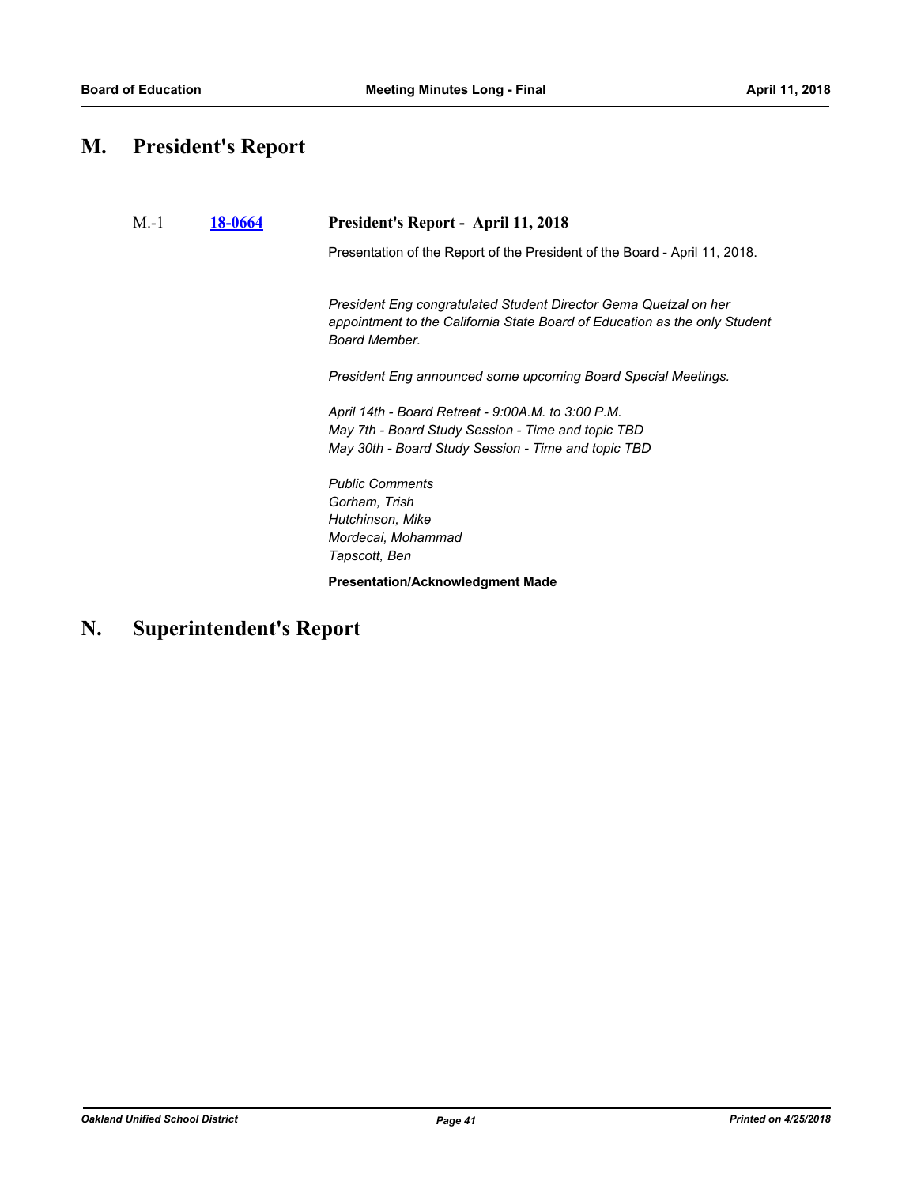# M. President's Report

M.-1 **18-0664** **President's Report - April 11, 2018**

Presentation of the Report of the President of the Board - April 11, 2018.

*President Eng congratulated Student Director Gema Quetzal on her appointment to the California State Board of Education as the only Student Board Member.*

*President Eng announced some upcoming Board Special Meetings.*

*April 14th - Board Retreat - 9:00A.M. to 3:00 P.M.*
*May 7th - Board Study Session - Time and topic TBD*
*May 30th - Board Study Session - Time and topic TBD*

*Public Comments*
*Gorham, Trish*
*Hutchinson, Mike*
*Mordecai, Mohammad*
*Tapscott, Ben*

**Presentation/Acknowledgment Made**

# N. Superintendent's Report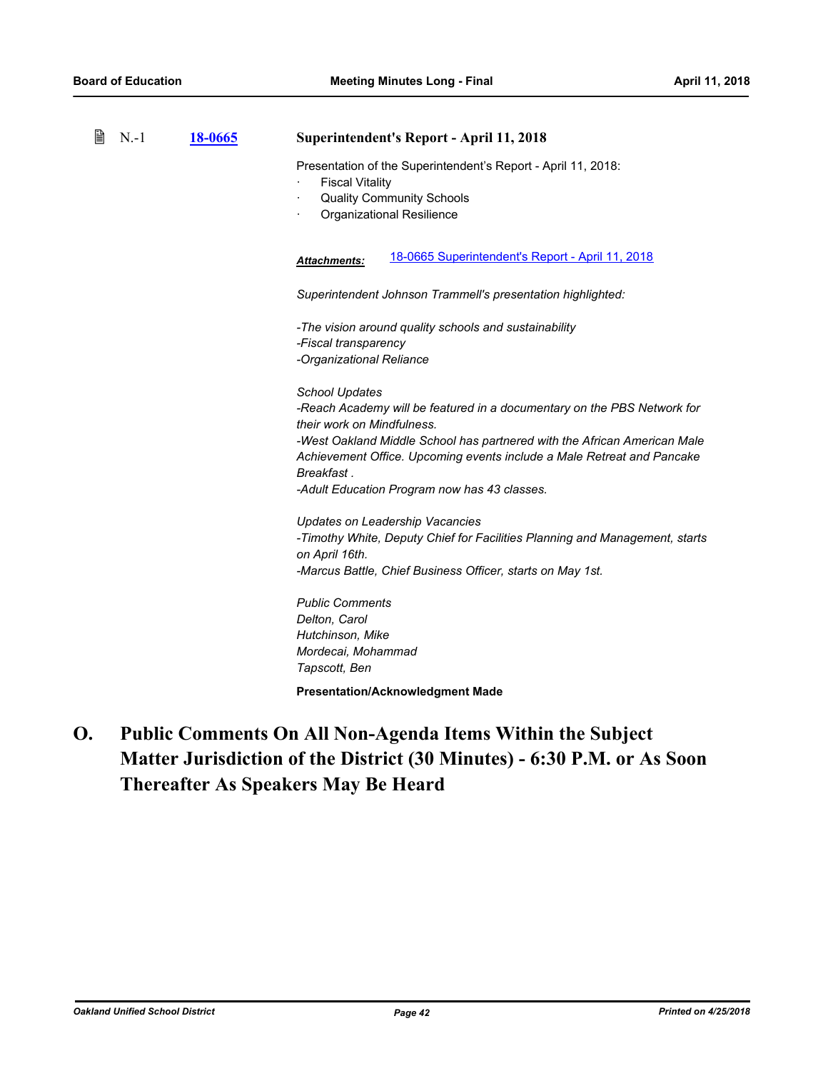N.-1 **18-0665** **Superintendent's Report - April 11, 2018**

Presentation of the Superintendent's Report - April 11, 2018:

- Fiscal Vitality
- Quality Community Schools
- Organizational Resilience

***Attachments:*** 18-0665 Superintendent's Report - April 11, 2018

*Superintendent Johnson Trammell's presentation highlighted:*

*-The vision around quality schools and sustainability*
*-Fiscal transparency*
*-Organizational Reliance*

*School Updates*
*-Reach Academy will be featured in a documentary on the PBS Network for their work on Mindfulness.*
*-West Oakland Middle School has partnered with the African American Male Achievement Office. Upcoming events include a Male Retreat and Pancake Breakfast .*
*-Adult Education Program now has 43 classes.*

*Updates on Leadership Vacancies*
*-Timothy White, Deputy Chief for Facilities Planning and Management, starts on April 16th.*
*-Marcus Battle, Chief Business Officer, starts on May 1st.*

*Public Comments*
*Delton, Carol*
*Hutchinson, Mike*
*Mordecai, Mohammad*
*Tapscott, Ben*

**Presentation/Acknowledgment Made**

# O. Public Comments On All Non-Agenda Items Within the Subject Matter Jurisdiction of the District (30 Minutes) - 6:30 P.M. or As Soon Thereafter As Speakers May Be Heard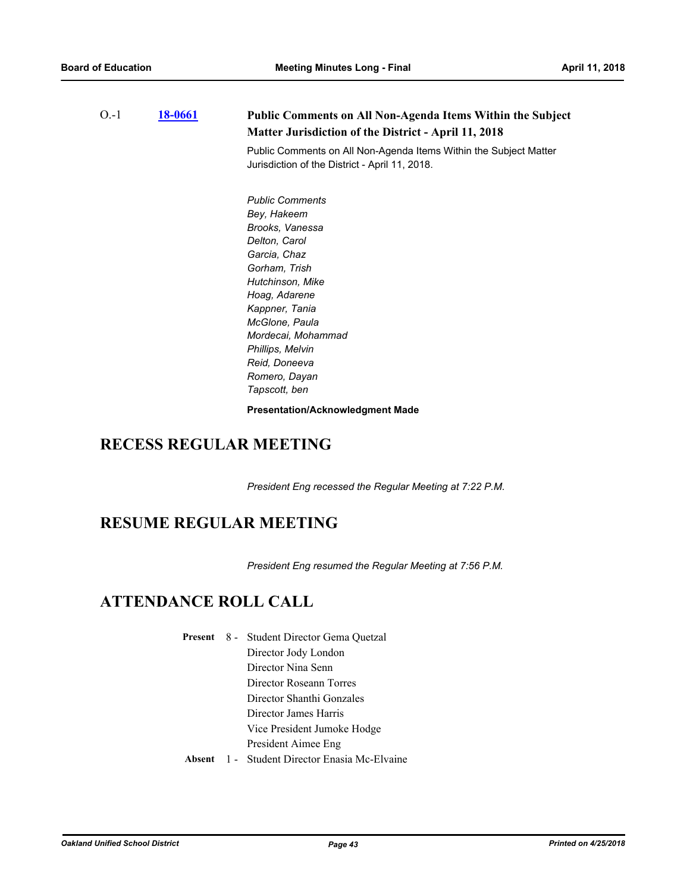O.-1 **[18-0661](18-0661)** **Public Comments on All Non-Agenda Items Within the Subject Matter Jurisdiction of the District - April 11, 2018**

Public Comments on All Non-Agenda Items Within the Subject Matter Jurisdiction of the District - April 11, 2018.

*Public Comments*
*Bey, Hakeem*
*Brooks, Vanessa*
*Delton, Carol*
*Garcia, Chaz*
*Gorham, Trish*
*Hutchinson, Mike*
*Hoag, Adarene*
*Kappner, Tania*
*McGlone, Paula*
*Mordecai, Mohammad*
*Phillips, Melvin*
*Reid, Doneeva*
*Romero, Dayan*
*Tapscott, ben*

**Presentation/Acknowledgment Made**

## RECESS REGULAR MEETING

*President Eng recessed the Regular Meeting at 7:22 P.M.*

## RESUME REGULAR MEETING

*President Eng resumed the Regular Meeting at 7:56 P.M.*

## ATTENDANCE ROLL CALL

**Present** 8 - Student Director Gema Quetzal
Director Jody London
Director Nina Senn
Director Roseann Torres
Director Shanthi Gonzales
Director James Harris
Vice President Jumoke Hodge
President Aimee Eng

**Absent** 1 - Student Director Enasia Mc-Elvaine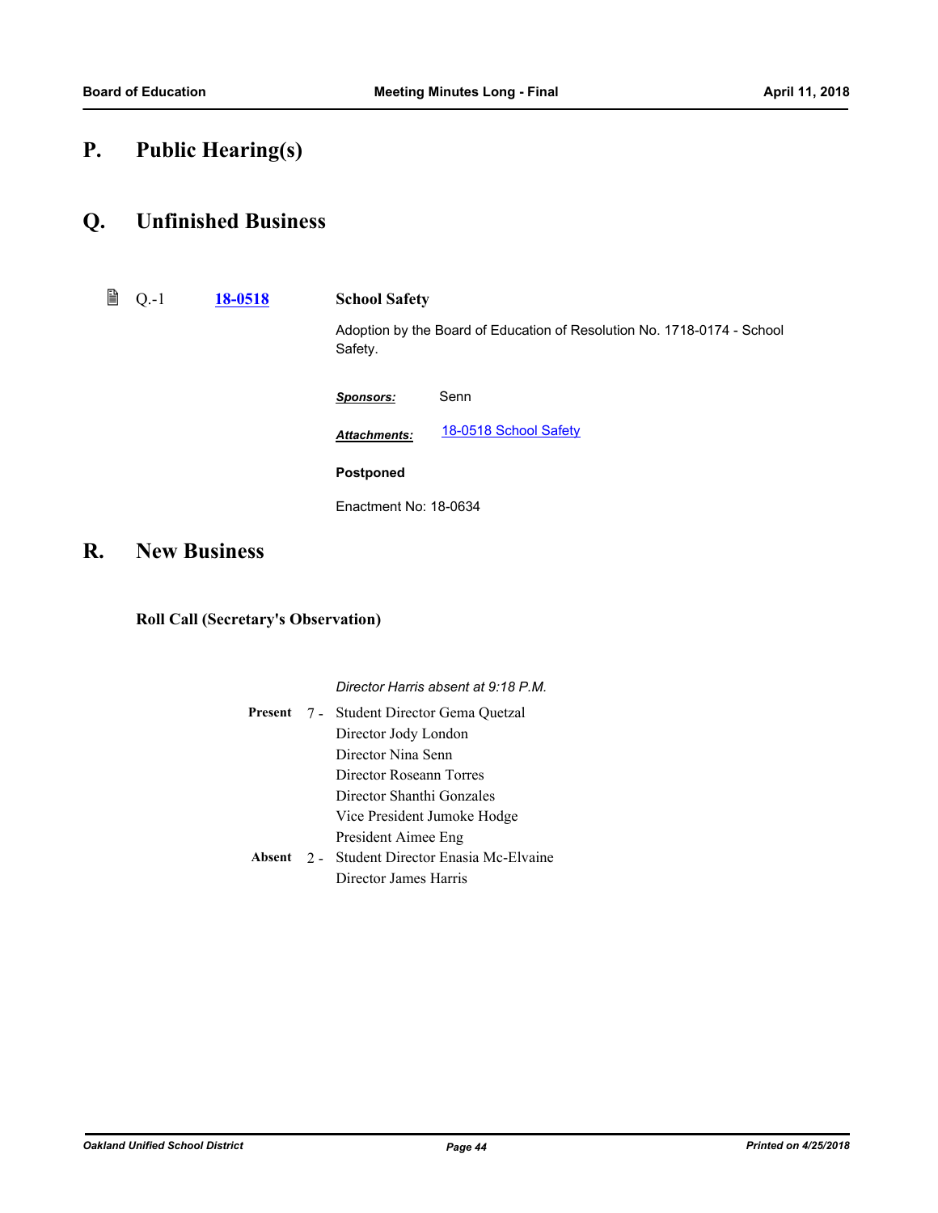# P. Public Hearing(s)

# Q. Unfinished Business

Q.-1 **18-0518** **School Safety**

Adoption by the Board of Education of Resolution No. 1718-0174 - School Safety.

***Sponsors:*** Senn

***Attachments:*** 18-0518 School Safety

**Postponed**

Enactment No: 18-0634

# R. New Business

### Roll Call (Secretary's Observation)

*Director Harris absent at 9:18 P.M.*

**Present** 7 - Student Director Gema Quetzal
Director Jody London
Director Nina Senn
Director Roseann Torres
Director Shanthi Gonzales
Vice President Jumoke Hodge
President Aimee Eng

**Absent** 2 - Student Director Enasia Mc-Elvaine
Director James Harris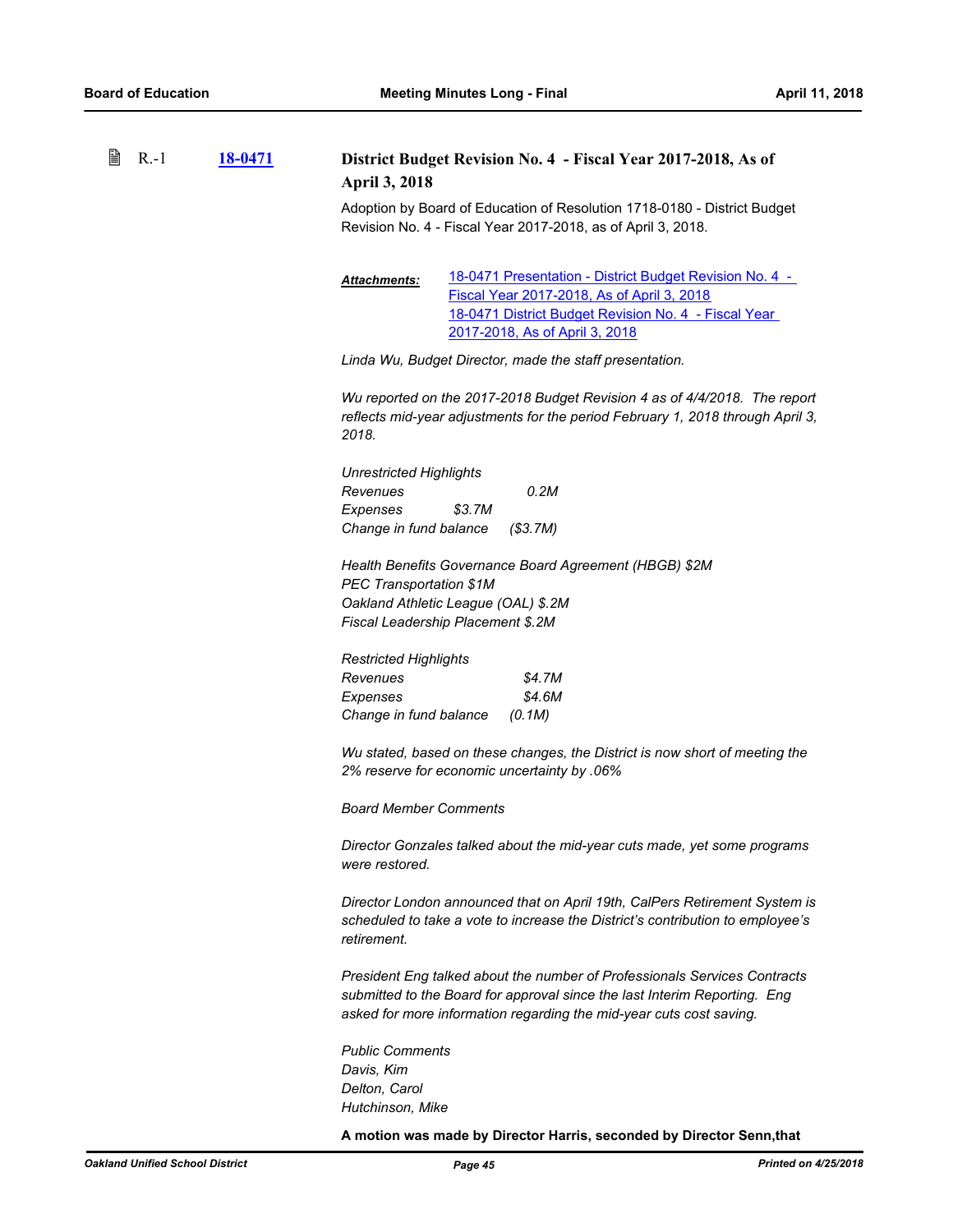R.-1 **18-0471** **District Budget Revision No. 4 - Fiscal Year 2017-2018, As of April 3, 2018**

Adoption by Board of Education of Resolution 1718-0180 - District Budget Revision No. 4 - Fiscal Year 2017-2018, as of April 3, 2018.

***Attachments:*** 18-0471 Presentation - District Budget Revision No. 4 - Fiscal Year 2017-2018, As of April 3, 2018
18-0471 District Budget Revision No. 4 - Fiscal Year 2017-2018, As of April 3, 2018

*Linda Wu, Budget Director, made the staff presentation.*

*Wu reported on the 2017-2018 Budget Revision 4 as of 4/4/2018. The report reflects mid-year adjustments for the period February 1, 2018 through April 3, 2018.*

*Unrestricted Highlights*
*Revenues 0.2M*
*Expenses $3.7M*
*Change in fund balance ($3.7M)*

*Health Benefits Governance Board Agreement (HBGB) $2M*
*PEC Transportation $1M*
*Oakland Athletic League (OAL) $.2M*
*Fiscal Leadership Placement $.2M*

*Restricted Highlights*
*Revenues $4.7M*
*Expenses $4.6M*
*Change in fund balance (0.1M)*

*Wu stated, based on these changes, the District is now short of meeting the 2% reserve for economic uncertainty by .06%*

*Board Member Comments*

*Director Gonzales talked about the mid-year cuts made, yet some programs were restored.*

*Director London announced that on April 19th, CalPers Retirement System is scheduled to take a vote to increase the District's contribution to employee's retirement.*

*President Eng talked about the number of Professionals Services Contracts submitted to the Board for approval since the last Interim Reporting. Eng asked for more information regarding the mid-year cuts cost saving.*

*Public Comments*
*Davis, Kim*
*Delton, Carol*
*Hutchinson, Mike*

**A motion was made by Director Harris, seconded by Director Senn,that**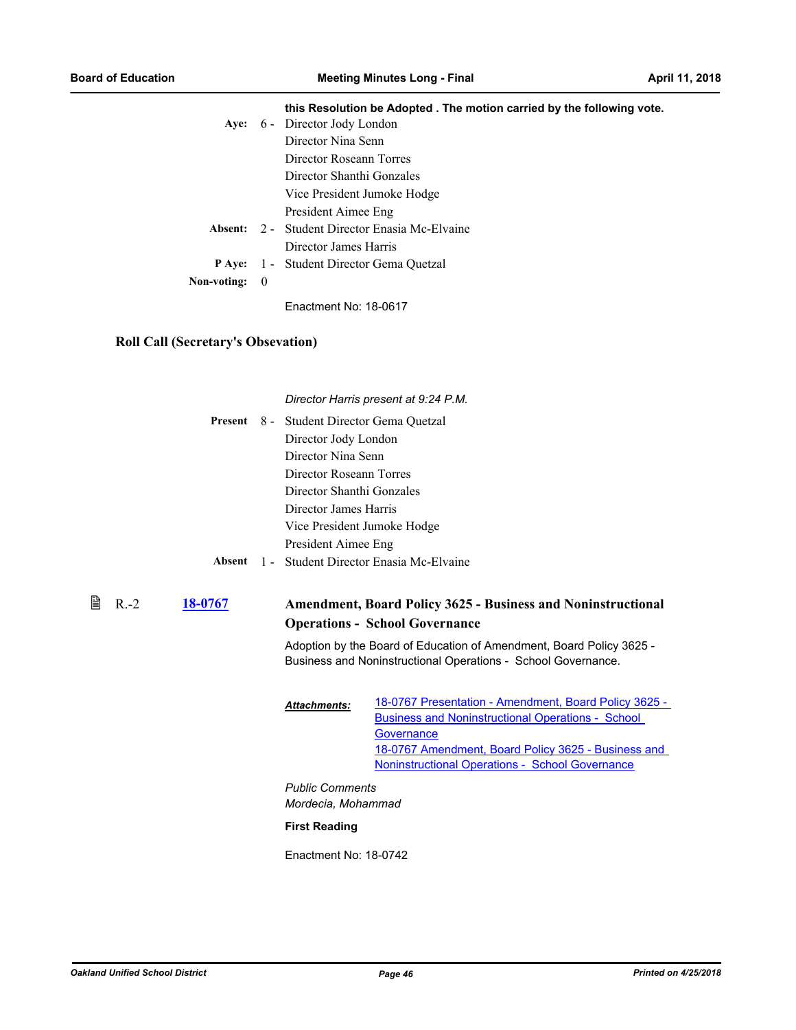**this Resolution be Adopted . The motion carried by the following vote.**

| | | |
|---|---|---|
| **Aye:** | 6 - | Director Jody London<br>Director Nina Senn<br>Director Roseann Torres<br>Director Shanthi Gonzales<br>Vice President Jumoke Hodge<br>President Aimee Eng |
| **Absent:** | 2 - | Student Director Enasia Mc-Elvaine<br>Director James Harris |
| **P Aye:** | 1 - | Student Director Gema Quetzal |
| **Non-voting:** | 0 | |

Enactment No: 18-0617

### Roll Call (Secretary's Obsevation)

*Director Harris present at 9:24 P.M.*

| | | |
|---|---|---|
| **Present** | 8 - | Student Director Gema Quetzal<br>Director Jody London<br>Director Nina Senn<br>Director Roseann Torres<br>Director Shanthi Gonzales<br>Director James Harris<br>Vice President Jumoke Hodge<br>President Aimee Eng |
| **Absent** | 1 - | Student Director Enasia Mc-Elvaine |

R.-2 **18-0767**

### Amendment, Board Policy 3625 - Business and Noninstructional Operations - School Governance

Adoption by the Board of Education of Amendment, Board Policy 3625 - Business and Noninstructional Operations - School Governance.

***Attachments:*** 18-0767 Presentation - Amendment, Board Policy 3625 - Business and Noninstructional Operations - School Governance
18-0767 Amendment, Board Policy 3625 - Business and Noninstructional Operations - School Governance

*Public Comments*
*Mordecia, Mohammad*

**First Reading**

Enactment No: 18-0742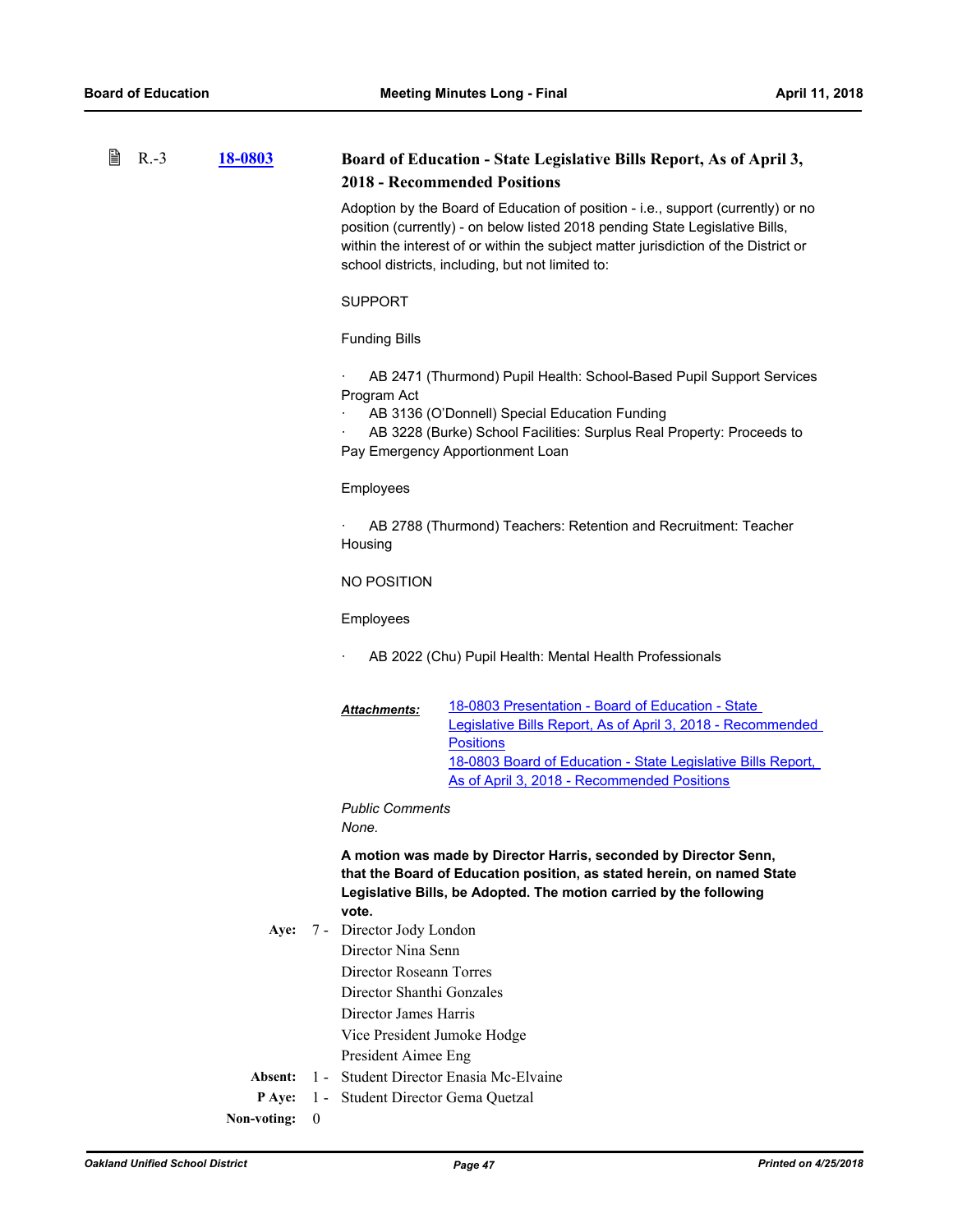R.-3 **18-0803** **Board of Education - State Legislative Bills Report, As of April 3, 2018 - Recommended Positions**

Adoption by the Board of Education of position - i.e., support (currently) or no position (currently) - on below listed 2018 pending State Legislative Bills, within the interest of or within the subject matter jurisdiction of the District or school districts, including, but not limited to:

SUPPORT

Funding Bills

- AB 2471 (Thurmond) Pupil Health: School-Based Pupil Support Services Program Act
- AB 3136 (O'Donnell) Special Education Funding
- AB 3228 (Burke) School Facilities: Surplus Real Property: Proceeds to Pay Emergency Apportionment Loan

Employees

- AB 2788 (Thurmond) Teachers: Retention and Recruitment: Teacher Housing

NO POSITION

Employees

- AB 2022 (Chu) Pupil Health: Mental Health Professionals

***Attachments:*** 18-0803 Presentation - Board of Education - State Legislative Bills Report, As of April 3, 2018 - Recommended Positions
18-0803 Board of Education - State Legislative Bills Report, As of April 3, 2018 - Recommended Positions

*Public Comments*
*None.*

**A motion was made by Director Harris, seconded by Director Senn, that the Board of Education position, as stated herein, on named State Legislative Bills, be Adopted. The motion carried by the following vote.**

**Aye:** 7 - Director Jody London
Director Nina Senn
Director Roseann Torres
Director Shanthi Gonzales
Director James Harris
Vice President Jumoke Hodge
President Aimee Eng

**Absent:** 1 - Student Director Enasia Mc-Elvaine

**P Aye:** 1 - Student Director Gema Quetzal

**Non-voting:** 0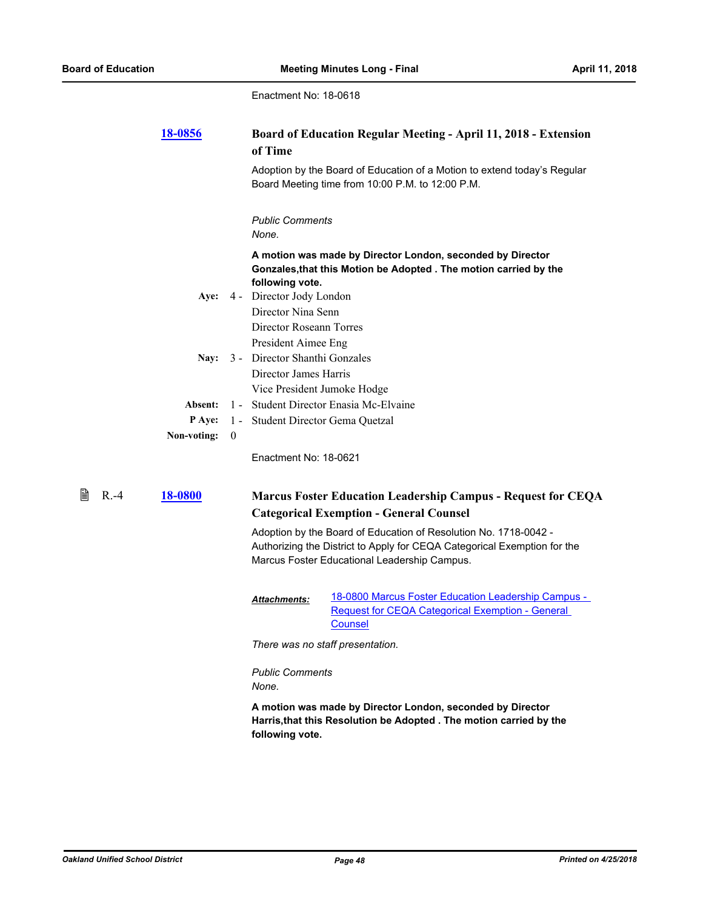Enactment No: 18-0618

**18-0856** **Board of Education Regular Meeting - April 11, 2018 - Extension of Time**

Adoption by the Board of Education of a Motion to extend today's Regular Board Meeting time from 10:00 P.M. to 12:00 P.M.

*Public Comments*
*None.*

**A motion was made by Director London, seconded by Director Gonzales,that this Motion be Adopted . The motion carried by the following vote.**

| | | |
|---|---|---|
| **Aye:** | 4 - | Director Jody London<br>Director Nina Senn<br>Director Roseann Torres<br>President Aimee Eng |
| **Nay:** | 3 - | Director Shanthi Gonzales<br>Director James Harris<br>Vice President Jumoke Hodge |
| **Absent:** | 1 - | Student Director Enasia Mc-Elvaine |
| **P Aye:** | 1 - | Student Director Gema Quetzal |
| **Non-voting:** | 0 | |

Enactment No: 18-0621

R.-4 **18-0800** **Marcus Foster Education Leadership Campus - Request for CEQA Categorical Exemption - General Counsel**

Adoption by the Board of Education of Resolution No. 1718-0042 - Authorizing the District to Apply for CEQA Categorical Exemption for the Marcus Foster Educational Leadership Campus.

***Attachments:*** 18-0800 Marcus Foster Education Leadership Campus - Request for CEQA Categorical Exemption - General Counsel

*There was no staff presentation.*

*Public Comments*
*None.*

**A motion was made by Director London, seconded by Director Harris,that this Resolution be Adopted . The motion carried by the following vote.**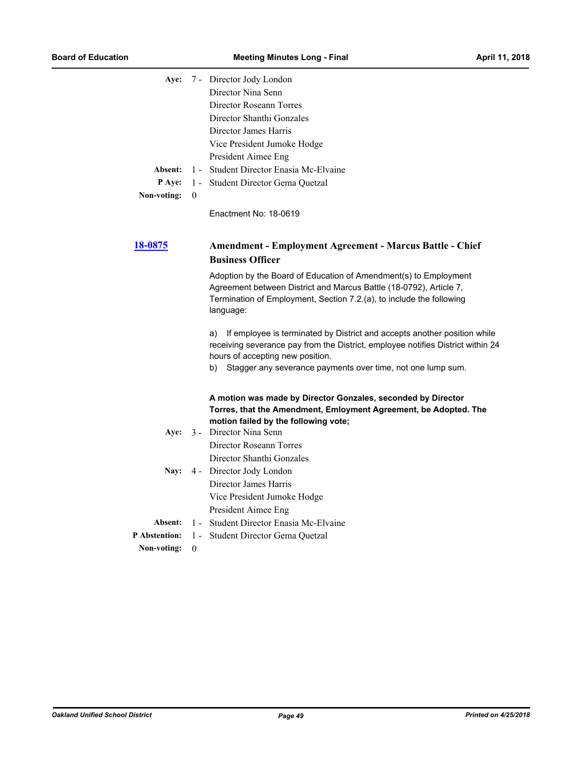**Aye:** 7 - Director Jody London
Director Nina Senn
Director Roseann Torres
Director Shanthi Gonzales
Director James Harris
Vice President Jumoke Hodge
President Aimee Eng

**Absent:** 1 - Student Director Enasia Mc-Elvaine

**P Aye:** 1 - Student Director Gema Quetzal

**Non-voting:** 0

Enactment No: 18-0619

## [18-0875](18-0875) Amendment - Employment Agreement - Marcus Battle - Chief Business Officer

Adoption by the Board of Education of Amendment(s) to Employment Agreement between District and Marcus Battle (18-0792), Article 7, Termination of Employment, Section 7.2.(a), to include the following language:

a) If employee is terminated by District and accepts another position while receiving severance pay from the District, employee notifies District within 24 hours of accepting new position.

b) Stagger any severance payments over time, not one lump sum.

**A motion was made by Director Gonzales, seconded by Director Torres, that the Amendment, Emloyment Agreement, be Adopted. The motion failed by the following vote;**

**Aye:** 3 - Director Nina Senn
Director Roseann Torres
Director Shanthi Gonzales

**Nay:** 4 - Director Jody London
Director James Harris
Vice President Jumoke Hodge
President Aimee Eng

**Absent:** 1 - Student Director Enasia Mc-Elvaine

**P Abstention:** 1 - Student Director Gema Quetzal

**Non-voting:** 0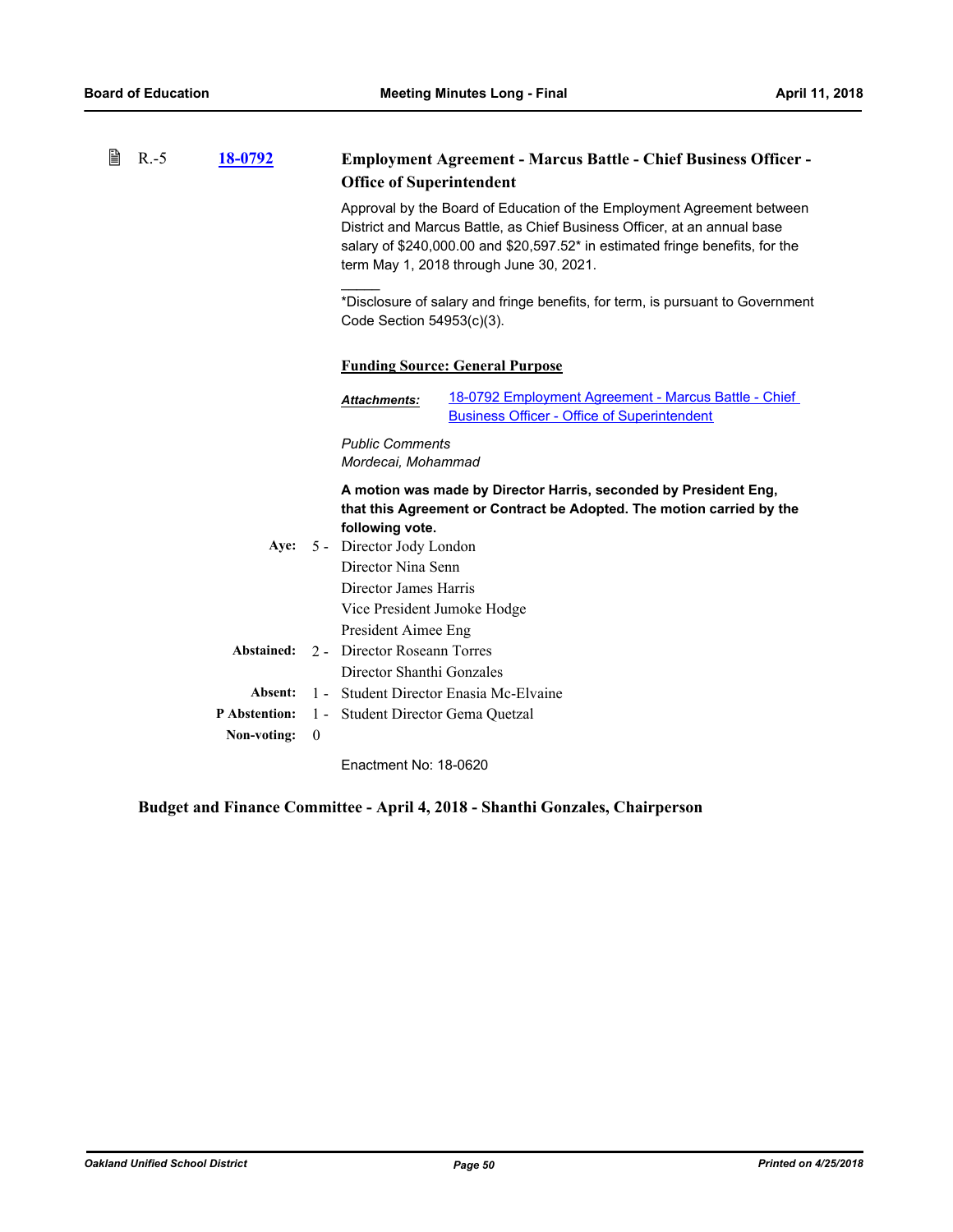R.-5 **18-0792**

### Employment Agreement - Marcus Battle - Chief Business Officer - Office of Superintendent

Approval by the Board of Education of the Employment Agreement between District and Marcus Battle, as Chief Business Officer, at an annual base salary of $240,000.00 and $20,597.52* in estimated fringe benefits, for the term May 1, 2018 through June 30, 2021.

_____

*Disclosure of salary and fringe benefits, for term, is pursuant to Government Code Section 54953(c)(3).

**Funding Source: General Purpose**

***Attachments:*** 18-0792 Employment Agreement - Marcus Battle - Chief Business Officer - Office of Superintendent

*Public Comments*
*Mordecai, Mohammad*

**A motion was made by Director Harris, seconded by President Eng, that this Agreement or Contract be Adopted. The motion carried by the following vote.**

**Aye:** 5 - Director Jody London
Director Nina Senn
Director James Harris
Vice President Jumoke Hodge
President Aimee Eng

**Abstained:** 2 - Director Roseann Torres
Director Shanthi Gonzales

**Absent:** 1 - Student Director Enasia Mc-Elvaine

**P Abstention:** 1 - Student Director Gema Quetzal

**Non-voting:** 0

Enactment No: 18-0620

## Budget and Finance Committee - April 4, 2018 - Shanthi Gonzales, Chairperson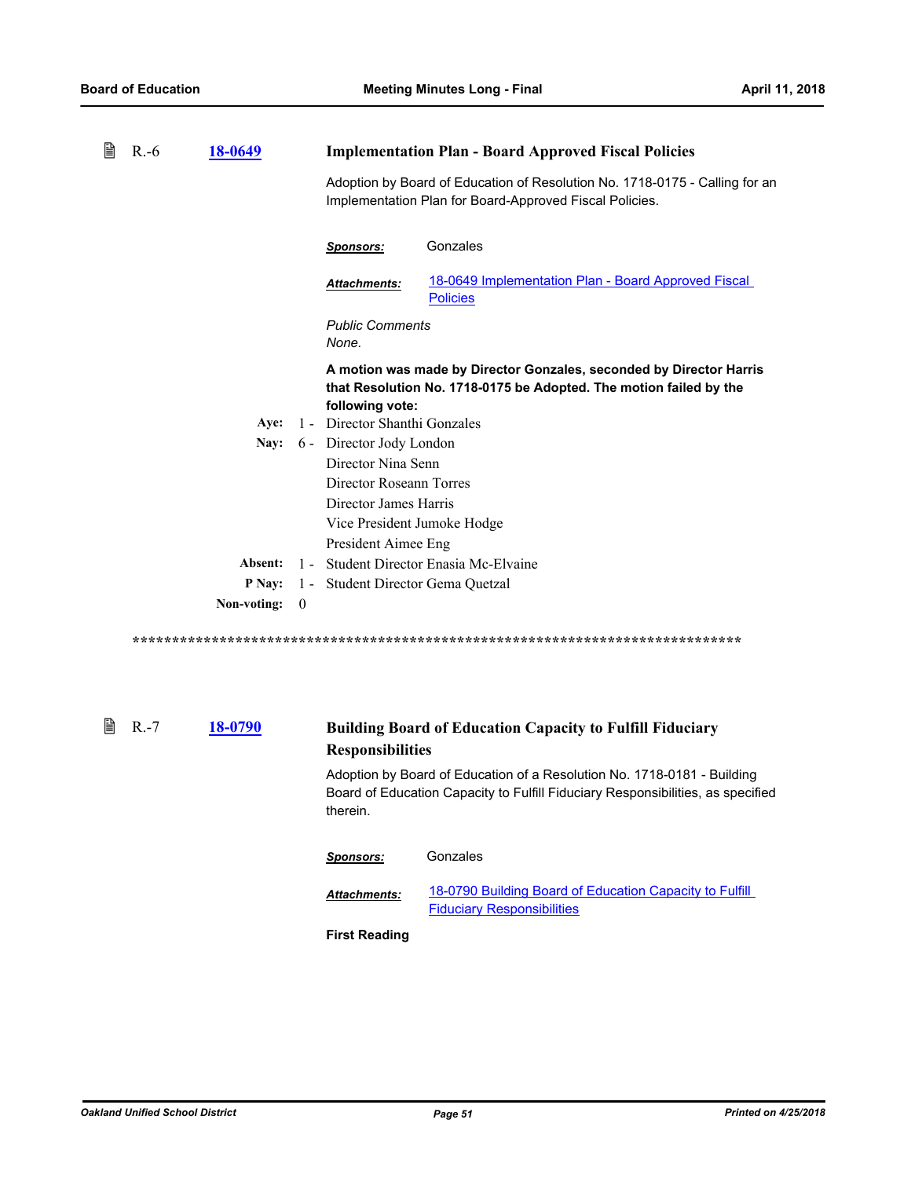R.-6 **18-0649** **Implementation Plan - Board Approved Fiscal Policies**

Adoption by Board of Education of Resolution No. 1718-0175 - Calling for an Implementation Plan for Board-Approved Fiscal Policies.

***Sponsors:*** Gonzales

***Attachments:*** 18-0649 Implementation Plan - Board Approved Fiscal Policies

*Public Comments*
*None.*

**A motion was made by Director Gonzales, seconded by Director Harris that Resolution No. 1718-0175 be Adopted. The motion failed by the following vote:**

**Aye:** 1 - Director Shanthi Gonzales

**Nay:** 6 - Director Jody London
Director Nina Senn
Director Roseann Torres
Director James Harris
Vice President Jumoke Hodge
President Aimee Eng

**Absent:** 1 - Student Director Enasia Mc-Elvaine

**P Nay:** 1 - Student Director Gema Quetzal

**Non-voting:** 0

********************************************************************************

R.-7 **18-0790** **Building Board of Education Capacity to Fulfill Fiduciary Responsibilities**

Adoption by Board of Education of a Resolution No. 1718-0181 - Building Board of Education Capacity to Fulfill Fiduciary Responsibilities, as specified therein.

***Sponsors:*** Gonzales

***Attachments:*** 18-0790 Building Board of Education Capacity to Fulfill Fiduciary Responsibilities

**First Reading**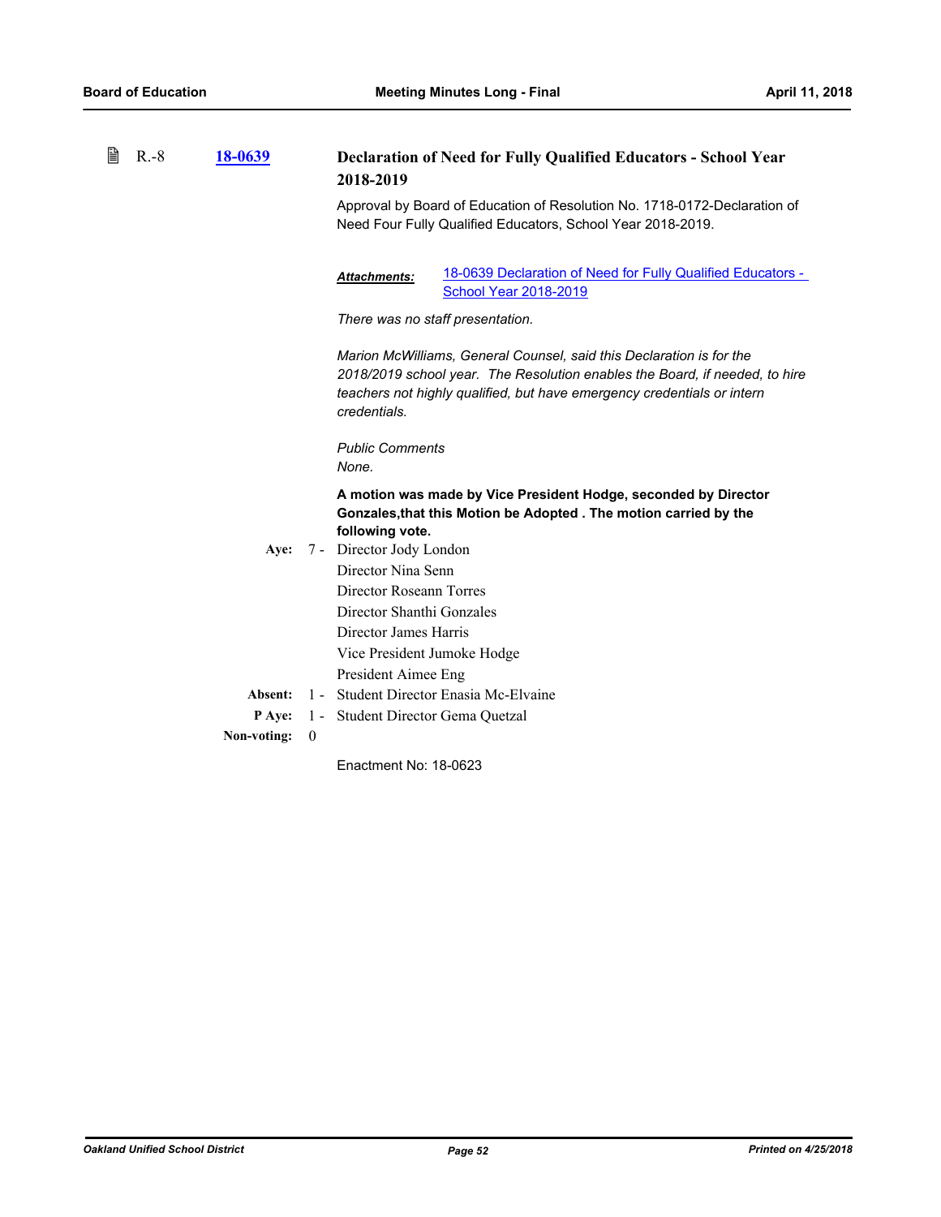R.-8 **18-0639**

### Declaration of Need for Fully Qualified Educators - School Year 2018-2019

Approval by Board of Education of Resolution No. 1718-0172-Declaration of Need Four Fully Qualified Educators, School Year 2018-2019.

***Attachments:*** 18-0639 Declaration of Need for Fully Qualified Educators - School Year 2018-2019

*There was no staff presentation.*

*Marion McWilliams, General Counsel, said this Declaration is for the 2018/2019 school year. The Resolution enables the Board, if needed, to hire teachers not highly qualified, but have emergency credentials or intern credentials.*

*Public Comments*
*None.*

**A motion was made by Vice President Hodge, seconded by Director Gonzales,that this Motion be Adopted . The motion carried by the following vote.**

**Aye:** 7 - Director Jody London
Director Nina Senn
Director Roseann Torres
Director Shanthi Gonzales
Director James Harris
Vice President Jumoke Hodge
President Aimee Eng

**Absent:** 1 - Student Director Enasia Mc-Elvaine

**P Aye:** 1 - Student Director Gema Quetzal

**Non-voting:** 0

Enactment No: 18-0623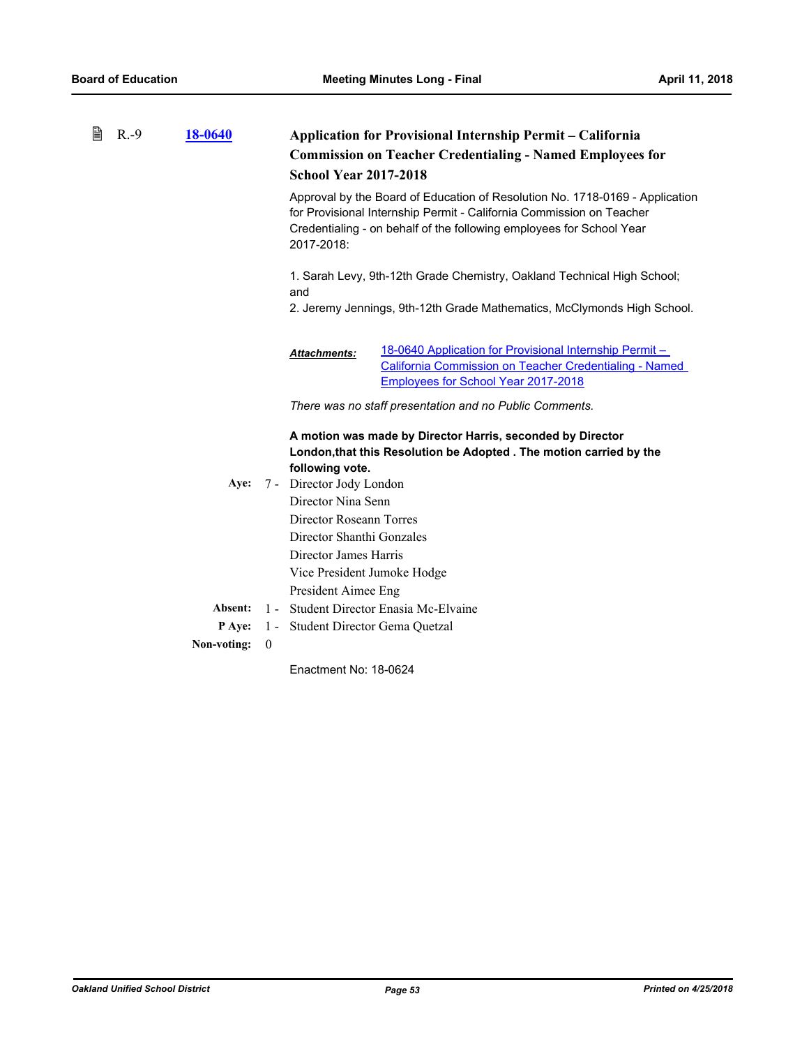R.-9 **18-0640**

### Application for Provisional Internship Permit – California Commission on Teacher Credentialing - Named Employees for School Year 2017-2018

Approval by the Board of Education of Resolution No. 1718-0169 - Application for Provisional Internship Permit - California Commission on Teacher Credentialing - on behalf of the following employees for School Year 2017-2018:

1. Sarah Levy, 9th-12th Grade Chemistry, Oakland Technical High School; and
2. Jeremy Jennings, 9th-12th Grade Mathematics, McClymonds High School.

***Attachments:*** 18-0640 Application for Provisional Internship Permit – California Commission on Teacher Credentialing - Named Employees for School Year 2017-2018

*There was no staff presentation and no Public Comments.*

**A motion was made by Director Harris, seconded by Director London,that this Resolution be Adopted . The motion carried by the following vote.**

**Aye:** 7 - Director Jody London
Director Nina Senn
Director Roseann Torres
Director Shanthi Gonzales
Director James Harris
Vice President Jumoke Hodge
President Aimee Eng

**Absent:** 1 - Student Director Enasia Mc-Elvaine

**P Aye:** 1 - Student Director Gema Quetzal

**Non-voting:** 0

Enactment No: 18-0624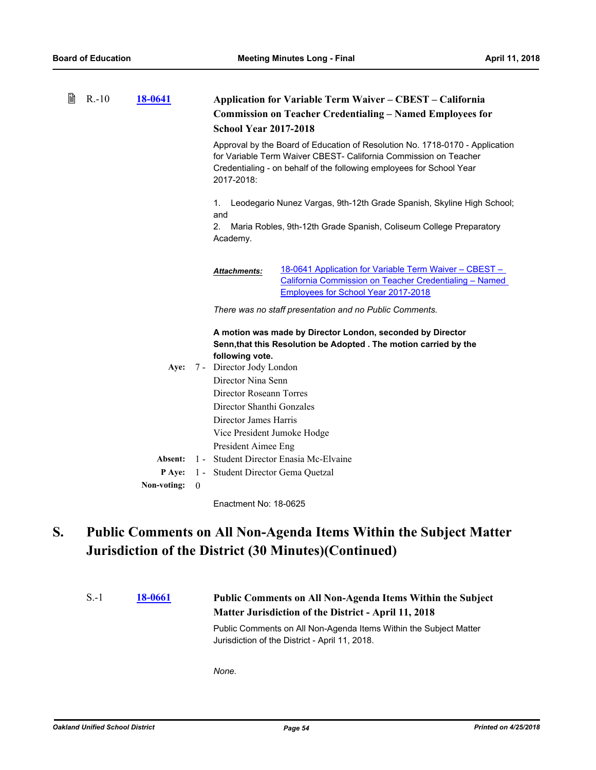R.-10 **18-0641** **Application for Variable Term Waiver – CBEST – California Commission on Teacher Credentialing – Named Employees for School Year 2017-2018**

Approval by the Board of Education of Resolution No. 1718-0170 - Application for Variable Term Waiver CBEST- California Commission on Teacher Credentialing - on behalf of the following employees for School Year 2017-2018:

1. Leodegario Nunez Vargas, 9th-12th Grade Spanish, Skyline High School; and
2. Maria Robles, 9th-12th Grade Spanish, Coliseum College Preparatory Academy.

***Attachments:*** 18-0641 Application for Variable Term Waiver – CBEST – California Commission on Teacher Credentialing – Named Employees for School Year 2017-2018

*There was no staff presentation and no Public Comments.*

**A motion was made by Director London, seconded by Director Senn,that this Resolution be Adopted . The motion carried by the following vote.**

**Aye:** 7 - Director Jody London
Director Nina Senn
Director Roseann Torres
Director Shanthi Gonzales
Director James Harris
Vice President Jumoke Hodge
President Aimee Eng

**Absent:** 1 - Student Director Enasia Mc-Elvaine

**P Aye:** 1 - Student Director Gema Quetzal

**Non-voting:** 0

Enactment No: 18-0625

# S. Public Comments on All Non-Agenda Items Within the Subject Matter Jurisdiction of the District (30 Minutes)(Continued)

S.-1 **18-0661** **Public Comments on All Non-Agenda Items Within the Subject Matter Jurisdiction of the District - April 11, 2018**

Public Comments on All Non-Agenda Items Within the Subject Matter Jurisdiction of the District - April 11, 2018.

*None.*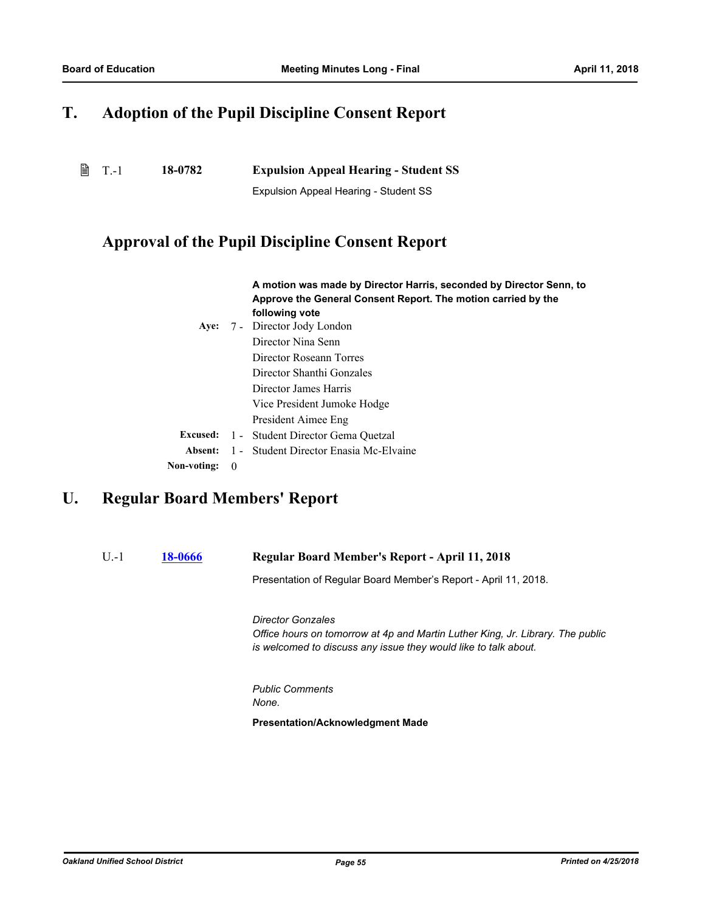## T. Adoption of the Pupil Discipline Consent Report

T.-1 **18-0782** **Expulsion Appeal Hearing - Student SS**

Expulsion Appeal Hearing - Student SS

## Approval of the Pupil Discipline Consent Report

**A motion was made by Director Harris, seconded by Director Senn, to Approve the General Consent Report. The motion carried by the following vote**

**Aye:** 7 - Director Jody London
Director Nina Senn
Director Roseann Torres
Director Shanthi Gonzales
Director James Harris
Vice President Jumoke Hodge
President Aimee Eng

**Excused:** 1 - Student Director Gema Quetzal

**Absent:** 1 - Student Director Enasia Mc-Elvaine

**Non-voting:** 0

## U. Regular Board Members' Report

U.-1 **18-0666** **Regular Board Member's Report - April 11, 2018**

Presentation of Regular Board Member's Report - April 11, 2018.

*Director Gonzales*
*Office hours on tomorrow at 4p and Martin Luther King, Jr. Library. The public is welcomed to discuss any issue they would like to talk about.*

*Public Comments*
*None.*

**Presentation/Acknowledgment Made**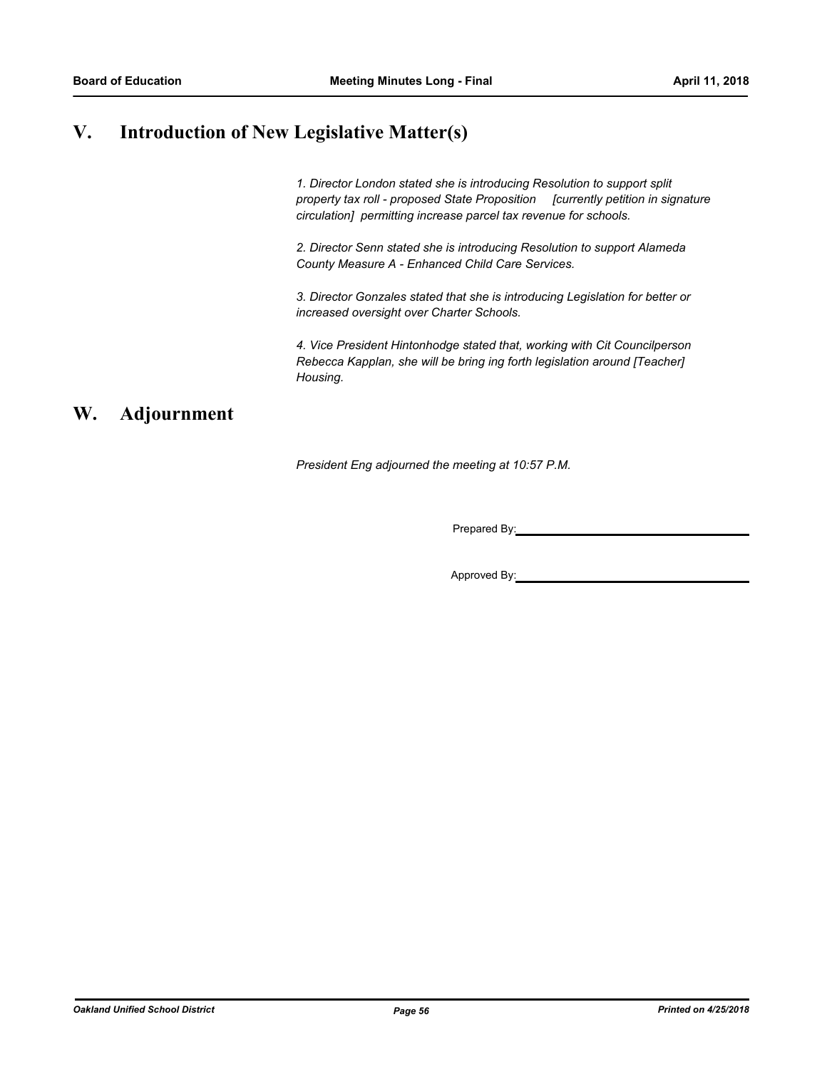## V. Introduction of New Legislative Matter(s)

*1. Director London stated she is introducing Resolution to support split property tax roll - proposed State Proposition [currently petition in signature circulation] permitting increase parcel tax revenue for schools.*

*2. Director Senn stated she is introducing Resolution to support Alameda County Measure A - Enhanced Child Care Services.*

*3. Director Gonzales stated that she is introducing Legislation for better or increased oversight over Charter Schools.*

*4. Vice President Hintonhodge stated that, working with Cit Councilperson Rebecca Kapplan, she will be bring ing forth legislation around [Teacher] Housing.*

## W. Adjournment

*President Eng adjourned the meeting at 10:57 P.M.*

Prepared By: ______________________________

Approved By: ______________________________